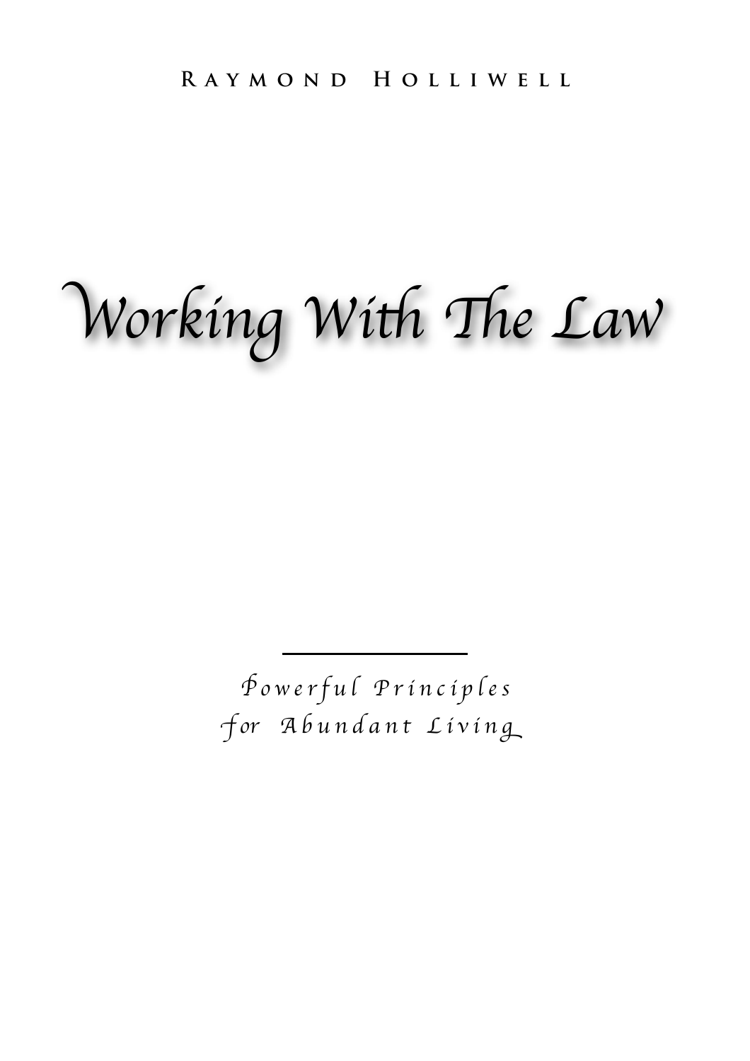RAYMOND HOLLIWELL

# Working With The Law

*Powerful Principles for Abundant Living*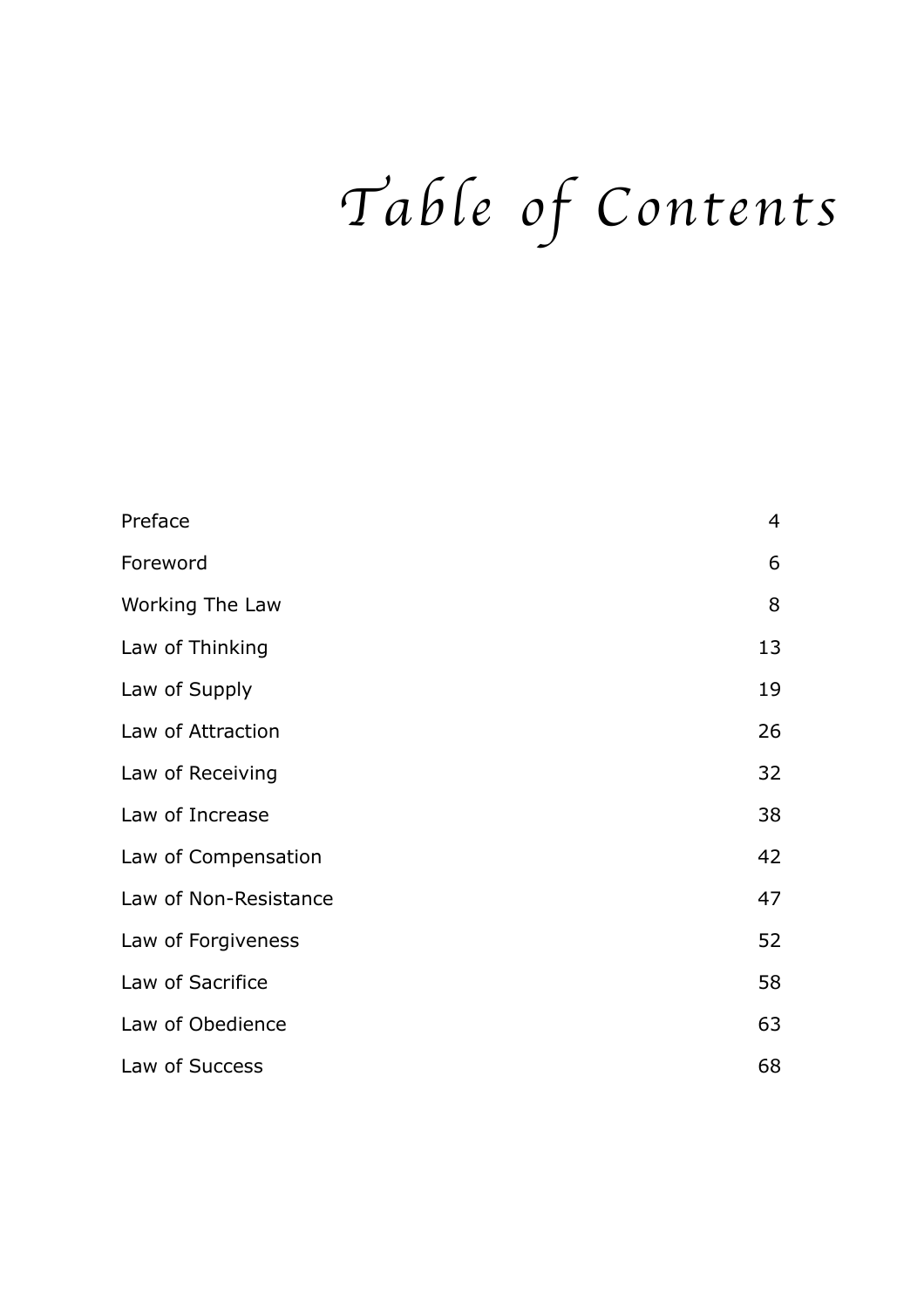# *Table of Contents*

| | |
|---|---|
| Preface | 4 |
| Foreword | 6 |
| Working The Law | 8 |
| Law of Thinking | 13 |
| Law of Supply | 19 |
| Law of Attraction | 26 |
| Law of Receiving | 32 |
| Law of Increase | 38 |
| Law of Compensation | 42 |
| Law of Non-Resistance | 47 |
| Law of Forgiveness | 52 |
| Law of Sacrifice | 58 |
| Law of Obedience | 63 |
| Law of Success | 68 |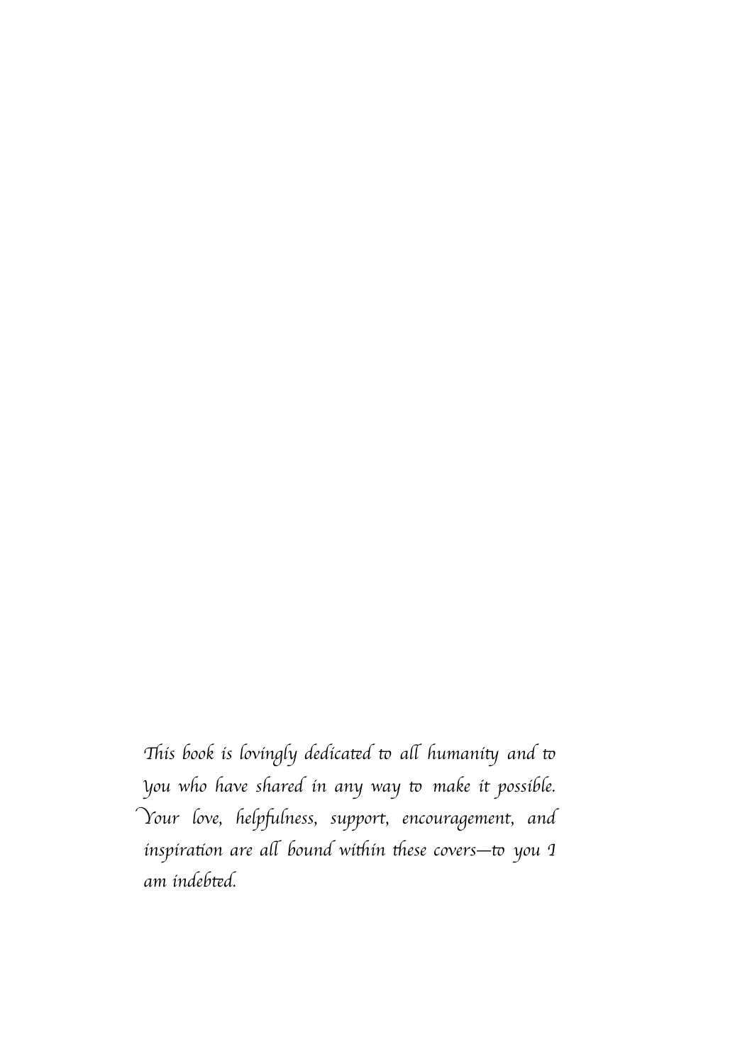*This book is lovingly dedicated to all humanity and to you who have shared in any way to make it possible. Your love, helpfulness, support, encouragement, and inspiration are all bound within these covers—to you I am indebted.*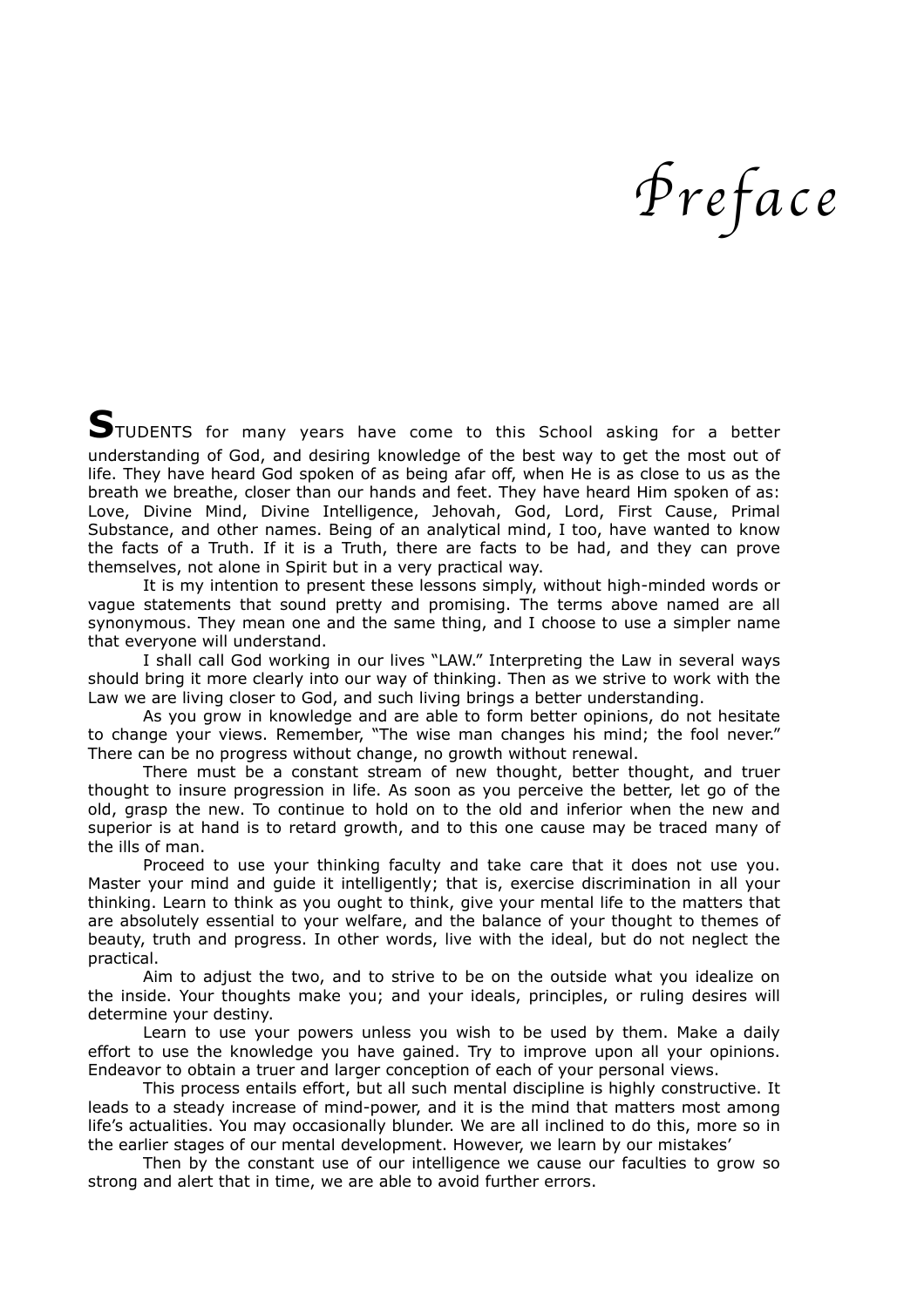# Preface

**S**TUDENTS for many years have come to this School asking for a better understanding of God, and desiring knowledge of the best way to get the most out of life. They have heard God spoken of as being afar off, when He is as close to us as the breath we breathe, closer than our hands and feet. They have heard Him spoken of as: Love, Divine Mind, Divine Intelligence, Jehovah, God, Lord, First Cause, Primal Substance, and other names. Being of an analytical mind, I too, have wanted to know the facts of a Truth. If it is a Truth, there are facts to be had, and they can prove themselves, not alone in Spirit but in a very practical way.

It is my intention to present these lessons simply, without high-minded words or vague statements that sound pretty and promising. The terms above named are all synonymous. They mean one and the same thing, and I choose to use a simpler name that everyone will understand.

I shall call God working in our lives "LAW." Interpreting the Law in several ways should bring it more clearly into our way of thinking. Then as we strive to work with the Law we are living closer to God, and such living brings a better understanding.

As you grow in knowledge and are able to form better opinions, do not hesitate to change your views. Remember, "The wise man changes his mind; the fool never." There can be no progress without change, no growth without renewal.

There must be a constant stream of new thought, better thought, and truer thought to insure progression in life. As soon as you perceive the better, let go of the old, grasp the new. To continue to hold on to the old and inferior when the new and superior is at hand is to retard growth, and to this one cause may be traced many of the ills of man.

Proceed to use your thinking faculty and take care that it does not use you. Master your mind and guide it intelligently; that is, exercise discrimination in all your thinking. Learn to think as you ought to think, give your mental life to the matters that are absolutely essential to your welfare, and the balance of your thought to themes of beauty, truth and progress. In other words, live with the ideal, but do not neglect the practical.

Aim to adjust the two, and to strive to be on the outside what you idealize on the inside. Your thoughts make you; and your ideals, principles, or ruling desires will determine your destiny.

Learn to use your powers unless you wish to be used by them. Make a daily effort to use the knowledge you have gained. Try to improve upon all your opinions. Endeavor to obtain a truer and larger conception of each of your personal views.

This process entails effort, but all such mental discipline is highly constructive. It leads to a steady increase of mind-power, and it is the mind that matters most among life's actualities. You may occasionally blunder. We are all inclined to do this, more so in the earlier stages of our mental development. However, we learn by our mistakes'

Then by the constant use of our intelligence we cause our faculties to grow so strong and alert that in time, we are able to avoid further errors.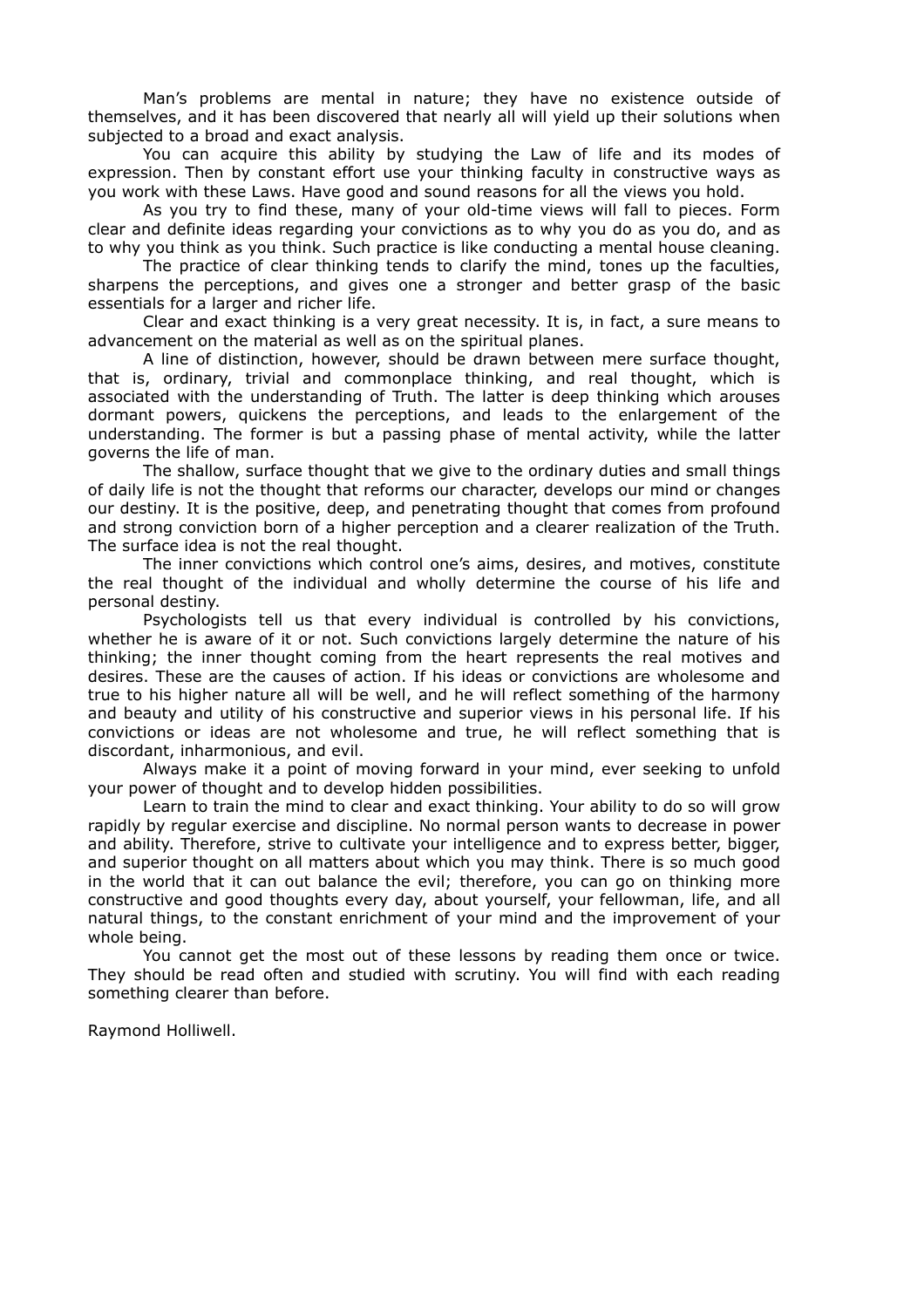Man's problems are mental in nature; they have no existence outside of themselves, and it has been discovered that nearly all will yield up their solutions when subjected to a broad and exact analysis.

You can acquire this ability by studying the Law of life and its modes of expression. Then by constant effort use your thinking faculty in constructive ways as you work with these Laws. Have good and sound reasons for all the views you hold.

As you try to find these, many of your old-time views will fall to pieces. Form clear and definite ideas regarding your convictions as to why you do as you do, and as to why you think as you think. Such practice is like conducting a mental house cleaning.

The practice of clear thinking tends to clarify the mind, tones up the faculties, sharpens the perceptions, and gives one a stronger and better grasp of the basic essentials for a larger and richer life.

Clear and exact thinking is a very great necessity. It is, in fact, a sure means to advancement on the material as well as on the spiritual planes.

A line of distinction, however, should be drawn between mere surface thought, that is, ordinary, trivial and commonplace thinking, and real thought, which is associated with the understanding of Truth. The latter is deep thinking which arouses dormant powers, quickens the perceptions, and leads to the enlargement of the understanding. The former is but a passing phase of mental activity, while the latter governs the life of man.

The shallow, surface thought that we give to the ordinary duties and small things of daily life is not the thought that reforms our character, develops our mind or changes our destiny. It is the positive, deep, and penetrating thought that comes from profound and strong conviction born of a higher perception and a clearer realization of the Truth. The surface idea is not the real thought.

The inner convictions which control one's aims, desires, and motives, constitute the real thought of the individual and wholly determine the course of his life and personal destiny.

Psychologists tell us that every individual is controlled by his convictions, whether he is aware of it or not. Such convictions largely determine the nature of his thinking; the inner thought coming from the heart represents the real motives and desires. These are the causes of action. If his ideas or convictions are wholesome and true to his higher nature all will be well, and he will reflect something of the harmony and beauty and utility of his constructive and superior views in his personal life. If his convictions or ideas are not wholesome and true, he will reflect something that is discordant, inharmonious, and evil.

Always make it a point of moving forward in your mind, ever seeking to unfold your power of thought and to develop hidden possibilities.

Learn to train the mind to clear and exact thinking. Your ability to do so will grow rapidly by regular exercise and discipline. No normal person wants to decrease in power and ability. Therefore, strive to cultivate your intelligence and to express better, bigger, and superior thought on all matters about which you may think. There is so much good in the world that it can out balance the evil; therefore, you can go on thinking more constructive and good thoughts every day, about yourself, your fellowman, life, and all natural things, to the constant enrichment of your mind and the improvement of your whole being.

You cannot get the most out of these lessons by reading them once or twice. They should be read often and studied with scrutiny. You will find with each reading something clearer than before.

Raymond Holliwell.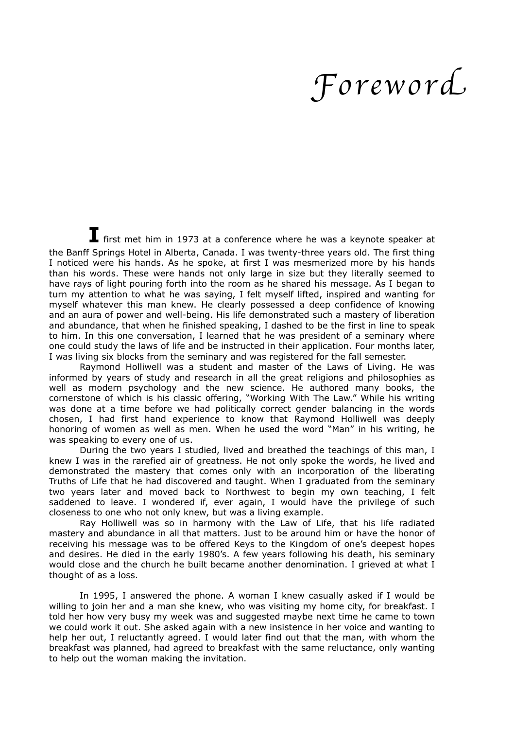# Foreword

I first met him in 1973 at a conference where he was a keynote speaker at the Banff Springs Hotel in Alberta, Canada. I was twenty-three years old. The first thing I noticed were his hands. As he spoke, at first I was mesmerized more by his hands than his words. These were hands not only large in size but they literally seemed to have rays of light pouring forth into the room as he shared his message. As I began to turn my attention to what he was saying, I felt myself lifted, inspired and wanting for myself whatever this man knew. He clearly possessed a deep confidence of knowing and an aura of power and well-being. His life demonstrated such a mastery of liberation and abundance, that when he finished speaking, I dashed to be the first in line to speak to him. In this one conversation, I learned that he was president of a seminary where one could study the laws of life and be instructed in their application. Four months later, I was living six blocks from the seminary and was registered for the fall semester.

Raymond Holliwell was a student and master of the Laws of Living. He was informed by years of study and research in all the great religions and philosophies as well as modern psychology and the new science. He authored many books, the cornerstone of which is his classic offering, "Working With The Law." While his writing was done at a time before we had politically correct gender balancing in the words chosen, I had first hand experience to know that Raymond Holliwell was deeply honoring of women as well as men. When he used the word "Man" in his writing, he was speaking to every one of us.

During the two years I studied, lived and breathed the teachings of this man, I knew I was in the rarefied air of greatness. He not only spoke the words, he lived and demonstrated the mastery that comes only with an incorporation of the liberating Truths of Life that he had discovered and taught. When I graduated from the seminary two years later and moved back to Northwest to begin my own teaching, I felt saddened to leave. I wondered if, ever again, I would have the privilege of such closeness to one who not only knew, but was a living example.

Ray Holliwell was so in harmony with the Law of Life, that his life radiated mastery and abundance in all that matters. Just to be around him or have the honor of receiving his message was to be offered Keys to the Kingdom of one's deepest hopes and desires. He died in the early 1980's. A few years following his death, his seminary would close and the church he built became another denomination. I grieved at what I thought of as a loss.

In 1995, I answered the phone. A woman I knew casually asked if I would be willing to join her and a man she knew, who was visiting my home city, for breakfast. I told her how very busy my week was and suggested maybe next time he came to town we could work it out. She asked again with a new insistence in her voice and wanting to help her out, I reluctantly agreed. I would later find out that the man, with whom the breakfast was planned, had agreed to breakfast with the same reluctance, only wanting to help out the woman making the invitation.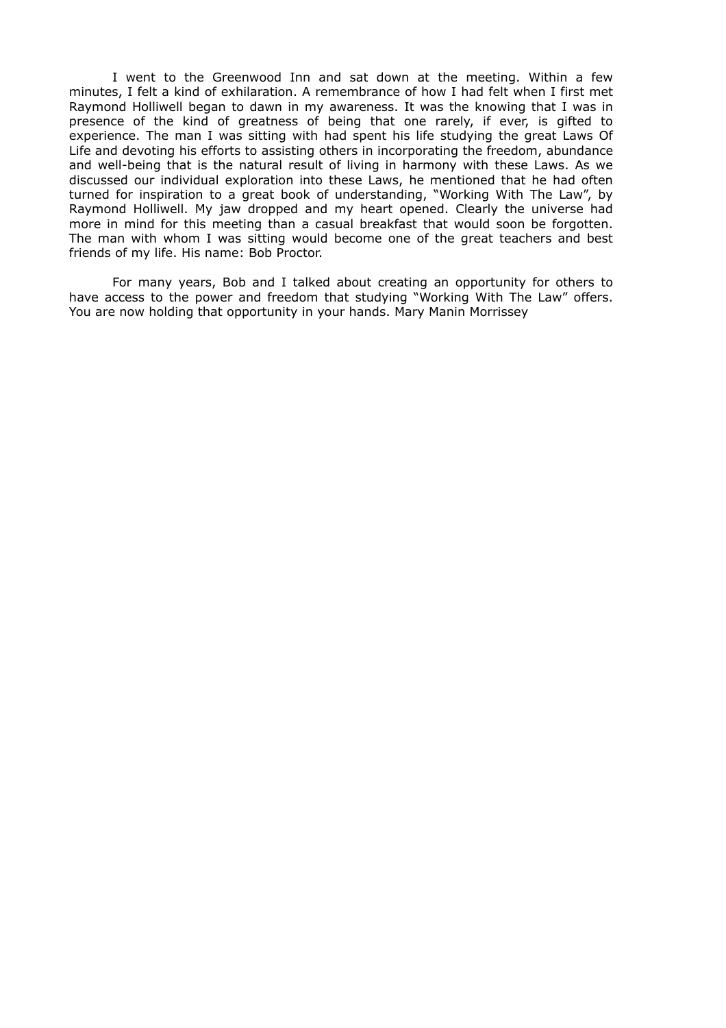I went to the Greenwood Inn and sat down at the meeting. Within a few minutes, I felt a kind of exhilaration. A remembrance of how I had felt when I first met Raymond Holliwell began to dawn in my awareness. It was the knowing that I was in presence of the kind of greatness of being that one rarely, if ever, is gifted to experience. The man I was sitting with had spent his life studying the great Laws Of Life and devoting his efforts to assisting others in incorporating the freedom, abundance and well-being that is the natural result of living in harmony with these Laws. As we discussed our individual exploration into these Laws, he mentioned that he had often turned for inspiration to a great book of understanding, "Working With The Law", by Raymond Holliwell. My jaw dropped and my heart opened. Clearly the universe had more in mind for this meeting than a casual breakfast that would soon be forgotten. The man with whom I was sitting would become one of the great teachers and best friends of my life. His name: Bob Proctor.

For many years, Bob and I talked about creating an opportunity for others to have access to the power and freedom that studying "Working With The Law" offers. You are now holding that opportunity in your hands. Mary Manin Morrissey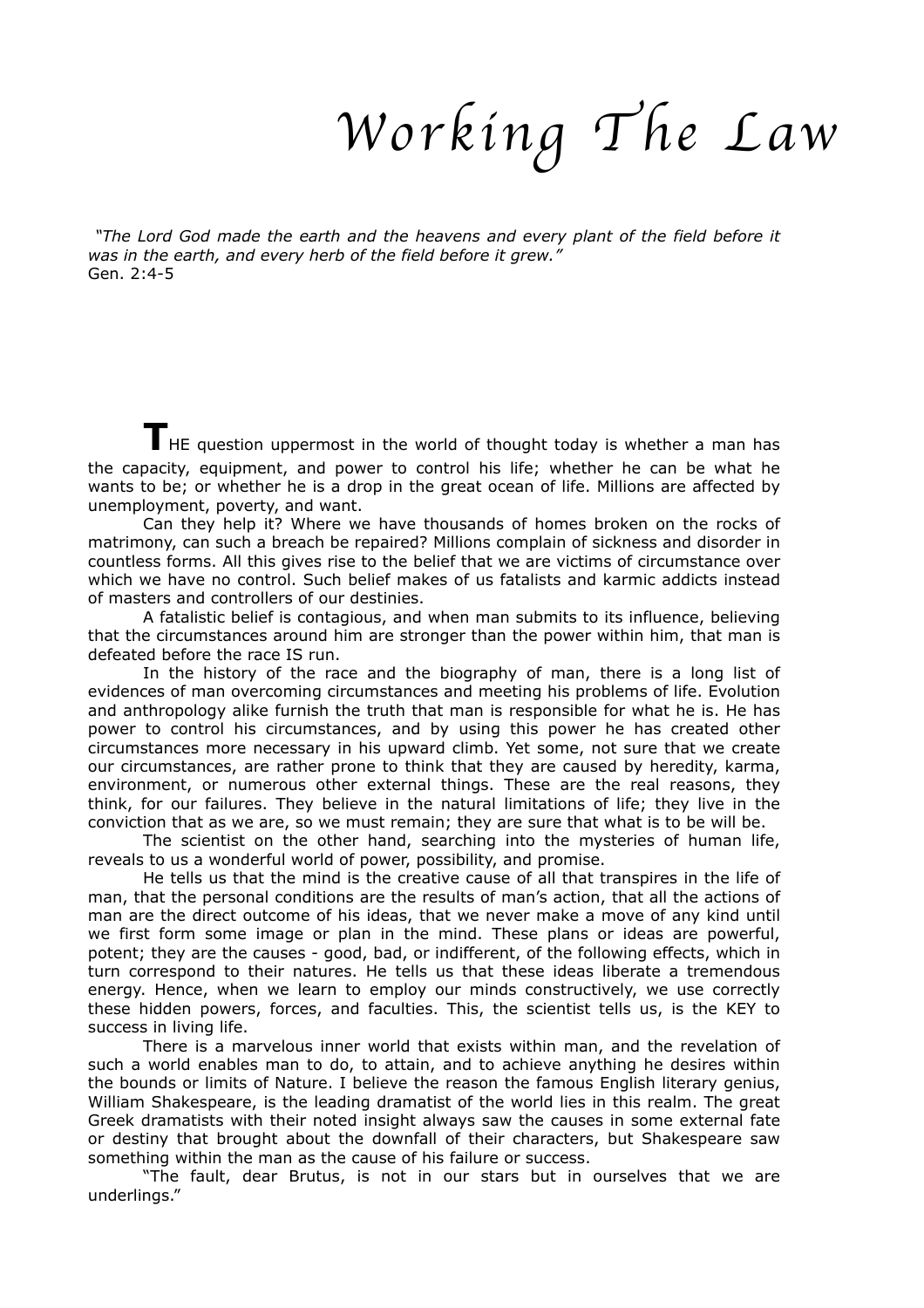# Working The Law

*"The Lord God made the earth and the heavens and every plant of the field before it was in the earth, and every herb of the field before it grew."*
Gen. 2:4-5

**T**HE question uppermost in the world of thought today is whether a man has the capacity, equipment, and power to control his life; whether he can be what he wants to be; or whether he is a drop in the great ocean of life. Millions are affected by unemployment, poverty, and want.

Can they help it? Where we have thousands of homes broken on the rocks of matrimony, can such a breach be repaired? Millions complain of sickness and disorder in countless forms. All this gives rise to the belief that we are victims of circumstance over which we have no control. Such belief makes of us fatalists and karmic addicts instead of masters and controllers of our destinies.

A fatalistic belief is contagious, and when man submits to its influence, believing that the circumstances around him are stronger than the power within him, that man is defeated before the race IS run.

In the history of the race and the biography of man, there is a long list of evidences of man overcoming circumstances and meeting his problems of life. Evolution and anthropology alike furnish the truth that man is responsible for what he is. He has power to control his circumstances, and by using this power he has created other circumstances more necessary in his upward climb. Yet some, not sure that we create our circumstances, are rather prone to think that they are caused by heredity, karma, environment, or numerous other external things. These are the real reasons, they think, for our failures. They believe in the natural limitations of life; they live in the conviction that as we are, so we must remain; they are sure that what is to be will be.

The scientist on the other hand, searching into the mysteries of human life, reveals to us a wonderful world of power, possibility, and promise.

He tells us that the mind is the creative cause of all that transpires in the life of man, that the personal conditions are the results of man's action, that all the actions of man are the direct outcome of his ideas, that we never make a move of any kind until we first form some image or plan in the mind. These plans or ideas are powerful, potent; they are the causes - good, bad, or indifferent, of the following effects, which in turn correspond to their natures. He tells us that these ideas liberate a tremendous energy. Hence, when we learn to employ our minds constructively, we use correctly these hidden powers, forces, and faculties. This, the scientist tells us, is the KEY to success in living life.

There is a marvelous inner world that exists within man, and the revelation of such a world enables man to do, to attain, and to achieve anything he desires within the bounds or limits of Nature. I believe the reason the famous English literary genius, William Shakespeare, is the leading dramatist of the world lies in this realm. The great Greek dramatists with their noted insight always saw the causes in some external fate or destiny that brought about the downfall of their characters, but Shakespeare saw something within the man as the cause of his failure or success.

"The fault, dear Brutus, is not in our stars but in ourselves that we are underlings."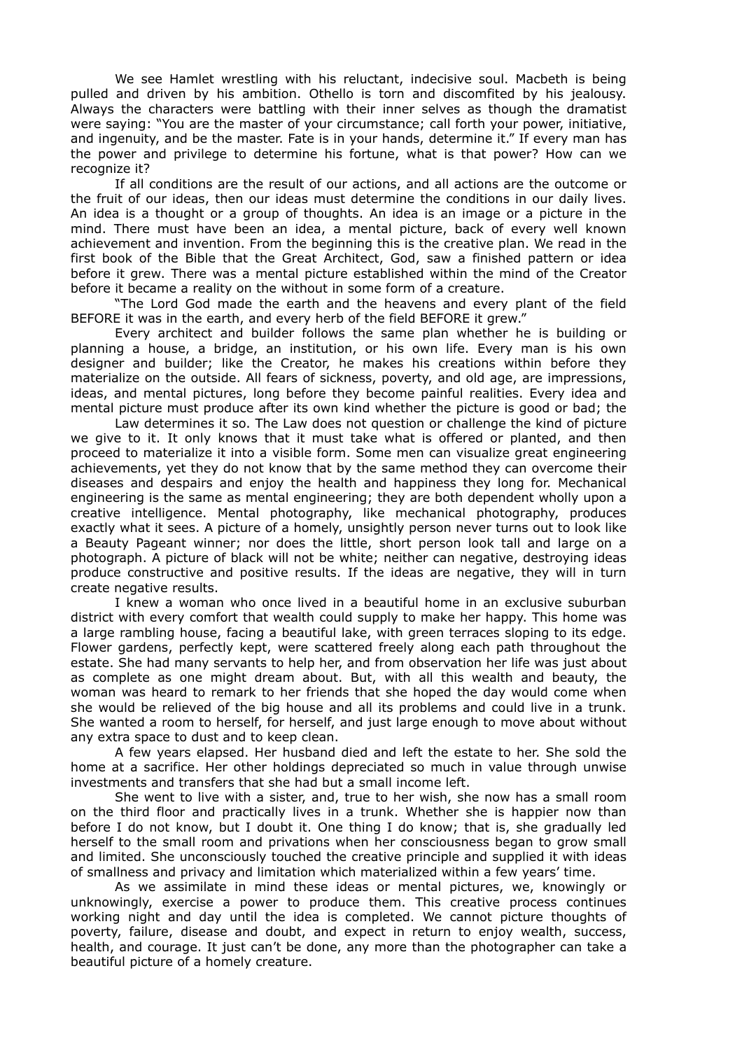We see Hamlet wrestling with his reluctant, indecisive soul. Macbeth is being pulled and driven by his ambition. Othello is torn and discomfited by his jealousy. Always the characters were battling with their inner selves as though the dramatist were saying: "You are the master of your circumstance; call forth your power, initiative, and ingenuity, and be the master. Fate is in your hands, determine it." If every man has the power and privilege to determine his fortune, what is that power? How can we recognize it?

If all conditions are the result of our actions, and all actions are the outcome or the fruit of our ideas, then our ideas must determine the conditions in our daily lives. An idea is a thought or a group of thoughts. An idea is an image or a picture in the mind. There must have been an idea, a mental picture, back of every well known achievement and invention. From the beginning this is the creative plan. We read in the first book of the Bible that the Great Architect, God, saw a finished pattern or idea before it grew. There was a mental picture established within the mind of the Creator before it became a reality on the without in some form of a creature.

"The Lord God made the earth and the heavens and every plant of the field BEFORE it was in the earth, and every herb of the field BEFORE it grew."

Every architect and builder follows the same plan whether he is building or planning a house, a bridge, an institution, or his own life. Every man is his own designer and builder; like the Creator, he makes his creations within before they materialize on the outside. All fears of sickness, poverty, and old age, are impressions, ideas, and mental pictures, long before they become painful realities. Every idea and mental picture must produce after its own kind whether the picture is good or bad; the

Law determines it so. The Law does not question or challenge the kind of picture we give to it. It only knows that it must take what is offered or planted, and then proceed to materialize it into a visible form. Some men can visualize great engineering achievements, yet they do not know that by the same method they can overcome their diseases and despairs and enjoy the health and happiness they long for. Mechanical engineering is the same as mental engineering; they are both dependent wholly upon a creative intelligence. Mental photography, like mechanical photography, produces exactly what it sees. A picture of a homely, unsightly person never turns out to look like a Beauty Pageant winner; nor does the little, short person look tall and large on a photograph. A picture of black will not be white; neither can negative, destroying ideas produce constructive and positive results. If the ideas are negative, they will in turn create negative results.

I knew a woman who once lived in a beautiful home in an exclusive suburban district with every comfort that wealth could supply to make her happy. This home was a large rambling house, facing a beautiful lake, with green terraces sloping to its edge. Flower gardens, perfectly kept, were scattered freely along each path throughout the estate. She had many servants to help her, and from observation her life was just about as complete as one might dream about. But, with all this wealth and beauty, the woman was heard to remark to her friends that she hoped the day would come when she would be relieved of the big house and all its problems and could live in a trunk. She wanted a room to herself, for herself, and just large enough to move about without any extra space to dust and to keep clean.

A few years elapsed. Her husband died and left the estate to her. She sold the home at a sacrifice. Her other holdings depreciated so much in value through unwise investments and transfers that she had but a small income left.

She went to live with a sister, and, true to her wish, she now has a small room on the third floor and practically lives in a trunk. Whether she is happier now than before I do not know, but I doubt it. One thing I do know; that is, she gradually led herself to the small room and privations when her consciousness began to grow small and limited. She unconsciously touched the creative principle and supplied it with ideas of smallness and privacy and limitation which materialized within a few years' time.

As we assimilate in mind these ideas or mental pictures, we, knowingly or unknowingly, exercise a power to produce them. This creative process continues working night and day until the idea is completed. We cannot picture thoughts of poverty, failure, disease and doubt, and expect in return to enjoy wealth, success, health, and courage. It just can't be done, any more than the photographer can take a beautiful picture of a homely creature.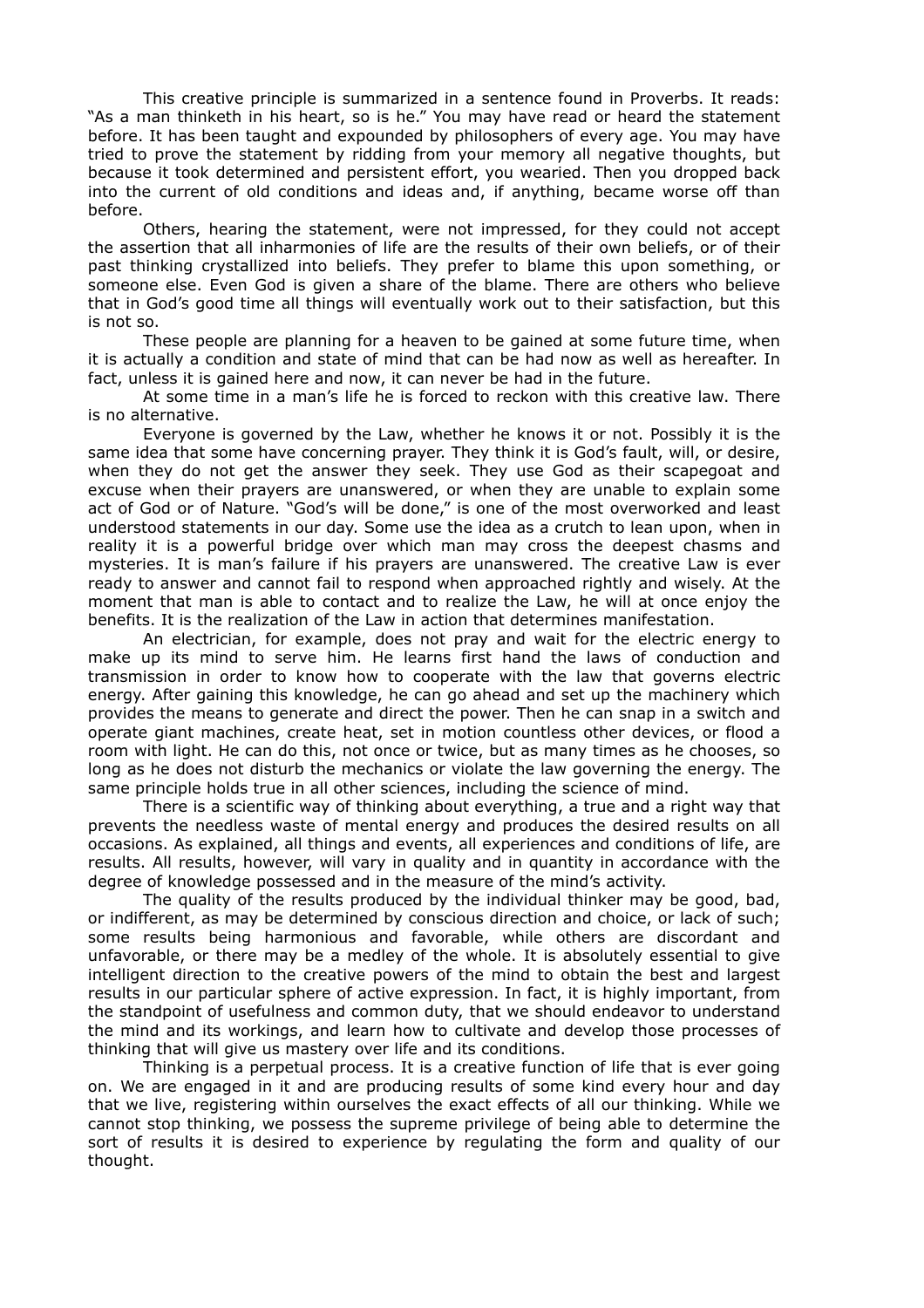This creative principle is summarized in a sentence found in Proverbs. It reads: "As a man thinketh in his heart, so is he." You may have read or heard the statement before. It has been taught and expounded by philosophers of every age. You may have tried to prove the statement by ridding from your memory all negative thoughts, but because it took determined and persistent effort, you wearied. Then you dropped back into the current of old conditions and ideas and, if anything, became worse off than before.

Others, hearing the statement, were not impressed, for they could not accept the assertion that all inharmonies of life are the results of their own beliefs, or of their past thinking crystallized into beliefs. They prefer to blame this upon something, or someone else. Even God is given a share of the blame. There are others who believe that in God's good time all things will eventually work out to their satisfaction, but this is not so.

These people are planning for a heaven to be gained at some future time, when it is actually a condition and state of mind that can be had now as well as hereafter. In fact, unless it is gained here and now, it can never be had in the future.

At some time in a man's life he is forced to reckon with this creative law. There is no alternative.

Everyone is governed by the Law, whether he knows it or not. Possibly it is the same idea that some have concerning prayer. They think it is God's fault, will, or desire, when they do not get the answer they seek. They use God as their scapegoat and excuse when their prayers are unanswered, or when they are unable to explain some act of God or of Nature. "God's will be done," is one of the most overworked and least understood statements in our day. Some use the idea as a crutch to lean upon, when in reality it is a powerful bridge over which man may cross the deepest chasms and mysteries. It is man's failure if his prayers are unanswered. The creative Law is ever ready to answer and cannot fail to respond when approached rightly and wisely. At the moment that man is able to contact and to realize the Law, he will at once enjoy the benefits. It is the realization of the Law in action that determines manifestation.

An electrician, for example, does not pray and wait for the electric energy to make up its mind to serve him. He learns first hand the laws of conduction and transmission in order to know how to cooperate with the law that governs electric energy. After gaining this knowledge, he can go ahead and set up the machinery which provides the means to generate and direct the power. Then he can snap in a switch and operate giant machines, create heat, set in motion countless other devices, or flood a room with light. He can do this, not once or twice, but as many times as he chooses, so long as he does not disturb the mechanics or violate the law governing the energy. The same principle holds true in all other sciences, including the science of mind.

There is a scientific way of thinking about everything, a true and a right way that prevents the needless waste of mental energy and produces the desired results on all occasions. As explained, all things and events, all experiences and conditions of life, are results. All results, however, will vary in quality and in quantity in accordance with the degree of knowledge possessed and in the measure of the mind's activity.

The quality of the results produced by the individual thinker may be good, bad, or indifferent, as may be determined by conscious direction and choice, or lack of such; some results being harmonious and favorable, while others are discordant and unfavorable, or there may be a medley of the whole. It is absolutely essential to give intelligent direction to the creative powers of the mind to obtain the best and largest results in our particular sphere of active expression. In fact, it is highly important, from the standpoint of usefulness and common duty, that we should endeavor to understand the mind and its workings, and learn how to cultivate and develop those processes of thinking that will give us mastery over life and its conditions.

Thinking is a perpetual process. It is a creative function of life that is ever going on. We are engaged in it and are producing results of some kind every hour and day that we live, registering within ourselves the exact effects of all our thinking. While we cannot stop thinking, we possess the supreme privilege of being able to determine the sort of results it is desired to experience by regulating the form and quality of our thought.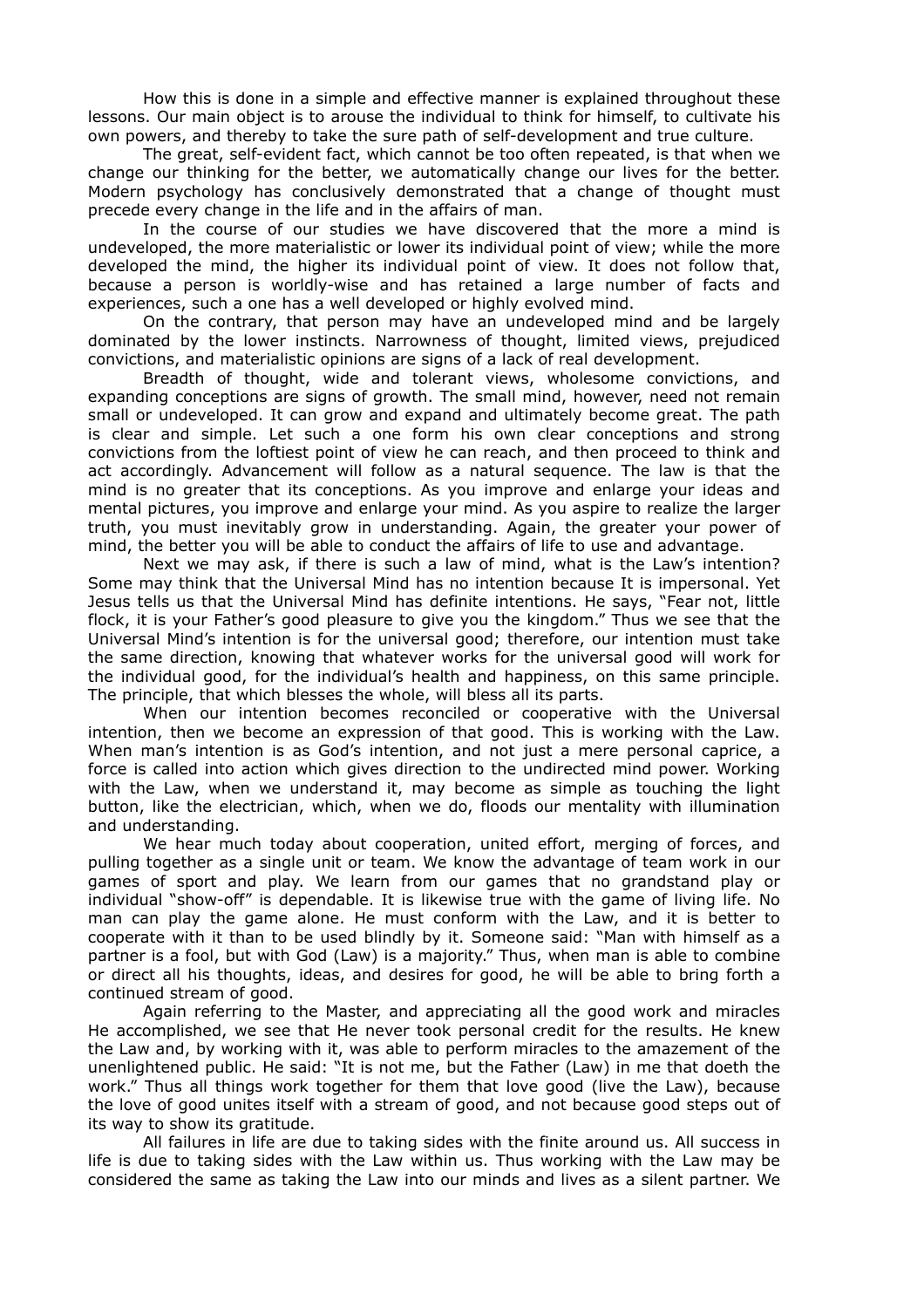How this is done in a simple and effective manner is explained throughout these lessons. Our main object is to arouse the individual to think for himself, to cultivate his own powers, and thereby to take the sure path of self-development and true culture.

The great, self-evident fact, which cannot be too often repeated, is that when we change our thinking for the better, we automatically change our lives for the better. Modern psychology has conclusively demonstrated that a change of thought must precede every change in the life and in the affairs of man.

In the course of our studies we have discovered that the more a mind is undeveloped, the more materialistic or lower its individual point of view; while the more developed the mind, the higher its individual point of view. It does not follow that, because a person is worldly-wise and has retained a large number of facts and experiences, such a one has a well developed or highly evolved mind.

On the contrary, that person may have an undeveloped mind and be largely dominated by the lower instincts. Narrowness of thought, limited views, prejudiced convictions, and materialistic opinions are signs of a lack of real development.

Breadth of thought, wide and tolerant views, wholesome convictions, and expanding conceptions are signs of growth. The small mind, however, need not remain small or undeveloped. It can grow and expand and ultimately become great. The path is clear and simple. Let such a one form his own clear conceptions and strong convictions from the loftiest point of view he can reach, and then proceed to think and act accordingly. Advancement will follow as a natural sequence. The law is that the mind is no greater that its conceptions. As you improve and enlarge your ideas and mental pictures, you improve and enlarge your mind. As you aspire to realize the larger truth, you must inevitably grow in understanding. Again, the greater your power of mind, the better you will be able to conduct the affairs of life to use and advantage.

Next we may ask, if there is such a law of mind, what is the Law's intention? Some may think that the Universal Mind has no intention because It is impersonal. Yet Jesus tells us that the Universal Mind has definite intentions. He says, "Fear not, little flock, it is your Father's good pleasure to give you the kingdom." Thus we see that the Universal Mind's intention is for the universal good; therefore, our intention must take the same direction, knowing that whatever works for the universal good will work for the individual good, for the individual's health and happiness, on this same principle. The principle, that which blesses the whole, will bless all its parts.

When our intention becomes reconciled or cooperative with the Universal intention, then we become an expression of that good. This is working with the Law. When man's intention is as God's intention, and not just a mere personal caprice, a force is called into action which gives direction to the undirected mind power. Working with the Law, when we understand it, may become as simple as touching the light button, like the electrician, which, when we do, floods our mentality with illumination and understanding.

We hear much today about cooperation, united effort, merging of forces, and pulling together as a single unit or team. We know the advantage of team work in our games of sport and play. We learn from our games that no grandstand play or individual "show-off" is dependable. It is likewise true with the game of living life. No man can play the game alone. He must conform with the Law, and it is better to cooperate with it than to be used blindly by it. Someone said: "Man with himself as a partner is a fool, but with God (Law) is a majority." Thus, when man is able to combine or direct all his thoughts, ideas, and desires for good, he will be able to bring forth a continued stream of good.

Again referring to the Master, and appreciating all the good work and miracles He accomplished, we see that He never took personal credit for the results. He knew the Law and, by working with it, was able to perform miracles to the amazement of the unenlightened public. He said: "It is not me, but the Father (Law) in me that doeth the work." Thus all things work together for them that love good (live the Law), because the love of good unites itself with a stream of good, and not because good steps out of its way to show its gratitude.

All failures in life are due to taking sides with the finite around us. All success in life is due to taking sides with the Law within us. Thus working with the Law may be considered the same as taking the Law into our minds and lives as a silent partner. We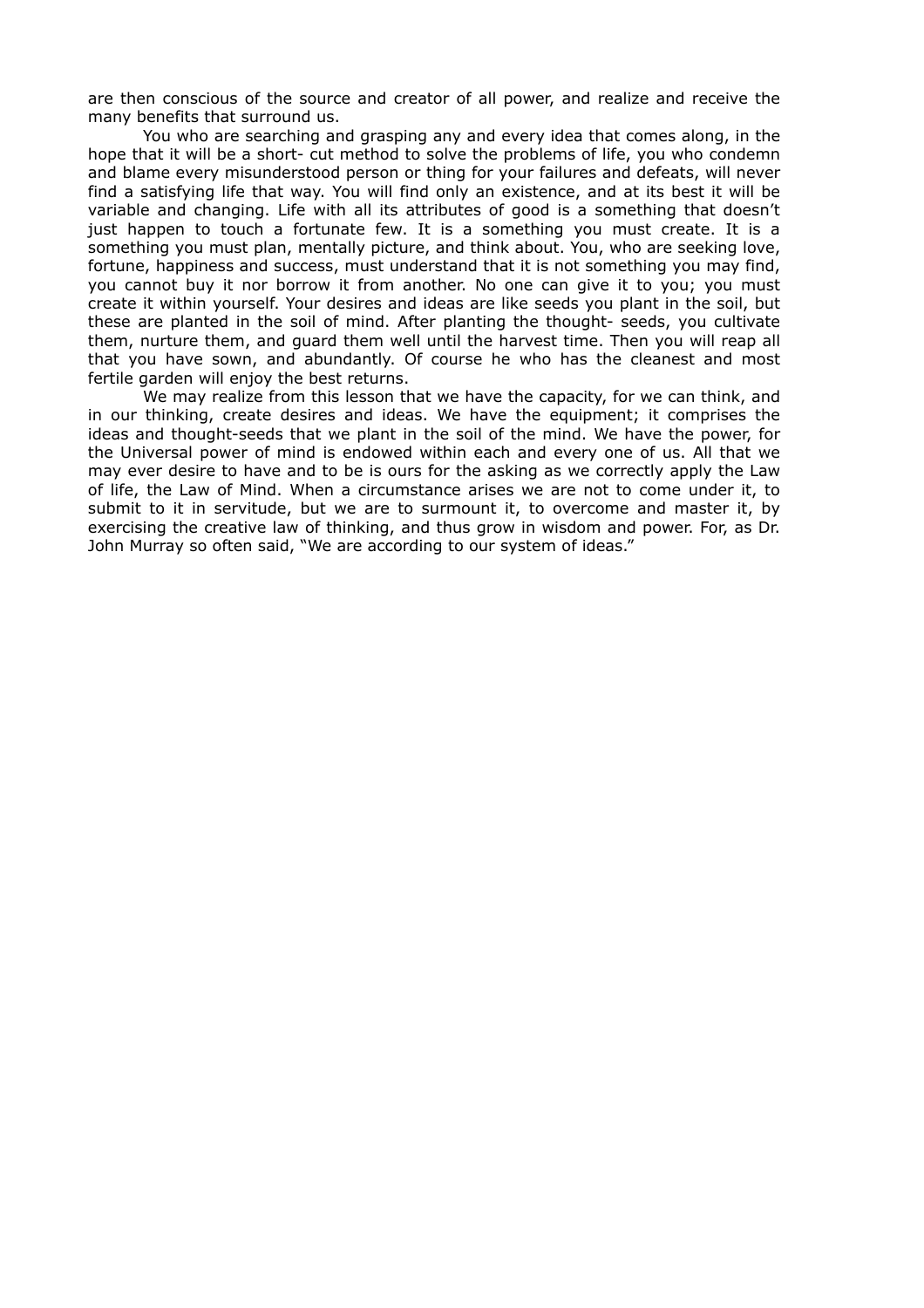are then conscious of the source and creator of all power, and realize and receive the many benefits that surround us.

You who are searching and grasping any and every idea that comes along, in the hope that it will be a short- cut method to solve the problems of life, you who condemn and blame every misunderstood person or thing for your failures and defeats, will never find a satisfying life that way. You will find only an existence, and at its best it will be variable and changing. Life with all its attributes of good is a something that doesn't just happen to touch a fortunate few. It is a something you must create. It is a something you must plan, mentally picture, and think about. You, who are seeking love, fortune, happiness and success, must understand that it is not something you may find, you cannot buy it nor borrow it from another. No one can give it to you; you must create it within yourself. Your desires and ideas are like seeds you plant in the soil, but these are planted in the soil of mind. After planting the thought- seeds, you cultivate them, nurture them, and guard them well until the harvest time. Then you will reap all that you have sown, and abundantly. Of course he who has the cleanest and most fertile garden will enjoy the best returns.

We may realize from this lesson that we have the capacity, for we can think, and in our thinking, create desires and ideas. We have the equipment; it comprises the ideas and thought-seeds that we plant in the soil of the mind. We have the power, for the Universal power of mind is endowed within each and every one of us. All that we may ever desire to have and to be is ours for the asking as we correctly apply the Law of life, the Law of Mind. When a circumstance arises we are not to come under it, to submit to it in servitude, but we are to surmount it, to overcome and master it, by exercising the creative law of thinking, and thus grow in wisdom and power. For, as Dr. John Murray so often said, "We are according to our system of ideas."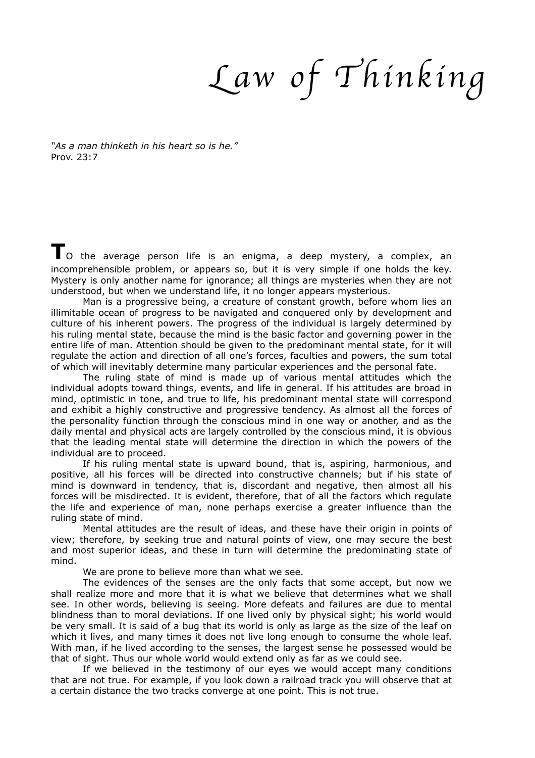# Law of Thinking

*"As a man thinketh in his heart so is he."*
Prov. 23:7

**T**O the average person life is an enigma, a deep mystery, a complex, an incomprehensible problem, or appears so, but it is very simple if one holds the key. Mystery is only another name for ignorance; all things are mysteries when they are not understood, but when we understand life, it no longer appears mysterious.

Man is a progressive being, a creature of constant growth, before whom lies an illimitable ocean of progress to be navigated and conquered only by development and culture of his inherent powers. The progress of the individual is largely determined by his ruling mental state, because the mind is the basic factor and governing power in the entire life of man. Attention should be given to the predominant mental state, for it will regulate the action and direction of all one's forces, faculties and powers, the sum total of which will inevitably determine many particular experiences and the personal fate.

The ruling state of mind is made up of various mental attitudes which the individual adopts toward things, events, and life in general. If his attitudes are broad in mind, optimistic in tone, and true to life, his predominant mental state will correspond and exhibit a highly constructive and progressive tendency. As almost all the forces of the personality function through the conscious mind in one way or another, and as the daily mental and physical acts are largely controlled by the conscious mind, it is obvious that the leading mental state will determine the direction in which the powers of the individual are to proceed.

If his ruling mental state is upward bound, that is, aspiring, harmonious, and positive, all his forces will be directed into constructive channels; but if his state of mind is downward in tendency, that is, discordant and negative, then almost all his forces will be misdirected. It is evident, therefore, that of all the factors which regulate the life and experience of man, none perhaps exercise a greater influence than the ruling state of mind.

Mental attitudes are the result of ideas, and these have their origin in points of view; therefore, by seeking true and natural points of view, one may secure the best and most superior ideas, and these in turn will determine the predominating state of mind.

We are prone to believe more than what we see.

The evidences of the senses are the only facts that some accept, but now we shall realize more and more that it is what we believe that determines what we shall see. In other words, believing is seeing. More defeats and failures are due to mental blindness than to moral deviations. If one lived only by physical sight; his world would be very small. It is said of a bug that its world is only as large as the size of the leaf on which it lives, and many times it does not live long enough to consume the whole leaf. With man, if he lived according to the senses, the largest sense he possessed would be that of sight. Thus our whole world would extend only as far as we could see.

If we believed in the testimony of our eyes we would accept many conditions that are not true. For example, if you look down a railroad track you will observe that at a certain distance the two tracks converge at one point. This is not true.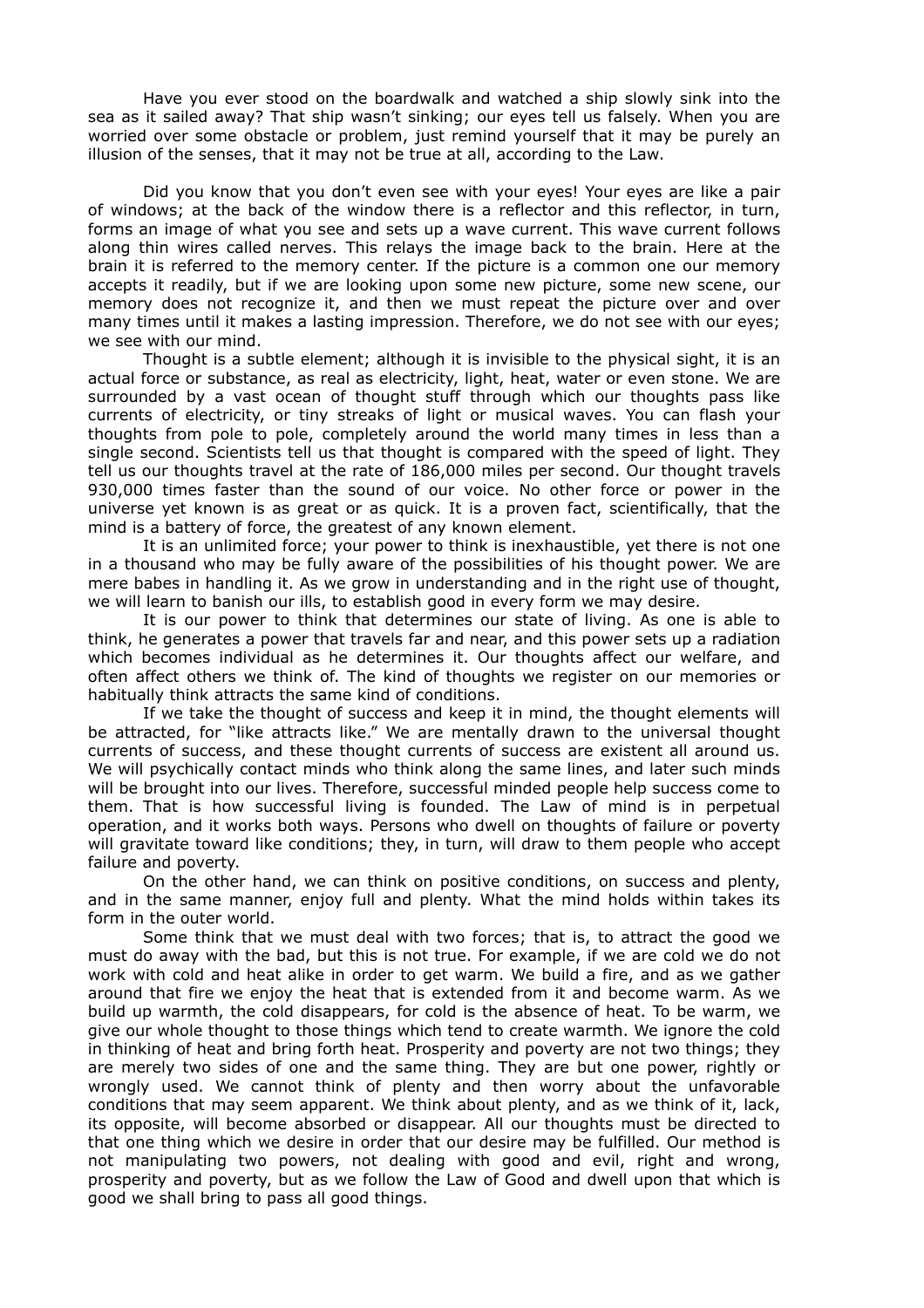Have you ever stood on the boardwalk and watched a ship slowly sink into the sea as it sailed away? That ship wasn't sinking; our eyes tell us falsely. When you are worried over some obstacle or problem, just remind yourself that it may be purely an illusion of the senses, that it may not be true at all, according to the Law.

Did you know that you don't even see with your eyes! Your eyes are like a pair of windows; at the back of the window there is a reflector and this reflector, in turn, forms an image of what you see and sets up a wave current. This wave current follows along thin wires called nerves. This relays the image back to the brain. Here at the brain it is referred to the memory center. If the picture is a common one our memory accepts it readily, but if we are looking upon some new picture, some new scene, our memory does not recognize it, and then we must repeat the picture over and over many times until it makes a lasting impression. Therefore, we do not see with our eyes; we see with our mind.

Thought is a subtle element; although it is invisible to the physical sight, it is an actual force or substance, as real as electricity, light, heat, water or even stone. We are surrounded by a vast ocean of thought stuff through which our thoughts pass like currents of electricity, or tiny streaks of light or musical waves. You can flash your thoughts from pole to pole, completely around the world many times in less than a single second. Scientists tell us that thought is compared with the speed of light. They tell us our thoughts travel at the rate of 186,000 miles per second. Our thought travels 930,000 times faster than the sound of our voice. No other force or power in the universe yet known is as great or as quick. It is a proven fact, scientifically, that the mind is a battery of force, the greatest of any known element.

It is an unlimited force; your power to think is inexhaustible, yet there is not one in a thousand who may be fully aware of the possibilities of his thought power. We are mere babes in handling it. As we grow in understanding and in the right use of thought, we will learn to banish our ills, to establish good in every form we may desire.

It is our power to think that determines our state of living. As one is able to think, he generates a power that travels far and near, and this power sets up a radiation which becomes individual as he determines it. Our thoughts affect our welfare, and often affect others we think of. The kind of thoughts we register on our memories or habitually think attracts the same kind of conditions.

If we take the thought of success and keep it in mind, the thought elements will be attracted, for "like attracts like." We are mentally drawn to the universal thought currents of success, and these thought currents of success are existent all around us. We will psychically contact minds who think along the same lines, and later such minds will be brought into our lives. Therefore, successful minded people help success come to them. That is how successful living is founded. The Law of mind is in perpetual operation, and it works both ways. Persons who dwell on thoughts of failure or poverty will gravitate toward like conditions; they, in turn, will draw to them people who accept failure and poverty.

On the other hand, we can think on positive conditions, on success and plenty, and in the same manner, enjoy full and plenty. What the mind holds within takes its form in the outer world.

Some think that we must deal with two forces; that is, to attract the good we must do away with the bad, but this is not true. For example, if we are cold we do not work with cold and heat alike in order to get warm. We build a fire, and as we gather around that fire we enjoy the heat that is extended from it and become warm. As we build up warmth, the cold disappears, for cold is the absence of heat. To be warm, we give our whole thought to those things which tend to create warmth. We ignore the cold in thinking of heat and bring forth heat. Prosperity and poverty are not two things; they are merely two sides of one and the same thing. They are but one power, rightly or wrongly used. We cannot think of plenty and then worry about the unfavorable conditions that may seem apparent. We think about plenty, and as we think of it, lack, its opposite, will become absorbed or disappear. All our thoughts must be directed to that one thing which we desire in order that our desire may be fulfilled. Our method is not manipulating two powers, not dealing with good and evil, right and wrong, prosperity and poverty, but as we follow the Law of Good and dwell upon that which is good we shall bring to pass all good things.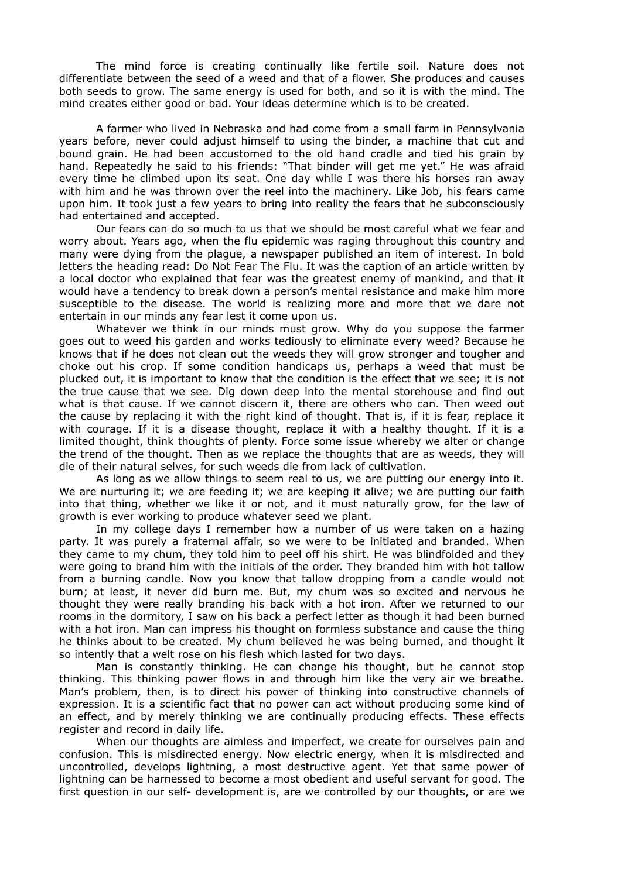The mind force is creating continually like fertile soil. Nature does not differentiate between the seed of a weed and that of a flower. She produces and causes both seeds to grow. The same energy is used for both, and so it is with the mind. The mind creates either good or bad. Your ideas determine which is to be created.

A farmer who lived in Nebraska and had come from a small farm in Pennsylvania years before, never could adjust himself to using the binder, a machine that cut and bound grain. He had been accustomed to the old hand cradle and tied his grain by hand. Repeatedly he said to his friends: "That binder will get me yet." He was afraid every time he climbed upon its seat. One day while I was there his horses ran away with him and he was thrown over the reel into the machinery. Like Job, his fears came upon him. It took just a few years to bring into reality the fears that he subconsciously had entertained and accepted.

Our fears can do so much to us that we should be most careful what we fear and worry about. Years ago, when the flu epidemic was raging throughout this country and many were dying from the plague, a newspaper published an item of interest. In bold letters the heading read: Do Not Fear The Flu. It was the caption of an article written by a local doctor who explained that fear was the greatest enemy of mankind, and that it would have a tendency to break down a person's mental resistance and make him more susceptible to the disease. The world is realizing more and more that we dare not entertain in our minds any fear lest it come upon us.

Whatever we think in our minds must grow. Why do you suppose the farmer goes out to weed his garden and works tediously to eliminate every weed? Because he knows that if he does not clean out the weeds they will grow stronger and tougher and choke out his crop. If some condition handicaps us, perhaps a weed that must be plucked out, it is important to know that the condition is the effect that we see; it is not the true cause that we see. Dig down deep into the mental storehouse and find out what is that cause. If we cannot discern it, there are others who can. Then weed out the cause by replacing it with the right kind of thought. That is, if it is fear, replace it with courage. If it is a disease thought, replace it with a healthy thought. If it is a limited thought, think thoughts of plenty. Force some issue whereby we alter or change the trend of the thought. Then as we replace the thoughts that are as weeds, they will die of their natural selves, for such weeds die from lack of cultivation.

As long as we allow things to seem real to us, we are putting our energy into it. We are nurturing it; we are feeding it; we are keeping it alive; we are putting our faith into that thing, whether we like it or not, and it must naturally grow, for the law of growth is ever working to produce whatever seed we plant.

In my college days I remember how a number of us were taken on a hazing party. It was purely a fraternal affair, so we were to be initiated and branded. When they came to my chum, they told him to peel off his shirt. He was blindfolded and they were going to brand him with the initials of the order. They branded him with hot tallow from a burning candle. Now you know that tallow dropping from a candle would not burn; at least, it never did burn me. But, my chum was so excited and nervous he thought they were really branding his back with a hot iron. After we returned to our rooms in the dormitory, I saw on his back a perfect letter as though it had been burned with a hot iron. Man can impress his thought on formless substance and cause the thing he thinks about to be created. My chum believed he was being burned, and thought it so intently that a welt rose on his flesh which lasted for two days.

Man is constantly thinking. He can change his thought, but he cannot stop thinking. This thinking power flows in and through him like the very air we breathe. Man's problem, then, is to direct his power of thinking into constructive channels of expression. It is a scientific fact that no power can act without producing some kind of an effect, and by merely thinking we are continually producing effects. These effects register and record in daily life.

When our thoughts are aimless and imperfect, we create for ourselves pain and confusion. This is misdirected energy. Now electric energy, when it is misdirected and uncontrolled, develops lightning, a most destructive agent. Yet that same power of lightning can be harnessed to become a most obedient and useful servant for good. The first question in our self- development is, are we controlled by our thoughts, or are we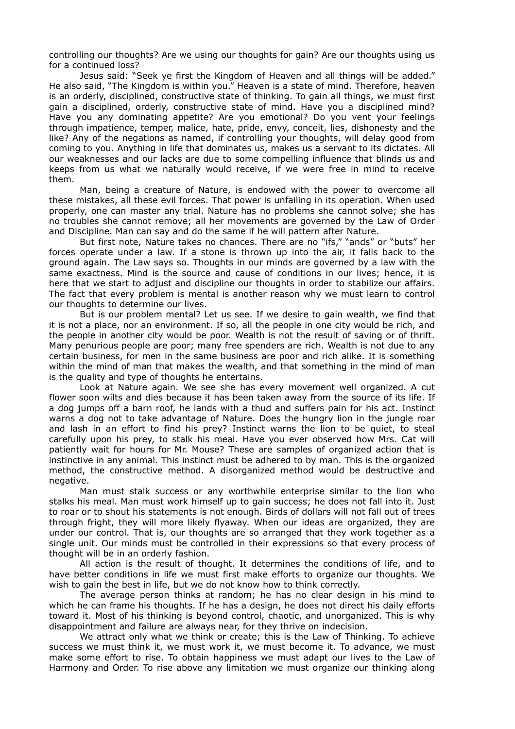controlling our thoughts? Are we using our thoughts for gain? Are our thoughts using us for a continued loss?

Jesus said: "Seek ye first the Kingdom of Heaven and all things will be added." He also said, "The Kingdom is within you." Heaven is a state of mind. Therefore, heaven is an orderly, disciplined, constructive state of thinking. To gain all things, we must first gain a disciplined, orderly, constructive state of mind. Have you a disciplined mind? Have you any dominating appetite? Are you emotional? Do you vent your feelings through impatience, temper, malice, hate, pride, envy, conceit, lies, dishonesty and the like? Any of the negations as named, if controlling your thoughts, will delay good from coming to you. Anything in life that dominates us, makes us a servant to its dictates. All our weaknesses and our lacks are due to some compelling influence that blinds us and keeps from us what we naturally would receive, if we were free in mind to receive them.

Man, being a creature of Nature, is endowed with the power to overcome all these mistakes, all these evil forces. That power is unfailing in its operation. When used properly, one can master any trial. Nature has no problems she cannot solve; she has no troubles she cannot remove; all her movements are governed by the Law of Order and Discipline. Man can say and do the same if he will pattern after Nature.

But first note, Nature takes no chances. There are no "ifs," "ands" or "buts" her forces operate under a law. If a stone is thrown up into the air, it falls back to the ground again. The Law says so. Thoughts in our minds are governed by a law with the same exactness. Mind is the source and cause of conditions in our lives; hence, it is here that we start to adjust and discipline our thoughts in order to stabilize our affairs. The fact that every problem is mental is another reason why we must learn to control our thoughts to determine our lives.

But is our problem mental? Let us see. If we desire to gain wealth, we find that it is not a place, nor an environment. If so, all the people in one city would be rich, and the people in another city would be poor. Wealth is not the result of saving or of thrift. Many penurious people are poor; many free spenders are rich. Wealth is not due to any certain business, for men in the same business are poor and rich alike. It is something within the mind of man that makes the wealth, and that something in the mind of man is the quality and type of thoughts he entertains.

Look at Nature again. We see she has every movement well organized. A cut flower soon wilts and dies because it has been taken away from the source of its life. If a dog jumps off a barn roof, he lands with a thud and suffers pain for his act. Instinct warns a dog not to take advantage of Nature. Does the hungry lion in the jungle roar and lash in an effort to find his prey? Instinct warns the lion to be quiet, to steal carefully upon his prey, to stalk his meal. Have you ever observed how Mrs. Cat will patiently wait for hours for Mr. Mouse? These are samples of organized action that is instinctive in any animal. This instinct must be adhered to by man. This is the organized method, the constructive method. A disorganized method would be destructive and negative.

Man must stalk success or any worthwhile enterprise similar to the lion who stalks his meal. Man must work himself up to gain success; he does not fall into it. Just to roar or to shout his statements is not enough. Birds of dollars will not fall out of trees through fright, they will more likely flyaway. When our ideas are organized, they are under our control. That is, our thoughts are so arranged that they work together as a single unit. Our minds must be controlled in their expressions so that every process of thought will be in an orderly fashion.

All action is the result of thought. It determines the conditions of life, and to have better conditions in life we must first make efforts to organize our thoughts. We wish to gain the best in life, but we do not know how to think correctly.

The average person thinks at random; he has no clear design in his mind to which he can frame his thoughts. If he has a design, he does not direct his daily efforts toward it. Most of his thinking is beyond control, chaotic, and unorganized. This is why disappointment and failure are always near, for they thrive on indecision.

We attract only what we think or create; this is the Law of Thinking. To achieve success we must think it, we must work it, we must become it. To advance, we must make some effort to rise. To obtain happiness we must adapt our lives to the Law of Harmony and Order. To rise above any limitation we must organize our thinking along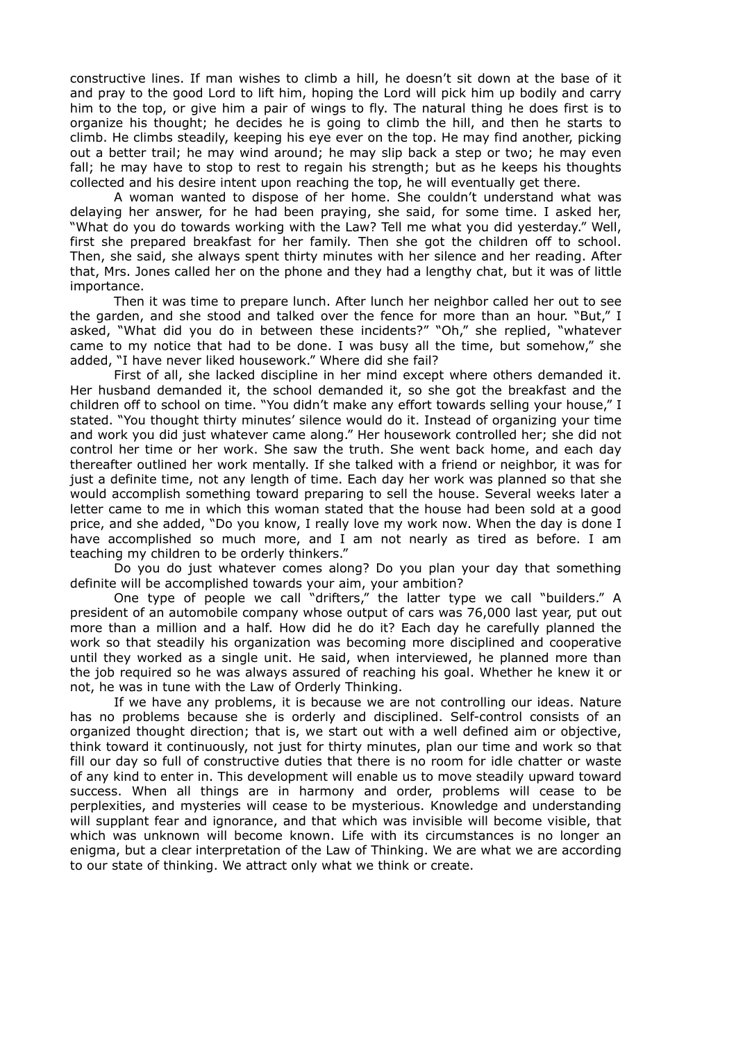constructive lines. If man wishes to climb a hill, he doesn't sit down at the base of it and pray to the good Lord to lift him, hoping the Lord will pick him up bodily and carry him to the top, or give him a pair of wings to fly. The natural thing he does first is to organize his thought; he decides he is going to climb the hill, and then he starts to climb. He climbs steadily, keeping his eye ever on the top. He may find another, picking out a better trail; he may wind around; he may slip back a step or two; he may even fall; he may have to stop to rest to regain his strength; but as he keeps his thoughts collected and his desire intent upon reaching the top, he will eventually get there.

A woman wanted to dispose of her home. She couldn't understand what was delaying her answer, for he had been praying, she said, for some time. I asked her, "What do you do towards working with the Law? Tell me what you did yesterday." Well, first she prepared breakfast for her family. Then she got the children off to school. Then, she said, she always spent thirty minutes with her silence and her reading. After that, Mrs. Jones called her on the phone and they had a lengthy chat, but it was of little importance.

Then it was time to prepare lunch. After lunch her neighbor called her out to see the garden, and she stood and talked over the fence for more than an hour. "But," I asked, "What did you do in between these incidents?" "Oh," she replied, "whatever came to my notice that had to be done. I was busy all the time, but somehow," she added, "I have never liked housework." Where did she fail?

First of all, she lacked discipline in her mind except where others demanded it. Her husband demanded it, the school demanded it, so she got the breakfast and the children off to school on time. "You didn't make any effort towards selling your house," I stated. "You thought thirty minutes' silence would do it. Instead of organizing your time and work you did just whatever came along." Her housework controlled her; she did not control her time or her work. She saw the truth. She went back home, and each day thereafter outlined her work mentally. If she talked with a friend or neighbor, it was for just a definite time, not any length of time. Each day her work was planned so that she would accomplish something toward preparing to sell the house. Several weeks later a letter came to me in which this woman stated that the house had been sold at a good price, and she added, "Do you know, I really love my work now. When the day is done I have accomplished so much more, and I am not nearly as tired as before. I am teaching my children to be orderly thinkers."

Do you do just whatever comes along? Do you plan your day that something definite will be accomplished towards your aim, your ambition?

One type of people we call "drifters," the latter type we call "builders." A president of an automobile company whose output of cars was 76,000 last year, put out more than a million and a half. How did he do it? Each day he carefully planned the work so that steadily his organization was becoming more disciplined and cooperative until they worked as a single unit. He said, when interviewed, he planned more than the job required so he was always assured of reaching his goal. Whether he knew it or not, he was in tune with the Law of Orderly Thinking.

If we have any problems, it is because we are not controlling our ideas. Nature has no problems because she is orderly and disciplined. Self-control consists of an organized thought direction; that is, we start out with a well defined aim or objective, think toward it continuously, not just for thirty minutes, plan our time and work so that fill our day so full of constructive duties that there is no room for idle chatter or waste of any kind to enter in. This development will enable us to move steadily upward toward success. When all things are in harmony and order, problems will cease to be perplexities, and mysteries will cease to be mysterious. Knowledge and understanding will supplant fear and ignorance, and that which was invisible will become visible, that which was unknown will become known. Life with its circumstances is no longer an enigma, but a clear interpretation of the Law of Thinking. We are what we are according to our state of thinking. We attract only what we think or create.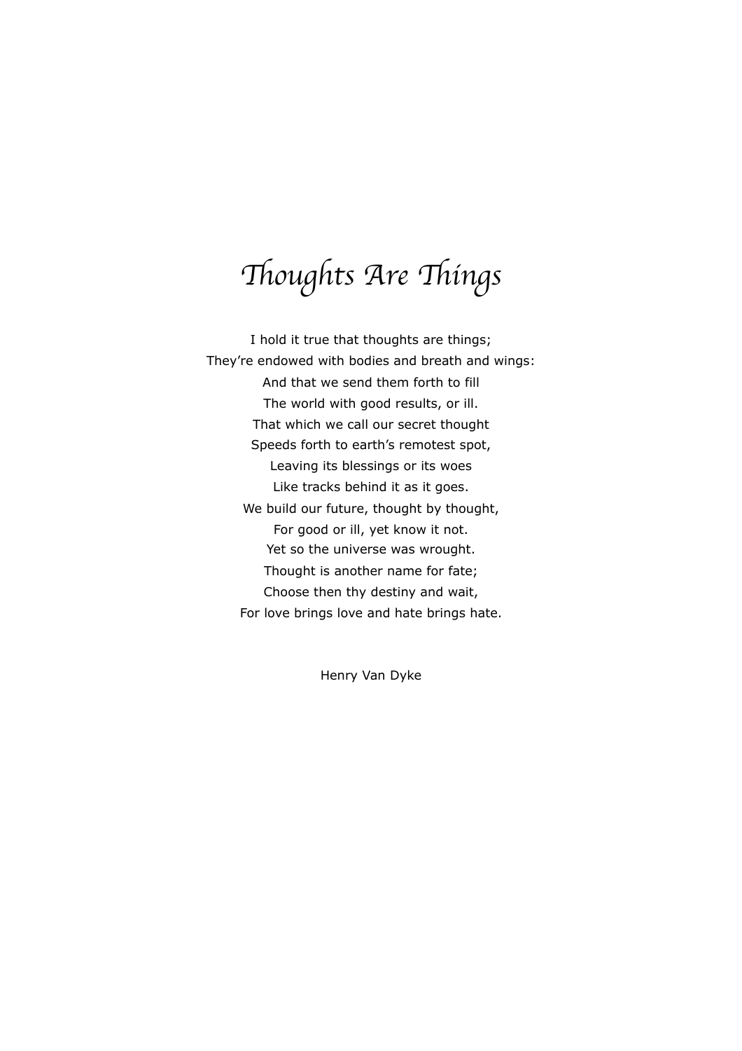# *Thoughts Are Things*

I hold it true that thoughts are things;  
They're endowed with bodies and breath and wings:  
And that we send them forth to fill  
The world with good results, or ill.  
That which we call our secret thought  
Speeds forth to earth's remotest spot,  
Leaving its blessings or its woes  
Like tracks behind it as it goes.  
We build our future, thought by thought,  
For good or ill, yet know it not.  
Yet so the universe was wrought.  
Thought is another name for fate;  
Choose then thy destiny and wait,  
For love brings love and hate brings hate.

Henry Van Dyke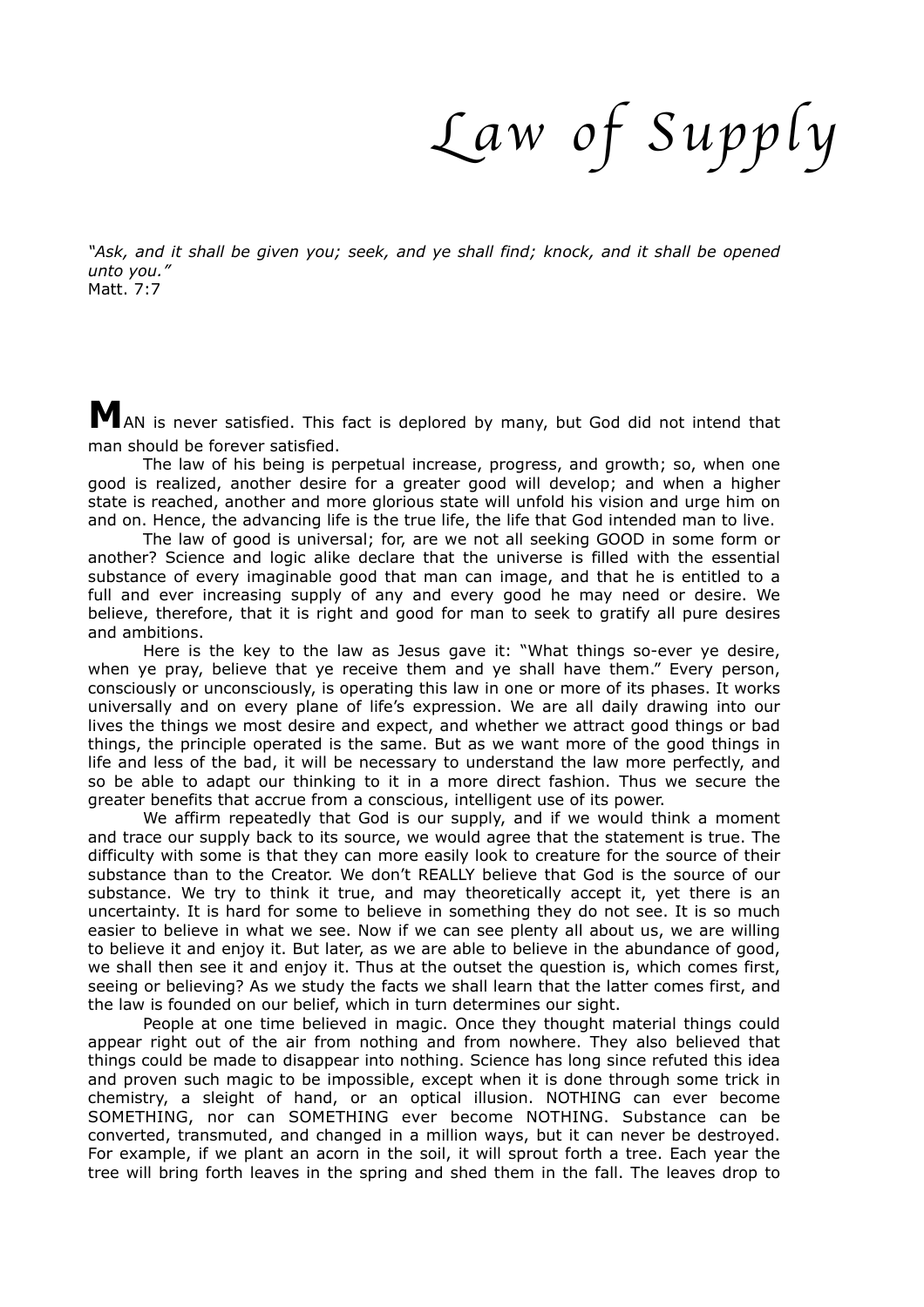# Law of Supply

*"Ask, and it shall be given you; seek, and ye shall find; knock, and it shall be opened unto you."*
Matt. 7:7

**M**AN is never satisfied. This fact is deplored by many, but God did not intend that man should be forever satisfied.

The law of his being is perpetual increase, progress, and growth; so, when one good is realized, another desire for a greater good will develop; and when a higher state is reached, another and more glorious state will unfold his vision and urge him on and on. Hence, the advancing life is the true life, the life that God intended man to live.

The law of good is universal; for, are we not all seeking GOOD in some form or another? Science and logic alike declare that the universe is filled with the essential substance of every imaginable good that man can image, and that he is entitled to a full and ever increasing supply of any and every good he may need or desire. We believe, therefore, that it is right and good for man to seek to gratify all pure desires and ambitions.

Here is the key to the law as Jesus gave it: "What things so-ever ye desire, when ye pray, believe that ye receive them and ye shall have them." Every person, consciously or unconsciously, is operating this law in one or more of its phases. It works universally and on every plane of life's expression. We are all daily drawing into our lives the things we most desire and expect, and whether we attract good things or bad things, the principle operated is the same. But as we want more of the good things in life and less of the bad, it will be necessary to understand the law more perfectly, and so be able to adapt our thinking to it in a more direct fashion. Thus we secure the greater benefits that accrue from a conscious, intelligent use of its power.

We affirm repeatedly that God is our supply, and if we would think a moment and trace our supply back to its source, we would agree that the statement is true. The difficulty with some is that they can more easily look to creature for the source of their substance than to the Creator. We don't REALLY believe that God is the source of our substance. We try to think it true, and may theoretically accept it, yet there is an uncertainty. It is hard for some to believe in something they do not see. It is so much easier to believe in what we see. Now if we can see plenty all about us, we are willing to believe it and enjoy it. But later, as we are able to believe in the abundance of good, we shall then see it and enjoy it. Thus at the outset the question is, which comes first, seeing or believing? As we study the facts we shall learn that the latter comes first, and the law is founded on our belief, which in turn determines our sight.

People at one time believed in magic. Once they thought material things could appear right out of the air from nothing and from nowhere. They also believed that things could be made to disappear into nothing. Science has long since refuted this idea and proven such magic to be impossible, except when it is done through some trick in chemistry, a sleight of hand, or an optical illusion. NOTHING can ever become SOMETHING, nor can SOMETHING ever become NOTHING. Substance can be converted, transmuted, and changed in a million ways, but it can never be destroyed. For example, if we plant an acorn in the soil, it will sprout forth a tree. Each year the tree will bring forth leaves in the spring and shed them in the fall. The leaves drop to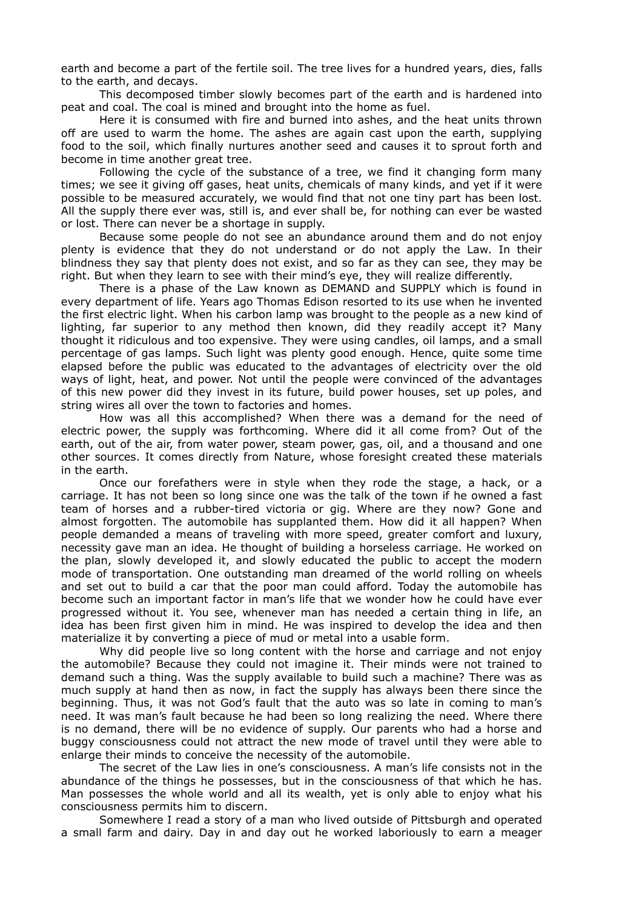earth and become a part of the fertile soil. The tree lives for a hundred years, dies, falls to the earth, and decays.

This decomposed timber slowly becomes part of the earth and is hardened into peat and coal. The coal is mined and brought into the home as fuel.

Here it is consumed with fire and burned into ashes, and the heat units thrown off are used to warm the home. The ashes are again cast upon the earth, supplying food to the soil, which finally nurtures another seed and causes it to sprout forth and become in time another great tree.

Following the cycle of the substance of a tree, we find it changing form many times; we see it giving off gases, heat units, chemicals of many kinds, and yet if it were possible to be measured accurately, we would find that not one tiny part has been lost. All the supply there ever was, still is, and ever shall be, for nothing can ever be wasted or lost. There can never be a shortage in supply.

Because some people do not see an abundance around them and do not enjoy plenty is evidence that they do not understand or do not apply the Law. In their blindness they say that plenty does not exist, and so far as they can see, they may be right. But when they learn to see with their mind's eye, they will realize differently.

There is a phase of the Law known as DEMAND and SUPPLY which is found in every department of life. Years ago Thomas Edison resorted to its use when he invented the first electric light. When his carbon lamp was brought to the people as a new kind of lighting, far superior to any method then known, did they readily accept it? Many thought it ridiculous and too expensive. They were using candles, oil lamps, and a small percentage of gas lamps. Such light was plenty good enough. Hence, quite some time elapsed before the public was educated to the advantages of electricity over the old ways of light, heat, and power. Not until the people were convinced of the advantages of this new power did they invest in its future, build power houses, set up poles, and string wires all over the town to factories and homes.

How was all this accomplished? When there was a demand for the need of electric power, the supply was forthcoming. Where did it all come from? Out of the earth, out of the air, from water power, steam power, gas, oil, and a thousand and one other sources. It comes directly from Nature, whose foresight created these materials in the earth.

Once our forefathers were in style when they rode the stage, a hack, or a carriage. It has not been so long since one was the talk of the town if he owned a fast team of horses and a rubber-tired victoria or gig. Where are they now? Gone and almost forgotten. The automobile has supplanted them. How did it all happen? When people demanded a means of traveling with more speed, greater comfort and luxury, necessity gave man an idea. He thought of building a horseless carriage. He worked on the plan, slowly developed it, and slowly educated the public to accept the modern mode of transportation. One outstanding man dreamed of the world rolling on wheels and set out to build a car that the poor man could afford. Today the automobile has become such an important factor in man's life that we wonder how he could have ever progressed without it. You see, whenever man has needed a certain thing in life, an idea has been first given him in mind. He was inspired to develop the idea and then materialize it by converting a piece of mud or metal into a usable form.

Why did people live so long content with the horse and carriage and not enjoy the automobile? Because they could not imagine it. Their minds were not trained to demand such a thing. Was the supply available to build such a machine? There was as much supply at hand then as now, in fact the supply has always been there since the beginning. Thus, it was not God's fault that the auto was so late in coming to man's need. It was man's fault because he had been so long realizing the need. Where there is no demand, there will be no evidence of supply. Our parents who had a horse and buggy consciousness could not attract the new mode of travel until they were able to enlarge their minds to conceive the necessity of the automobile.

The secret of the Law lies in one's consciousness. A man's life consists not in the abundance of the things he possesses, but in the consciousness of that which he has. Man possesses the whole world and all its wealth, yet is only able to enjoy what his consciousness permits him to discern.

Somewhere I read a story of a man who lived outside of Pittsburgh and operated a small farm and dairy. Day in and day out he worked laboriously to earn a meager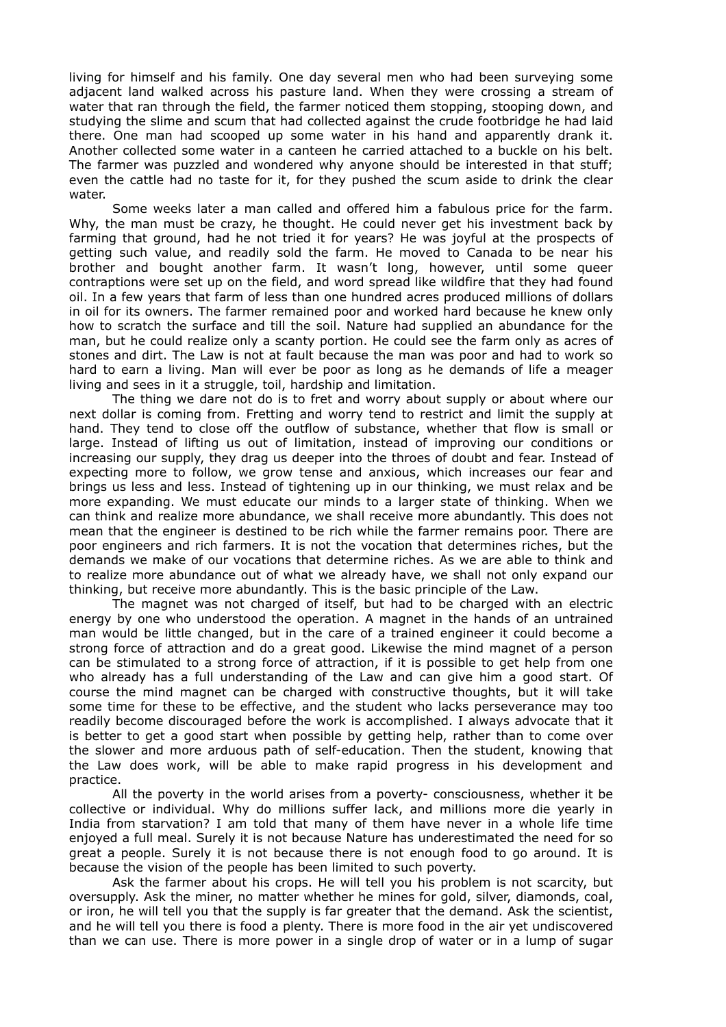living for himself and his family. One day several men who had been surveying some adjacent land walked across his pasture land. When they were crossing a stream of water that ran through the field, the farmer noticed them stopping, stooping down, and studying the slime and scum that had collected against the crude footbridge he had laid there. One man had scooped up some water in his hand and apparently drank it. Another collected some water in a canteen he carried attached to a buckle on his belt. The farmer was puzzled and wondered why anyone should be interested in that stuff; even the cattle had no taste for it, for they pushed the scum aside to drink the clear water.

Some weeks later a man called and offered him a fabulous price for the farm. Why, the man must be crazy, he thought. He could never get his investment back by farming that ground, had he not tried it for years? He was joyful at the prospects of getting such value, and readily sold the farm. He moved to Canada to be near his brother and bought another farm. It wasn't long, however, until some queer contraptions were set up on the field, and word spread like wildfire that they had found oil. In a few years that farm of less than one hundred acres produced millions of dollars in oil for its owners. The farmer remained poor and worked hard because he knew only how to scratch the surface and till the soil. Nature had supplied an abundance for the man, but he could realize only a scanty portion. He could see the farm only as acres of stones and dirt. The Law is not at fault because the man was poor and had to work so hard to earn a living. Man will ever be poor as long as he demands of life a meager living and sees in it a struggle, toil, hardship and limitation.

The thing we dare not do is to fret and worry about supply or about where our next dollar is coming from. Fretting and worry tend to restrict and limit the supply at hand. They tend to close off the outflow of substance, whether that flow is small or large. Instead of lifting us out of limitation, instead of improving our conditions or increasing our supply, they drag us deeper into the throes of doubt and fear. Instead of expecting more to follow, we grow tense and anxious, which increases our fear and brings us less and less. Instead of tightening up in our thinking, we must relax and be more expanding. We must educate our minds to a larger state of thinking. When we can think and realize more abundance, we shall receive more abundantly. This does not mean that the engineer is destined to be rich while the farmer remains poor. There are poor engineers and rich farmers. It is not the vocation that determines riches, but the demands we make of our vocations that determine riches. As we are able to think and to realize more abundance out of what we already have, we shall not only expand our thinking, but receive more abundantly. This is the basic principle of the Law.

The magnet was not charged of itself, but had to be charged with an electric energy by one who understood the operation. A magnet in the hands of an untrained man would be little changed, but in the care of a trained engineer it could become a strong force of attraction and do a great good. Likewise the mind magnet of a person can be stimulated to a strong force of attraction, if it is possible to get help from one who already has a full understanding of the Law and can give him a good start. Of course the mind magnet can be charged with constructive thoughts, but it will take some time for these to be effective, and the student who lacks perseverance may too readily become discouraged before the work is accomplished. I always advocate that it is better to get a good start when possible by getting help, rather than to come over the slower and more arduous path of self-education. Then the student, knowing that the Law does work, will be able to make rapid progress in his development and practice.

All the poverty in the world arises from a poverty- consciousness, whether it be collective or individual. Why do millions suffer lack, and millions more die yearly in India from starvation? I am told that many of them have never in a whole life time enjoyed a full meal. Surely it is not because Nature has underestimated the need for so great a people. Surely it is not because there is not enough food to go around. It is because the vision of the people has been limited to such poverty.

Ask the farmer about his crops. He will tell you his problem is not scarcity, but oversupply. Ask the miner, no matter whether he mines for gold, silver, diamonds, coal, or iron, he will tell you that the supply is far greater that the demand. Ask the scientist, and he will tell you there is food a plenty. There is more food in the air yet undiscovered than we can use. There is more power in a single drop of water or in a lump of sugar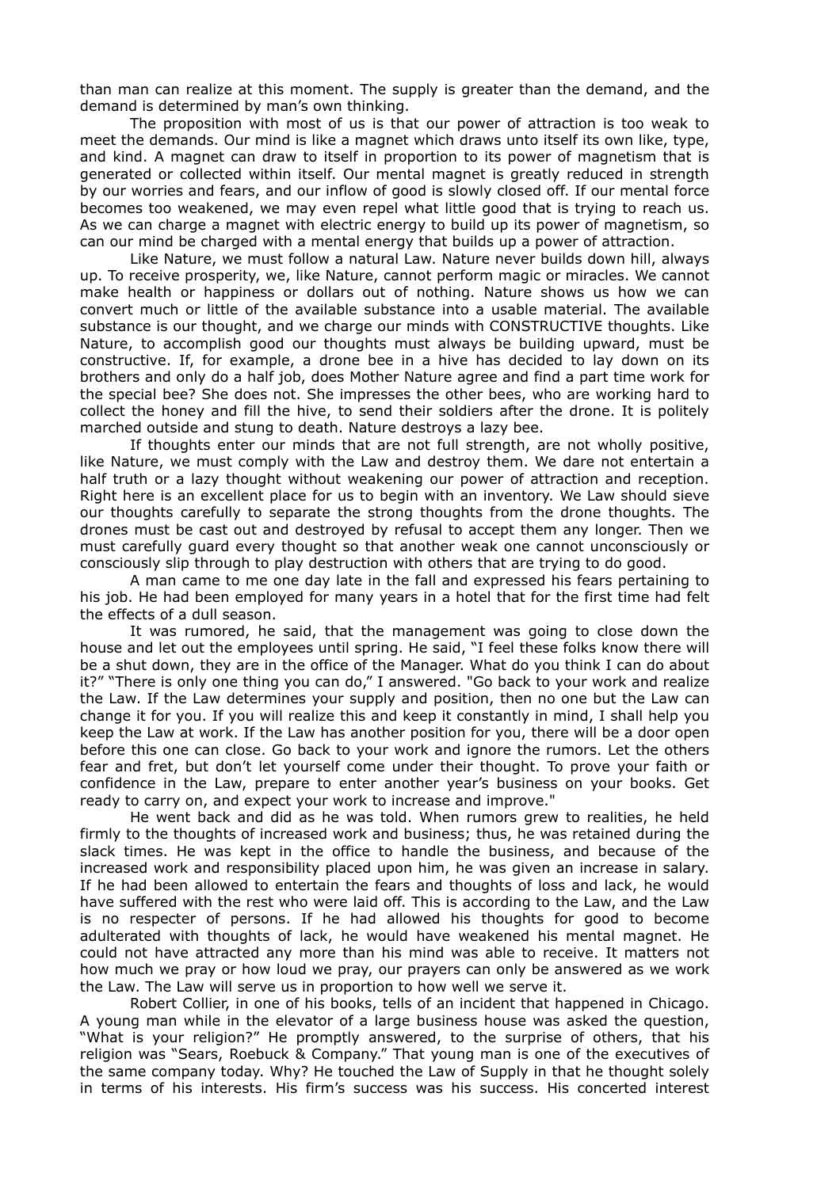than man can realize at this moment. The supply is greater than the demand, and the demand is determined by man's own thinking.

The proposition with most of us is that our power of attraction is too weak to meet the demands. Our mind is like a magnet which draws unto itself its own like, type, and kind. A magnet can draw to itself in proportion to its power of magnetism that is generated or collected within itself. Our mental magnet is greatly reduced in strength by our worries and fears, and our inflow of good is slowly closed off. If our mental force becomes too weakened, we may even repel what little good that is trying to reach us. As we can charge a magnet with electric energy to build up its power of magnetism, so can our mind be charged with a mental energy that builds up a power of attraction.

Like Nature, we must follow a natural Law. Nature never builds down hill, always up. To receive prosperity, we, like Nature, cannot perform magic or miracles. We cannot make health or happiness or dollars out of nothing. Nature shows us how we can convert much or little of the available substance into a usable material. The available substance is our thought, and we charge our minds with CONSTRUCTIVE thoughts. Like Nature, to accomplish good our thoughts must always be building upward, must be constructive. If, for example, a drone bee in a hive has decided to lay down on its brothers and only do a half job, does Mother Nature agree and find a part time work for the special bee? She does not. She impresses the other bees, who are working hard to collect the honey and fill the hive, to send their soldiers after the drone. It is politely marched outside and stung to death. Nature destroys a lazy bee.

If thoughts enter our minds that are not full strength, are not wholly positive, like Nature, we must comply with the Law and destroy them. We dare not entertain a half truth or a lazy thought without weakening our power of attraction and reception. Right here is an excellent place for us to begin with an inventory. We Law should sieve our thoughts carefully to separate the strong thoughts from the drone thoughts. The drones must be cast out and destroyed by refusal to accept them any longer. Then we must carefully guard every thought so that another weak one cannot unconsciously or consciously slip through to play destruction with others that are trying to do good.

A man came to me one day late in the fall and expressed his fears pertaining to his job. He had been employed for many years in a hotel that for the first time had felt the effects of a dull season.

It was rumored, he said, that the management was going to close down the house and let out the employees until spring. He said, "I feel these folks know there will be a shut down, they are in the office of the Manager. What do you think I can do about it?" "There is only one thing you can do," I answered. "Go back to your work and realize the Law. If the Law determines your supply and position, then no one but the Law can change it for you. If you will realize this and keep it constantly in mind, I shall help you keep the Law at work. If the Law has another position for you, there will be a door open before this one can close. Go back to your work and ignore the rumors. Let the others fear and fret, but don't let yourself come under their thought. To prove your faith or confidence in the Law, prepare to enter another year's business on your books. Get ready to carry on, and expect your work to increase and improve."

He went back and did as he was told. When rumors grew to realities, he held firmly to the thoughts of increased work and business; thus, he was retained during the slack times. He was kept in the office to handle the business, and because of the increased work and responsibility placed upon him, he was given an increase in salary. If he had been allowed to entertain the fears and thoughts of loss and lack, he would have suffered with the rest who were laid off. This is according to the Law, and the Law is no respecter of persons. If he had allowed his thoughts for good to become adulterated with thoughts of lack, he would have weakened his mental magnet. He could not have attracted any more than his mind was able to receive. It matters not how much we pray or how loud we pray, our prayers can only be answered as we work the Law. The Law will serve us in proportion to how well we serve it.

Robert Collier, in one of his books, tells of an incident that happened in Chicago. A young man while in the elevator of a large business house was asked the question, "What is your religion?" He promptly answered, to the surprise of others, that his religion was "Sears, Roebuck & Company." That young man is one of the executives of the same company today. Why? He touched the Law of Supply in that he thought solely in terms of his interests. His firm's success was his success. His concerted interest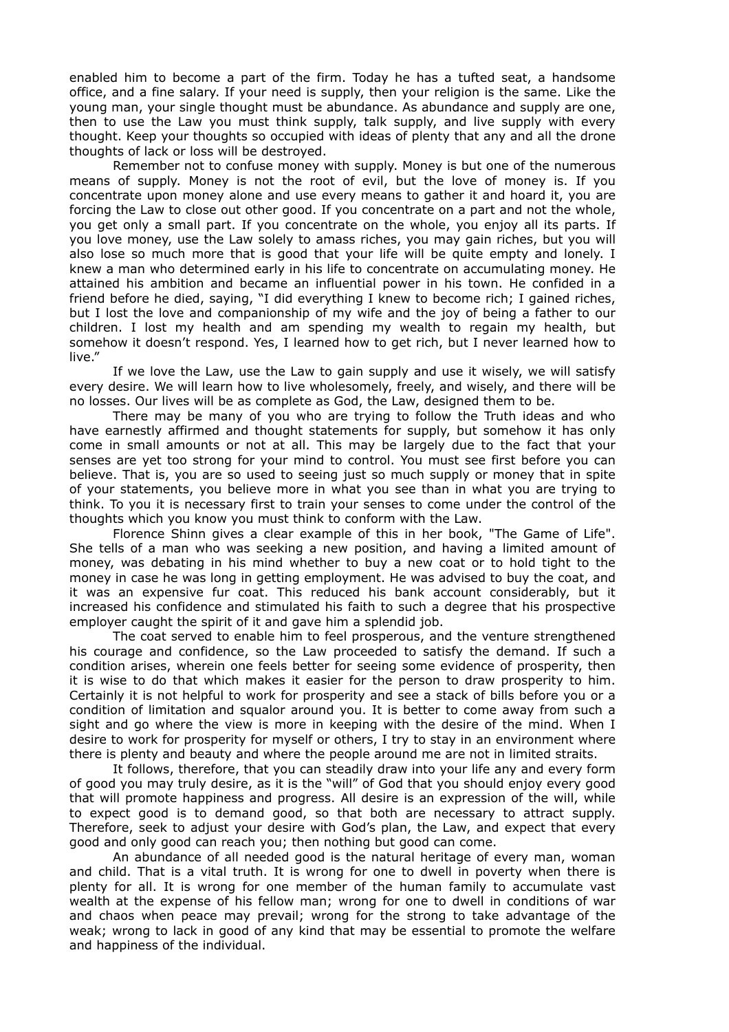enabled him to become a part of the firm. Today he has a tufted seat, a handsome office, and a fine salary. If your need is supply, then your religion is the same. Like the young man, your single thought must be abundance. As abundance and supply are one, then to use the Law you must think supply, talk supply, and live supply with every thought. Keep your thoughts so occupied with ideas of plenty that any and all the drone thoughts of lack or loss will be destroyed.

Remember not to confuse money with supply. Money is but one of the numerous means of supply. Money is not the root of evil, but the love of money is. If you concentrate upon money alone and use every means to gather it and hoard it, you are forcing the Law to close out other good. If you concentrate on a part and not the whole, you get only a small part. If you concentrate on the whole, you enjoy all its parts. If you love money, use the Law solely to amass riches, you may gain riches, but you will also lose so much more that is good that your life will be quite empty and lonely. I knew a man who determined early in his life to concentrate on accumulating money. He attained his ambition and became an influential power in his town. He confided in a friend before he died, saying, "I did everything I knew to become rich; I gained riches, but I lost the love and companionship of my wife and the joy of being a father to our children. I lost my health and am spending my wealth to regain my health, but somehow it doesn't respond. Yes, I learned how to get rich, but I never learned how to live."

If we love the Law, use the Law to gain supply and use it wisely, we will satisfy every desire. We will learn how to live wholesomely, freely, and wisely, and there will be no losses. Our lives will be as complete as God, the Law, designed them to be.

There may be many of you who are trying to follow the Truth ideas and who have earnestly affirmed and thought statements for supply, but somehow it has only come in small amounts or not at all. This may be largely due to the fact that your senses are yet too strong for your mind to control. You must see first before you can believe. That is, you are so used to seeing just so much supply or money that in spite of your statements, you believe more in what you see than in what you are trying to think. To you it is necessary first to train your senses to come under the control of the thoughts which you know you must think to conform with the Law.

Florence Shinn gives a clear example of this in her book, "The Game of Life". She tells of a man who was seeking a new position, and having a limited amount of money, was debating in his mind whether to buy a new coat or to hold tight to the money in case he was long in getting employment. He was advised to buy the coat, and it was an expensive fur coat. This reduced his bank account considerably, but it increased his confidence and stimulated his faith to such a degree that his prospective employer caught the spirit of it and gave him a splendid job.

The coat served to enable him to feel prosperous, and the venture strengthened his courage and confidence, so the Law proceeded to satisfy the demand. If such a condition arises, wherein one feels better for seeing some evidence of prosperity, then it is wise to do that which makes it easier for the person to draw prosperity to him. Certainly it is not helpful to work for prosperity and see a stack of bills before you or a condition of limitation and squalor around you. It is better to come away from such a sight and go where the view is more in keeping with the desire of the mind. When I desire to work for prosperity for myself or others, I try to stay in an environment where there is plenty and beauty and where the people around me are not in limited straits.

It follows, therefore, that you can steadily draw into your life any and every form of good you may truly desire, as it is the "will" of God that you should enjoy every good that will promote happiness and progress. All desire is an expression of the will, while to expect good is to demand good, so that both are necessary to attract supply. Therefore, seek to adjust your desire with God's plan, the Law, and expect that every good and only good can reach you; then nothing but good can come.

An abundance of all needed good is the natural heritage of every man, woman and child. That is a vital truth. It is wrong for one to dwell in poverty when there is plenty for all. It is wrong for one member of the human family to accumulate vast wealth at the expense of his fellow man; wrong for one to dwell in conditions of war and chaos when peace may prevail; wrong for the strong to take advantage of the weak; wrong to lack in good of any kind that may be essential to promote the welfare and happiness of the individual.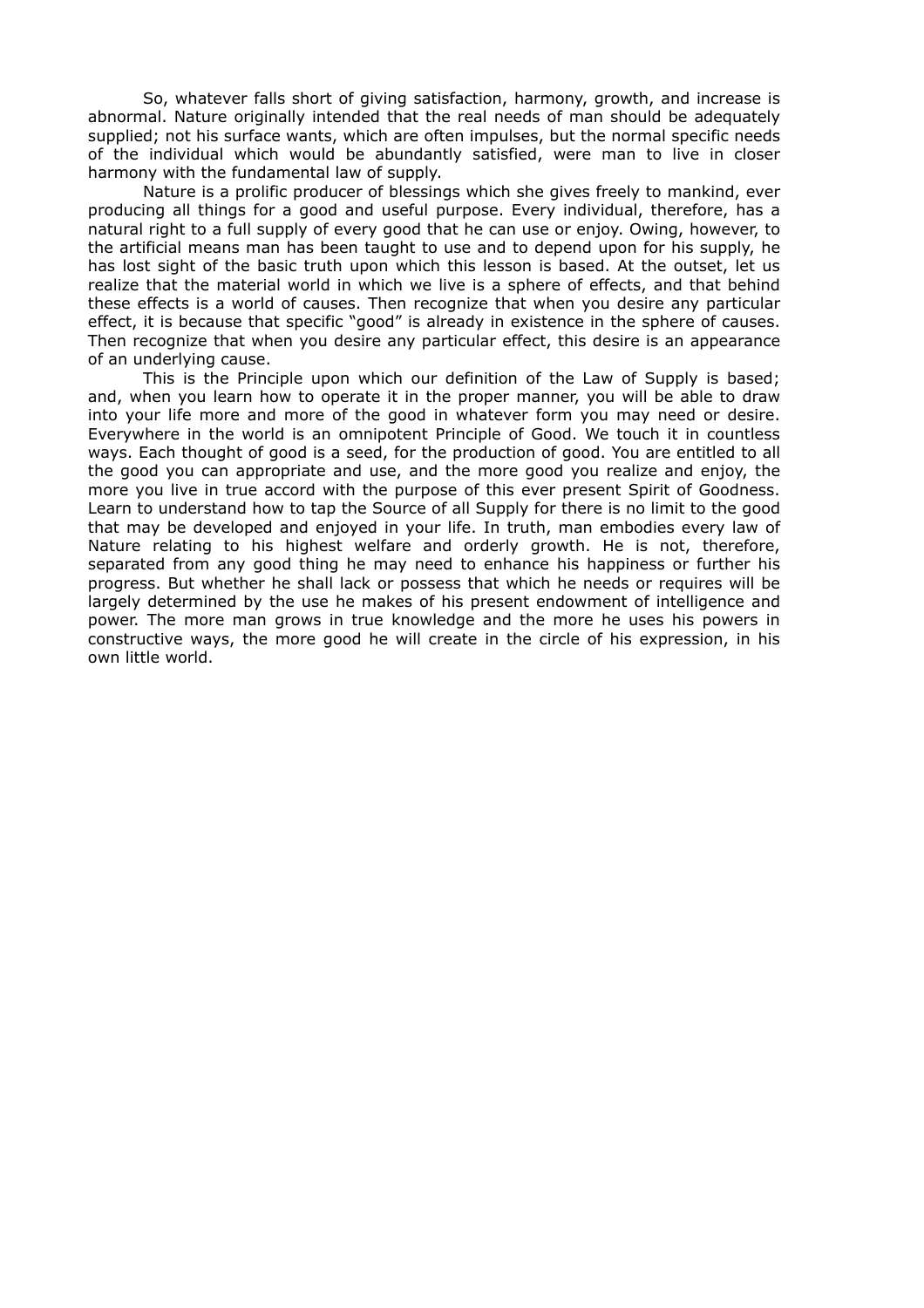So, whatever falls short of giving satisfaction, harmony, growth, and increase is abnormal. Nature originally intended that the real needs of man should be adequately supplied; not his surface wants, which are often impulses, but the normal specific needs of the individual which would be abundantly satisfied, were man to live in closer harmony with the fundamental law of supply.

Nature is a prolific producer of blessings which she gives freely to mankind, ever producing all things for a good and useful purpose. Every individual, therefore, has a natural right to a full supply of every good that he can use or enjoy. Owing, however, to the artificial means man has been taught to use and to depend upon for his supply, he has lost sight of the basic truth upon which this lesson is based. At the outset, let us realize that the material world in which we live is a sphere of effects, and that behind these effects is a world of causes. Then recognize that when you desire any particular effect, it is because that specific "good" is already in existence in the sphere of causes. Then recognize that when you desire any particular effect, this desire is an appearance of an underlying cause.

This is the Principle upon which our definition of the Law of Supply is based; and, when you learn how to operate it in the proper manner, you will be able to draw into your life more and more of the good in whatever form you may need or desire. Everywhere in the world is an omnipotent Principle of Good. We touch it in countless ways. Each thought of good is a seed, for the production of good. You are entitled to all the good you can appropriate and use, and the more good you realize and enjoy, the more you live in true accord with the purpose of this ever present Spirit of Goodness. Learn to understand how to tap the Source of all Supply for there is no limit to the good that may be developed and enjoyed in your life. In truth, man embodies every law of Nature relating to his highest welfare and orderly growth. He is not, therefore, separated from any good thing he may need to enhance his happiness or further his progress. But whether he shall lack or possess that which he needs or requires will be largely determined by the use he makes of his present endowment of intelligence and power. The more man grows in true knowledge and the more he uses his powers in constructive ways, the more good he will create in the circle of his expression, in his own little world.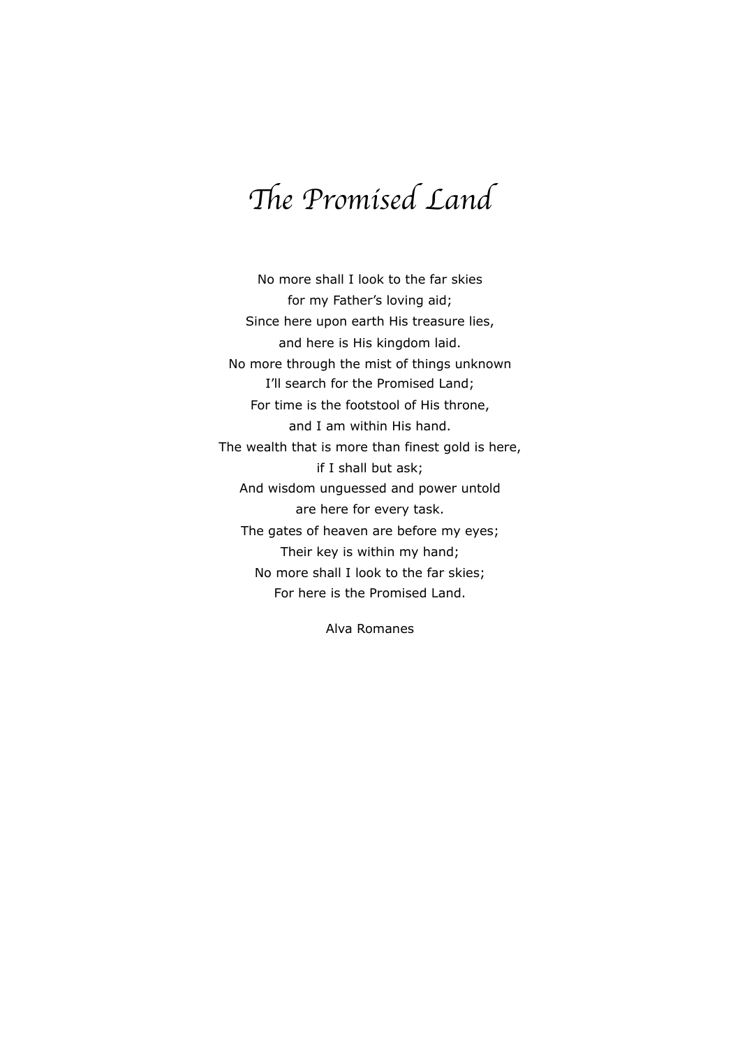# *The Promised Land*

No more shall I look to the far skies  
for my Father's loving aid;  
Since here upon earth His treasure lies,  
and here is His kingdom laid.  
No more through the mist of things unknown  
I'll search for the Promised Land;  
For time is the footstool of His throne,  
and I am within His hand.  
The wealth that is more than finest gold is here,  
if I shall but ask;  
And wisdom unguessed and power untold  
are here for every task.  
The gates of heaven are before my eyes;  
Their key is within my hand;  
No more shall I look to the far skies;  
For here is the Promised Land.

Alva Romanes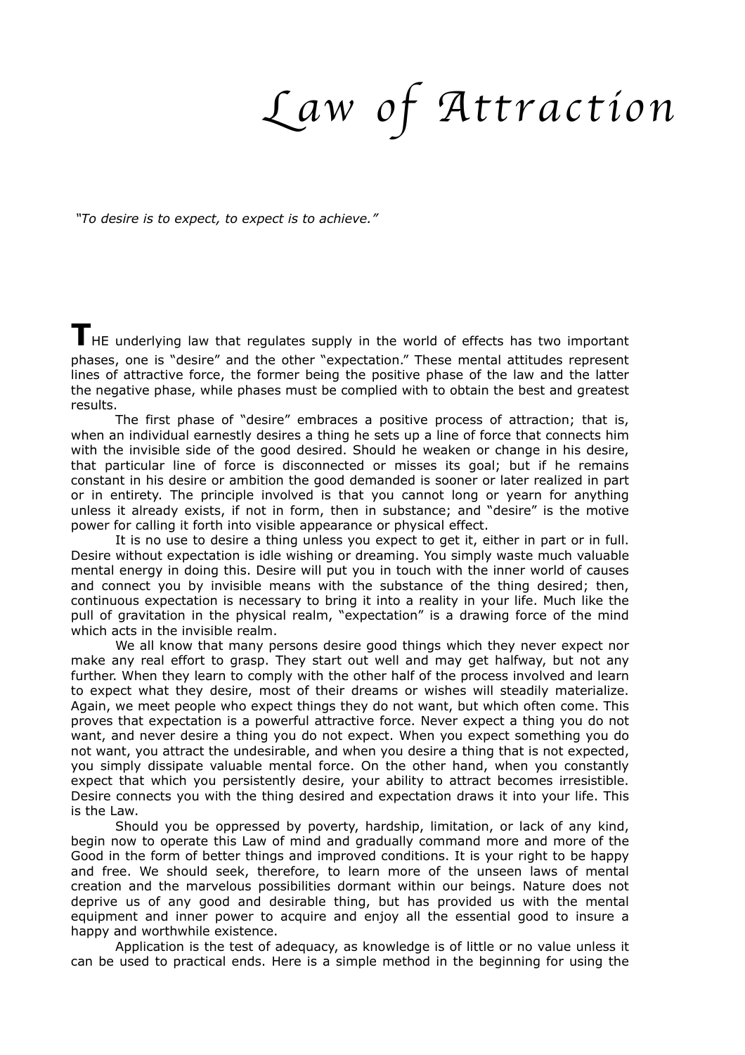# Law of Attraction

*"To desire is to expect, to expect is to achieve."*

**T**HE underlying law that regulates supply in the world of effects has two important phases, one is "desire" and the other "expectation." These mental attitudes represent lines of attractive force, the former being the positive phase of the law and the latter the negative phase, while phases must be complied with to obtain the best and greatest results.

The first phase of "desire" embraces a positive process of attraction; that is, when an individual earnestly desires a thing he sets up a line of force that connects him with the invisible side of the good desired. Should he weaken or change in his desire, that particular line of force is disconnected or misses its goal; but if he remains constant in his desire or ambition the good demanded is sooner or later realized in part or in entirety. The principle involved is that you cannot long or yearn for anything unless it already exists, if not in form, then in substance; and "desire" is the motive power for calling it forth into visible appearance or physical effect.

It is no use to desire a thing unless you expect to get it, either in part or in full. Desire without expectation is idle wishing or dreaming. You simply waste much valuable mental energy in doing this. Desire will put you in touch with the inner world of causes and connect you by invisible means with the substance of the thing desired; then, continuous expectation is necessary to bring it into a reality in your life. Much like the pull of gravitation in the physical realm, "expectation" is a drawing force of the mind which acts in the invisible realm.

We all know that many persons desire good things which they never expect nor make any real effort to grasp. They start out well and may get halfway, but not any further. When they learn to comply with the other half of the process involved and learn to expect what they desire, most of their dreams or wishes will steadily materialize. Again, we meet people who expect things they do not want, but which often come. This proves that expectation is a powerful attractive force. Never expect a thing you do not want, and never desire a thing you do not expect. When you expect something you do not want, you attract the undesirable, and when you desire a thing that is not expected, you simply dissipate valuable mental force. On the other hand, when you constantly expect that which you persistently desire, your ability to attract becomes irresistible. Desire connects you with the thing desired and expectation draws it into your life. This is the Law.

Should you be oppressed by poverty, hardship, limitation, or lack of any kind, begin now to operate this Law of mind and gradually command more and more of the Good in the form of better things and improved conditions. It is your right to be happy and free. We should seek, therefore, to learn more of the unseen laws of mental creation and the marvelous possibilities dormant within our beings. Nature does not deprive us of any good and desirable thing, but has provided us with the mental equipment and inner power to acquire and enjoy all the essential good to insure a happy and worthwhile existence.

Application is the test of adequacy, as knowledge is of little or no value unless it can be used to practical ends. Here is a simple method in the beginning for using the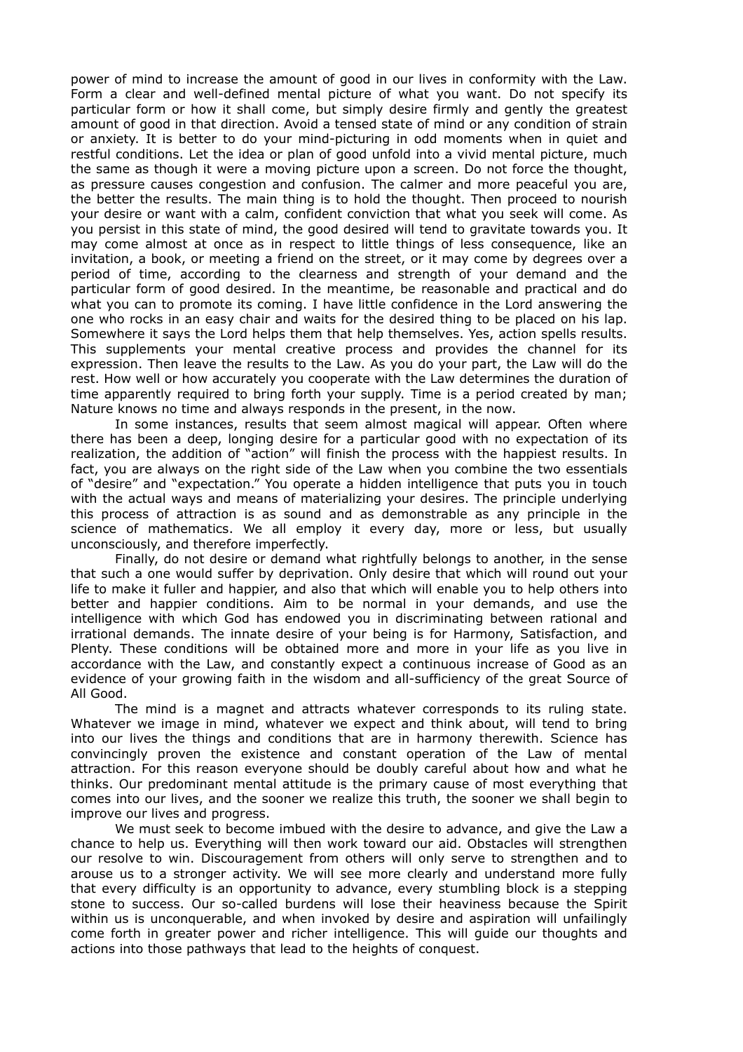power of mind to increase the amount of good in our lives in conformity with the Law. Form a clear and well-defined mental picture of what you want. Do not specify its particular form or how it shall come, but simply desire firmly and gently the greatest amount of good in that direction. Avoid a tensed state of mind or any condition of strain or anxiety. It is better to do your mind-picturing in odd moments when in quiet and restful conditions. Let the idea or plan of good unfold into a vivid mental picture, much the same as though it were a moving picture upon a screen. Do not force the thought, as pressure causes congestion and confusion. The calmer and more peaceful you are, the better the results. The main thing is to hold the thought. Then proceed to nourish your desire or want with a calm, confident conviction that what you seek will come. As you persist in this state of mind, the good desired will tend to gravitate towards you. It may come almost at once as in respect to little things of less consequence, like an invitation, a book, or meeting a friend on the street, or it may come by degrees over a period of time, according to the clearness and strength of your demand and the particular form of good desired. In the meantime, be reasonable and practical and do what you can to promote its coming. I have little confidence in the Lord answering the one who rocks in an easy chair and waits for the desired thing to be placed on his lap. Somewhere it says the Lord helps them that help themselves. Yes, action spells results. This supplements your mental creative process and provides the channel for its expression. Then leave the results to the Law. As you do your part, the Law will do the rest. How well or how accurately you cooperate with the Law determines the duration of time apparently required to bring forth your supply. Time is a period created by man; Nature knows no time and always responds in the present, in the now.

In some instances, results that seem almost magical will appear. Often where there has been a deep, longing desire for a particular good with no expectation of its realization, the addition of "action" will finish the process with the happiest results. In fact, you are always on the right side of the Law when you combine the two essentials of "desire" and "expectation." You operate a hidden intelligence that puts you in touch with the actual ways and means of materializing your desires. The principle underlying this process of attraction is as sound and as demonstrable as any principle in the science of mathematics. We all employ it every day, more or less, but usually unconsciously, and therefore imperfectly.

Finally, do not desire or demand what rightfully belongs to another, in the sense that such a one would suffer by deprivation. Only desire that which will round out your life to make it fuller and happier, and also that which will enable you to help others into better and happier conditions. Aim to be normal in your demands, and use the intelligence with which God has endowed you in discriminating between rational and irrational demands. The innate desire of your being is for Harmony, Satisfaction, and Plenty. These conditions will be obtained more and more in your life as you live in accordance with the Law, and constantly expect a continuous increase of Good as an evidence of your growing faith in the wisdom and all-sufficiency of the great Source of All Good.

The mind is a magnet and attracts whatever corresponds to its ruling state. Whatever we image in mind, whatever we expect and think about, will tend to bring into our lives the things and conditions that are in harmony therewith. Science has convincingly proven the existence and constant operation of the Law of mental attraction. For this reason everyone should be doubly careful about how and what he thinks. Our predominant mental attitude is the primary cause of most everything that comes into our lives, and the sooner we realize this truth, the sooner we shall begin to improve our lives and progress.

We must seek to become imbued with the desire to advance, and give the Law a chance to help us. Everything will then work toward our aid. Obstacles will strengthen our resolve to win. Discouragement from others will only serve to strengthen and to arouse us to a stronger activity. We will see more clearly and understand more fully that every difficulty is an opportunity to advance, every stumbling block is a stepping stone to success. Our so-called burdens will lose their heaviness because the Spirit within us is unconquerable, and when invoked by desire and aspiration will unfailingly come forth in greater power and richer intelligence. This will guide our thoughts and actions into those pathways that lead to the heights of conquest.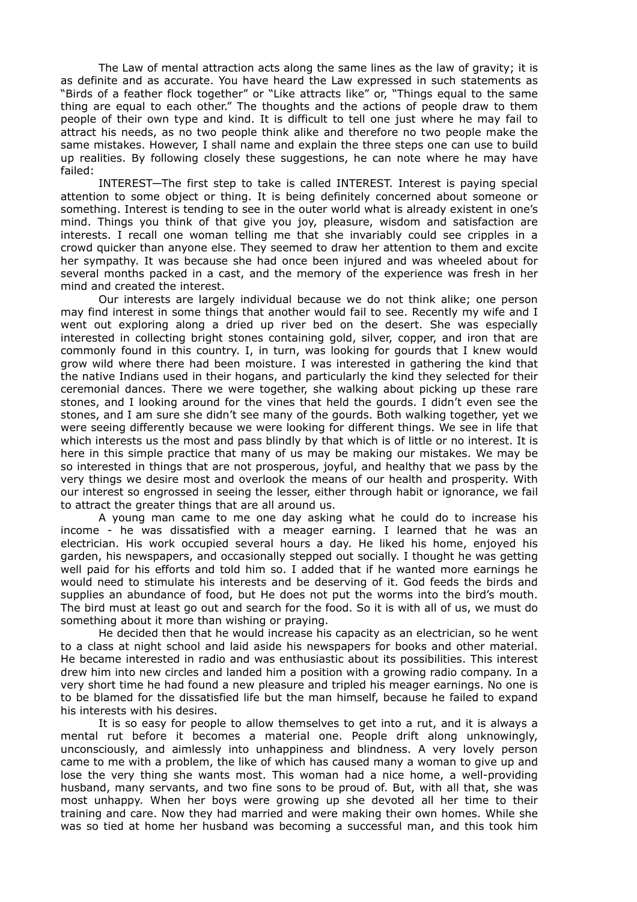The Law of mental attraction acts along the same lines as the law of gravity; it is as definite and as accurate. You have heard the Law expressed in such statements as "Birds of a feather flock together" or "Like attracts like" or, "Things equal to the same thing are equal to each other." The thoughts and the actions of people draw to them people of their own type and kind. It is difficult to tell one just where he may fail to attract his needs, as no two people think alike and therefore no two people make the same mistakes. However, I shall name and explain the three steps one can use to build up realities. By following closely these suggestions, he can note where he may have failed:

INTEREST—The first step to take is called INTEREST. Interest is paying special attention to some object or thing. It is being definitely concerned about someone or something. Interest is tending to see in the outer world what is already existent in one's mind. Things you think of that give you joy, pleasure, wisdom and satisfaction are interests. I recall one woman telling me that she invariably could see cripples in a crowd quicker than anyone else. They seemed to draw her attention to them and excite her sympathy. It was because she had once been injured and was wheeled about for several months packed in a cast, and the memory of the experience was fresh in her mind and created the interest.

Our interests are largely individual because we do not think alike; one person may find interest in some things that another would fail to see. Recently my wife and I went out exploring along a dried up river bed on the desert. She was especially interested in collecting bright stones containing gold, silver, copper, and iron that are commonly found in this country. I, in turn, was looking for gourds that I knew would grow wild where there had been moisture. I was interested in gathering the kind that the native Indians used in their hogans, and particularly the kind they selected for their ceremonial dances. There we were together, she walking about picking up these rare stones, and I looking around for the vines that held the gourds. I didn't even see the stones, and I am sure she didn't see many of the gourds. Both walking together, yet we were seeing differently because we were looking for different things. We see in life that which interests us the most and pass blindly by that which is of little or no interest. It is here in this simple practice that many of us may be making our mistakes. We may be so interested in things that are not prosperous, joyful, and healthy that we pass by the very things we desire most and overlook the means of our health and prosperity. With our interest so engrossed in seeing the lesser, either through habit or ignorance, we fail to attract the greater things that are all around us.

A young man came to me one day asking what he could do to increase his income - he was dissatisfied with a meager earning. I learned that he was an electrician. His work occupied several hours a day. He liked his home, enjoyed his garden, his newspapers, and occasionally stepped out socially. I thought he was getting well paid for his efforts and told him so. I added that if he wanted more earnings he would need to stimulate his interests and be deserving of it. God feeds the birds and supplies an abundance of food, but He does not put the worms into the bird's mouth. The bird must at least go out and search for the food. So it is with all of us, we must do something about it more than wishing or praying.

He decided then that he would increase his capacity as an electrician, so he went to a class at night school and laid aside his newspapers for books and other material. He became interested in radio and was enthusiastic about its possibilities. This interest drew him into new circles and landed him a position with a growing radio company. In a very short time he had found a new pleasure and tripled his meager earnings. No one is to be blamed for the dissatisfied life but the man himself, because he failed to expand his interests with his desires.

It is so easy for people to allow themselves to get into a rut, and it is always a mental rut before it becomes a material one. People drift along unknowingly, unconsciously, and aimlessly into unhappiness and blindness. A very lovely person came to me with a problem, the like of which has caused many a woman to give up and lose the very thing she wants most. This woman had a nice home, a well-providing husband, many servants, and two fine sons to be proud of. But, with all that, she was most unhappy. When her boys were growing up she devoted all her time to their training and care. Now they had married and were making their own homes. While she was so tied at home her husband was becoming a successful man, and this took him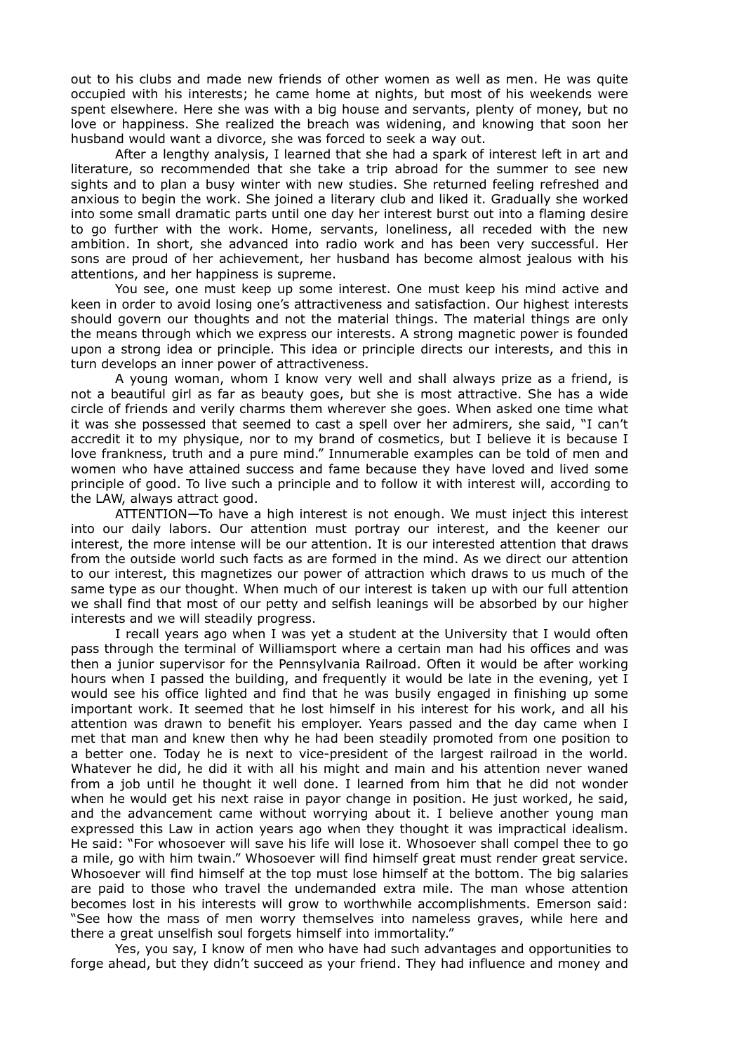out to his clubs and made new friends of other women as well as men. He was quite occupied with his interests; he came home at nights, but most of his weekends were spent elsewhere. Here she was with a big house and servants, plenty of money, but no love or happiness. She realized the breach was widening, and knowing that soon her husband would want a divorce, she was forced to seek a way out.

After a lengthy analysis, I learned that she had a spark of interest left in art and literature, so recommended that she take a trip abroad for the summer to see new sights and to plan a busy winter with new studies. She returned feeling refreshed and anxious to begin the work. She joined a literary club and liked it. Gradually she worked into some small dramatic parts until one day her interest burst out into a flaming desire to go further with the work. Home, servants, loneliness, all receded with the new ambition. In short, she advanced into radio work and has been very successful. Her sons are proud of her achievement, her husband has become almost jealous with his attentions, and her happiness is supreme.

You see, one must keep up some interest. One must keep his mind active and keen in order to avoid losing one's attractiveness and satisfaction. Our highest interests should govern our thoughts and not the material things. The material things are only the means through which we express our interests. A strong magnetic power is founded upon a strong idea or principle. This idea or principle directs our interests, and this in turn develops an inner power of attractiveness.

A young woman, whom I know very well and shall always prize as a friend, is not a beautiful girl as far as beauty goes, but she is most attractive. She has a wide circle of friends and verily charms them wherever she goes. When asked one time what it was she possessed that seemed to cast a spell over her admirers, she said, "I can't accredit it to my physique, nor to my brand of cosmetics, but I believe it is because I love frankness, truth and a pure mind." Innumerable examples can be told of men and women who have attained success and fame because they have loved and lived some principle of good. To live such a principle and to follow it with interest will, according to the LAW, always attract good.

ATTENTION—To have a high interest is not enough. We must inject this interest into our daily labors. Our attention must portray our interest, and the keener our interest, the more intense will be our attention. It is our interested attention that draws from the outside world such facts as are formed in the mind. As we direct our attention to our interest, this magnetizes our power of attraction which draws to us much of the same type as our thought. When much of our interest is taken up with our full attention we shall find that most of our petty and selfish leanings will be absorbed by our higher interests and we will steadily progress.

I recall years ago when I was yet a student at the University that I would often pass through the terminal of Williamsport where a certain man had his offices and was then a junior supervisor for the Pennsylvania Railroad. Often it would be after working hours when I passed the building, and frequently it would be late in the evening, yet I would see his office lighted and find that he was busily engaged in finishing up some important work. It seemed that he lost himself in his interest for his work, and all his attention was drawn to benefit his employer. Years passed and the day came when I met that man and knew then why he had been steadily promoted from one position to a better one. Today he is next to vice-president of the largest railroad in the world. Whatever he did, he did it with all his might and main and his attention never waned from a job until he thought it well done. I learned from him that he did not wonder when he would get his next raise in payor change in position. He just worked, he said, and the advancement came without worrying about it. I believe another young man expressed this Law in action years ago when they thought it was impractical idealism. He said: "For whosoever will save his life will lose it. Whosoever shall compel thee to go a mile, go with him twain." Whosoever will find himself great must render great service. Whosoever will find himself at the top must lose himself at the bottom. The big salaries are paid to those who travel the undemanded extra mile. The man whose attention becomes lost in his interests will grow to worthwhile accomplishments. Emerson said: "See how the mass of men worry themselves into nameless graves, while here and there a great unselfish soul forgets himself into immortality."

Yes, you say, I know of men who have had such advantages and opportunities to forge ahead, but they didn't succeed as your friend. They had influence and money and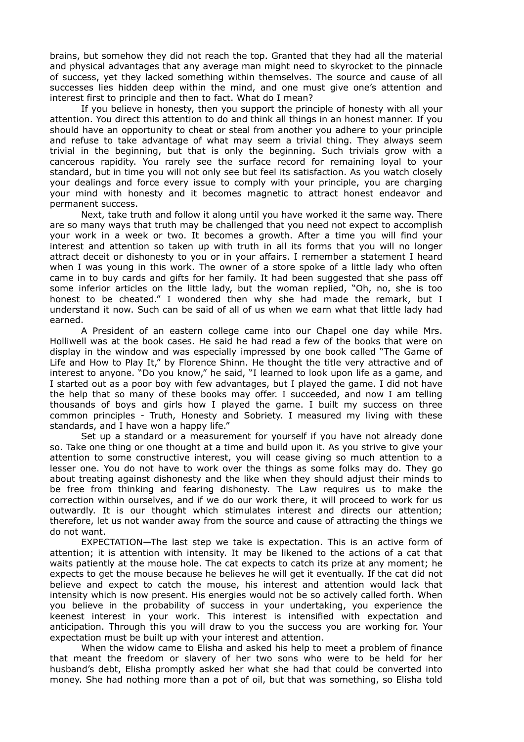brains, but somehow they did not reach the top. Granted that they had all the material and physical advantages that any average man might need to skyrocket to the pinnacle of success, yet they lacked something within themselves. The source and cause of all successes lies hidden deep within the mind, and one must give one's attention and interest first to principle and then to fact. What do I mean?

If you believe in honesty, then you support the principle of honesty with all your attention. You direct this attention to do and think all things in an honest manner. If you should have an opportunity to cheat or steal from another you adhere to your principle and refuse to take advantage of what may seem a trivial thing. They always seem trivial in the beginning, but that is only the beginning. Such trivials grow with a cancerous rapidity. You rarely see the surface record for remaining loyal to your standard, but in time you will not only see but feel its satisfaction. As you watch closely your dealings and force every issue to comply with your principle, you are charging your mind with honesty and it becomes magnetic to attract honest endeavor and permanent success.

Next, take truth and follow it along until you have worked it the same way. There are so many ways that truth may be challenged that you need not expect to accomplish your work in a week or two. It becomes a growth. After a time you will find your interest and attention so taken up with truth in all its forms that you will no longer attract deceit or dishonesty to you or in your affairs. I remember a statement I heard when I was young in this work. The owner of a store spoke of a little lady who often came in to buy cards and gifts for her family. It had been suggested that she pass off some inferior articles on the little lady, but the woman replied, "Oh, no, she is too honest to be cheated." I wondered then why she had made the remark, but I understand it now. Such can be said of all of us when we earn what that little lady had earned.

A President of an eastern college came into our Chapel one day while Mrs. Holliwell was at the book cases. He said he had read a few of the books that were on display in the window and was especially impressed by one book called "The Game of Life and How to Play It," by Florence Shinn. He thought the title very attractive and of interest to anyone. "Do you know," he said, "I learned to look upon life as a game, and I started out as a poor boy with few advantages, but I played the game. I did not have the help that so many of these books may offer. I succeeded, and now I am telling thousands of boys and girls how I played the game. I built my success on three common principles - Truth, Honesty and Sobriety. I measured my living with these standards, and I have won a happy life."

Set up a standard or a measurement for yourself if you have not already done so. Take one thing or one thought at a time and build upon it. As you strive to give your attention to some constructive interest, you will cease giving so much attention to a lesser one. You do not have to work over the things as some folks may do. They go about treating against dishonesty and the like when they should adjust their minds to be free from thinking and fearing dishonesty. The Law requires us to make the correction within ourselves, and if we do our work there, it will proceed to work for us outwardly. It is our thought which stimulates interest and directs our attention; therefore, let us not wander away from the source and cause of attracting the things we do not want.

EXPECTATION—The last step we take is expectation. This is an active form of attention; it is attention with intensity. It may be likened to the actions of a cat that waits patiently at the mouse hole. The cat expects to catch its prize at any moment; he expects to get the mouse because he believes he will get it eventually. If the cat did not believe and expect to catch the mouse, his interest and attention would lack that intensity which is now present. His energies would not be so actively called forth. When you believe in the probability of success in your undertaking, you experience the keenest interest in your work. This interest is intensified with expectation and anticipation. Through this you will draw to you the success you are working for. Your expectation must be built up with your interest and attention.

When the widow came to Elisha and asked his help to meet a problem of finance that meant the freedom or slavery of her two sons who were to be held for her husband's debt, Elisha promptly asked her what she had that could be converted into money. She had nothing more than a pot of oil, but that was something, so Elisha told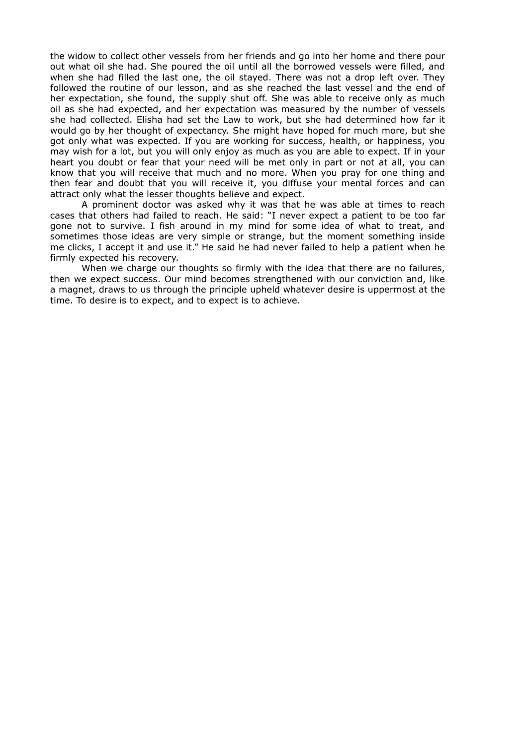the widow to collect other vessels from her friends and go into her home and there pour out what oil she had. She poured the oil until all the borrowed vessels were filled, and when she had filled the last one, the oil stayed. There was not a drop left over. They followed the routine of our lesson, and as she reached the last vessel and the end of her expectation, she found, the supply shut off. She was able to receive only as much oil as she had expected, and her expectation was measured by the number of vessels she had collected. Elisha had set the Law to work, but she had determined how far it would go by her thought of expectancy. She might have hoped for much more, but she got only what was expected. If you are working for success, health, or happiness, you may wish for a lot, but you will only enjoy as much as you are able to expect. If in your heart you doubt or fear that your need will be met only in part or not at all, you can know that you will receive that much and no more. When you pray for one thing and then fear and doubt that you will receive it, you diffuse your mental forces and can attract only what the lesser thoughts believe and expect.

A prominent doctor was asked why it was that he was able at times to reach cases that others had failed to reach. He said: "I never expect a patient to be too far gone not to survive. I fish around in my mind for some idea of what to treat, and sometimes those ideas are very simple or strange, but the moment something inside me clicks, I accept it and use it." He said he had never failed to help a patient when he firmly expected his recovery.

When we charge our thoughts so firmly with the idea that there are no failures, then we expect success. Our mind becomes strengthened with our conviction and, like a magnet, draws to us through the principle upheld whatever desire is uppermost at the time. To desire is to expect, and to expect is to achieve.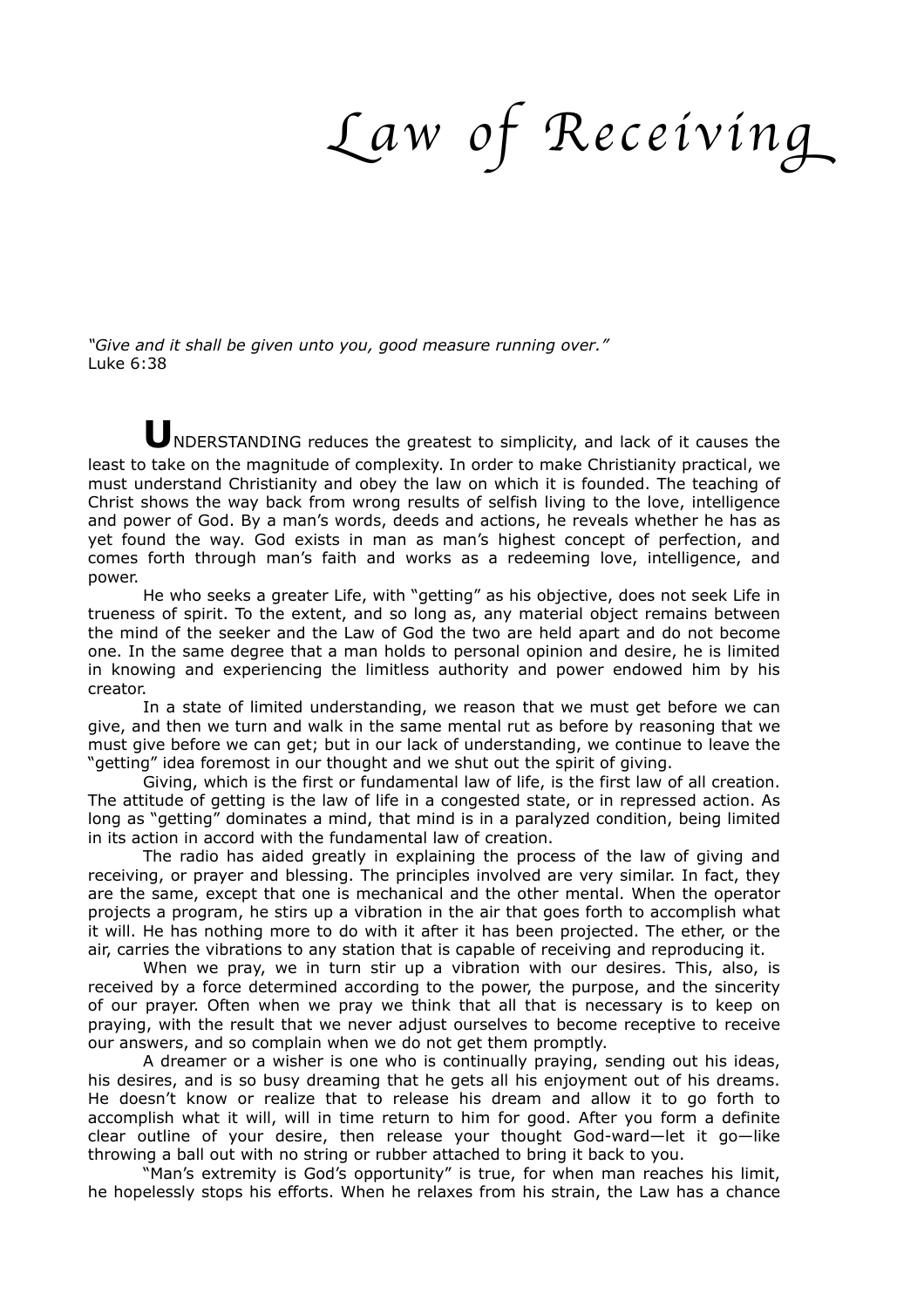# Law of Receiving

*"Give and it shall be given unto you, good measure running over."*
Luke 6:38

**U**NDERSTANDING reduces the greatest to simplicity, and lack of it causes the least to take on the magnitude of complexity. In order to make Christianity practical, we must understand Christianity and obey the law on which it is founded. The teaching of Christ shows the way back from wrong results of selfish living to the love, intelligence and power of God. By a man's words, deeds and actions, he reveals whether he has as yet found the way. God exists in man as man's highest concept of perfection, and comes forth through man's faith and works as a redeeming love, intelligence, and power.

He who seeks a greater Life, with "getting" as his objective, does not seek Life in trueness of spirit. To the extent, and so long as, any material object remains between the mind of the seeker and the Law of God the two are held apart and do not become one. In the same degree that a man holds to personal opinion and desire, he is limited in knowing and experiencing the limitless authority and power endowed him by his creator.

In a state of limited understanding, we reason that we must get before we can give, and then we turn and walk in the same mental rut as before by reasoning that we must give before we can get; but in our lack of understanding, we continue to leave the "getting" idea foremost in our thought and we shut out the spirit of giving.

Giving, which is the first or fundamental law of life, is the first law of all creation. The attitude of getting is the law of life in a congested state, or in repressed action. As long as "getting" dominates a mind, that mind is in a paralyzed condition, being limited in its action in accord with the fundamental law of creation.

The radio has aided greatly in explaining the process of the law of giving and receiving, or prayer and blessing. The principles involved are very similar. In fact, they are the same, except that one is mechanical and the other mental. When the operator projects a program, he stirs up a vibration in the air that goes forth to accomplish what it will. He has nothing more to do with it after it has been projected. The ether, or the air, carries the vibrations to any station that is capable of receiving and reproducing it.

When we pray, we in turn stir up a vibration with our desires. This, also, is received by a force determined according to the power, the purpose, and the sincerity of our prayer. Often when we pray we think that all that is necessary is to keep on praying, with the result that we never adjust ourselves to become receptive to receive our answers, and so complain when we do not get them promptly.

A dreamer or a wisher is one who is continually praying, sending out his ideas, his desires, and is so busy dreaming that he gets all his enjoyment out of his dreams. He doesn't know or realize that to release his dream and allow it to go forth to accomplish what it will, will in time return to him for good. After you form a definite clear outline of your desire, then release your thought God-ward—let it go—like throwing a ball out with no string or rubber attached to bring it back to you.

"Man's extremity is God's opportunity" is true, for when man reaches his limit, he hopelessly stops his efforts. When he relaxes from his strain, the Law has a chance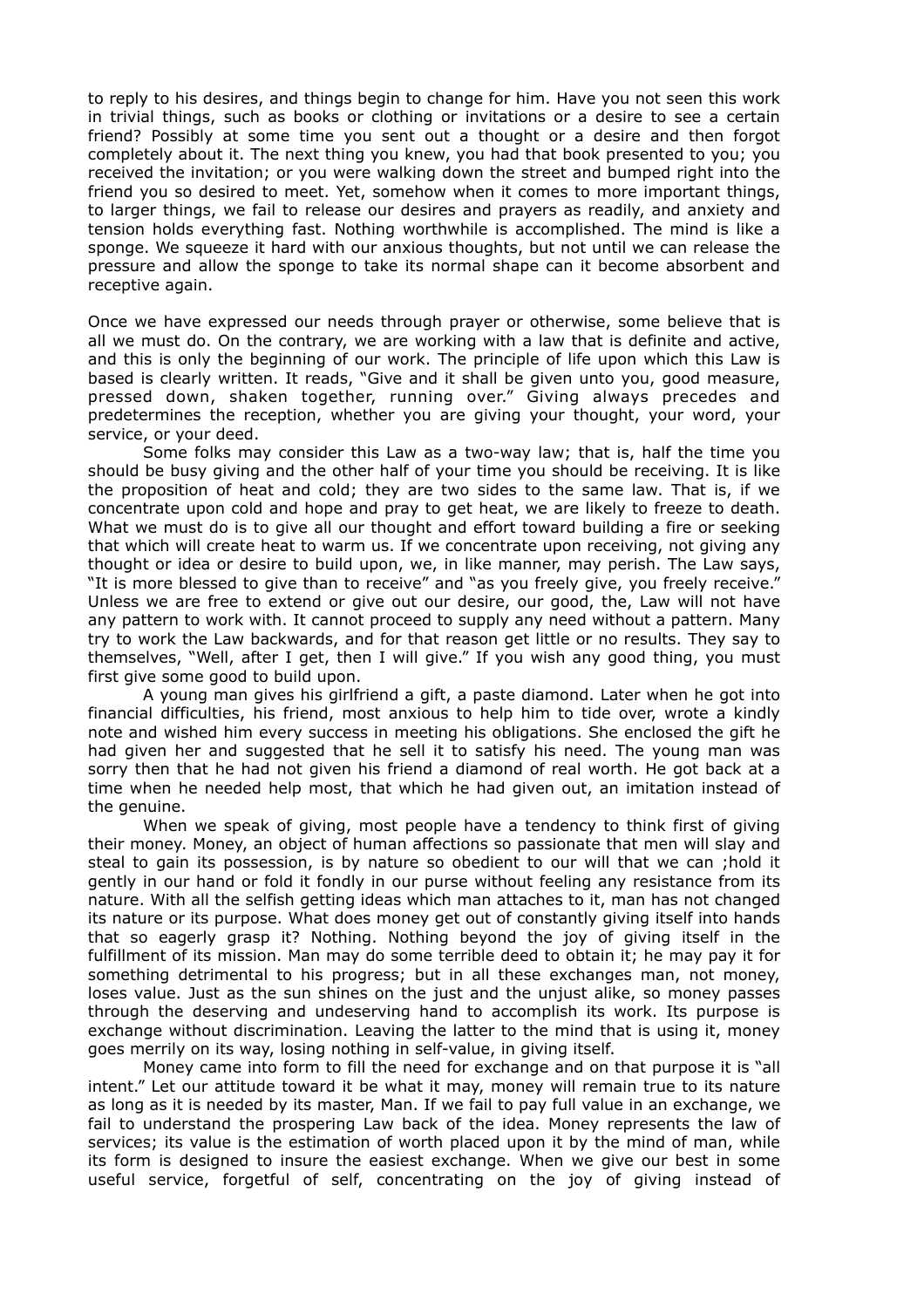to reply to his desires, and things begin to change for him. Have you not seen this work in trivial things, such as books or clothing or invitations or a desire to see a certain friend? Possibly at some time you sent out a thought or a desire and then forgot completely about it. The next thing you knew, you had that book presented to you; you received the invitation; or you were walking down the street and bumped right into the friend you so desired to meet. Yet, somehow when it comes to more important things, to larger things, we fail to release our desires and prayers as readily, and anxiety and tension holds everything fast. Nothing worthwhile is accomplished. The mind is like a sponge. We squeeze it hard with our anxious thoughts, but not until we can release the pressure and allow the sponge to take its normal shape can it become absorbent and receptive again.

Once we have expressed our needs through prayer or otherwise, some believe that is all we must do. On the contrary, we are working with a law that is definite and active, and this is only the beginning of our work. The principle of life upon which this Law is based is clearly written. It reads, "Give and it shall be given unto you, good measure, pressed down, shaken together, running over." Giving always precedes and predetermines the reception, whether you are giving your thought, your word, your service, or your deed.

Some folks may consider this Law as a two-way law; that is, half the time you should be busy giving and the other half of your time you should be receiving. It is like the proposition of heat and cold; they are two sides to the same law. That is, if we concentrate upon cold and hope and pray to get heat, we are likely to freeze to death. What we must do is to give all our thought and effort toward building a fire or seeking that which will create heat to warm us. If we concentrate upon receiving, not giving any thought or idea or desire to build upon, we, in like manner, may perish. The Law says, "It is more blessed to give than to receive" and "as you freely give, you freely receive." Unless we are free to extend or give out our desire, our good, the, Law will not have any pattern to work with. It cannot proceed to supply any need without a pattern. Many try to work the Law backwards, and for that reason get little or no results. They say to themselves, "Well, after I get, then I will give." If you wish any good thing, you must first give some good to build upon.

A young man gives his girlfriend a gift, a paste diamond. Later when he got into financial difficulties, his friend, most anxious to help him to tide over, wrote a kindly note and wished him every success in meeting his obligations. She enclosed the gift he had given her and suggested that he sell it to satisfy his need. The young man was sorry then that he had not given his friend a diamond of real worth. He got back at a time when he needed help most, that which he had given out, an imitation instead of the genuine.

When we speak of giving, most people have a tendency to think first of giving their money. Money, an object of human affections so passionate that men will slay and steal to gain its possession, is by nature so obedient to our will that we can ;hold it gently in our hand or fold it fondly in our purse without feeling any resistance from its nature. With all the selfish getting ideas which man attaches to it, man has not changed its nature or its purpose. What does money get out of constantly giving itself into hands that so eagerly grasp it? Nothing. Nothing beyond the joy of giving itself in the fulfillment of its mission. Man may do some terrible deed to obtain it; he may pay it for something detrimental to his progress; but in all these exchanges man, not money, loses value. Just as the sun shines on the just and the unjust alike, so money passes through the deserving and undeserving hand to accomplish its work. Its purpose is exchange without discrimination. Leaving the latter to the mind that is using it, money goes merrily on its way, losing nothing in self-value, in giving itself.

Money came into form to fill the need for exchange and on that purpose it is "all intent." Let our attitude toward it be what it may, money will remain true to its nature as long as it is needed by its master, Man. If we fail to pay full value in an exchange, we fail to understand the prospering Law back of the idea. Money represents the law of services; its value is the estimation of worth placed upon it by the mind of man, while its form is designed to insure the easiest exchange. When we give our best in some useful service, forgetful of self, concentrating on the joy of giving instead of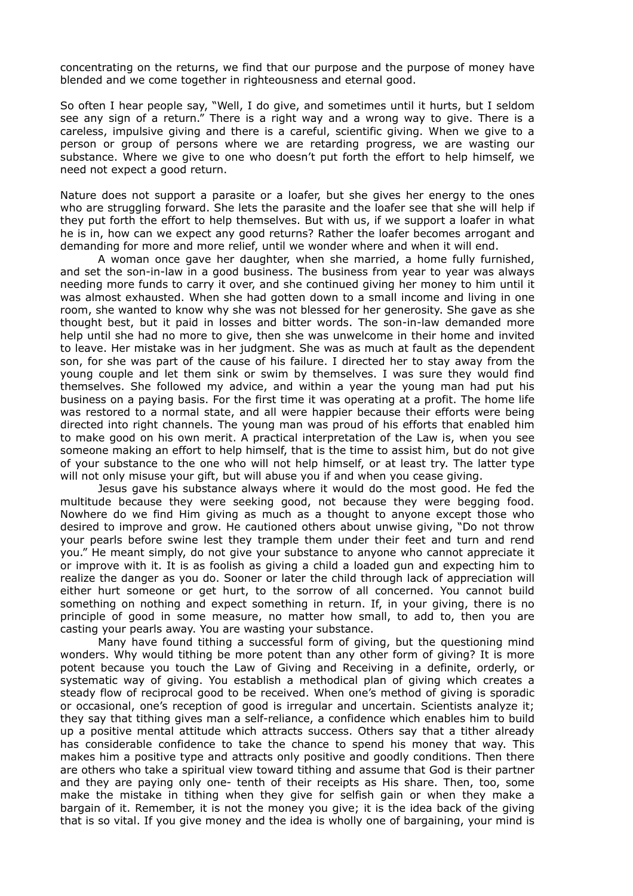concentrating on the returns, we find that our purpose and the purpose of money have blended and we come together in righteousness and eternal good.

So often I hear people say, "Well, I do give, and sometimes until it hurts, but I seldom see any sign of a return." There is a right way and a wrong way to give. There is a careless, impulsive giving and there is a careful, scientific giving. When we give to a person or group of persons where we are retarding progress, we are wasting our substance. Where we give to one who doesn't put forth the effort to help himself, we need not expect a good return.

Nature does not support a parasite or a loafer, but she gives her energy to the ones who are struggling forward. She lets the parasite and the loafer see that she will help if they put forth the effort to help themselves. But with us, if we support a loafer in what he is in, how can we expect any good returns? Rather the loafer becomes arrogant and demanding for more and more relief, until we wonder where and when it will end.

A woman once gave her daughter, when she married, a home fully furnished, and set the son-in-law in a good business. The business from year to year was always needing more funds to carry it over, and she continued giving her money to him until it was almost exhausted. When she had gotten down to a small income and living in one room, she wanted to know why she was not blessed for her generosity. She gave as she thought best, but it paid in losses and bitter words. The son-in-law demanded more help until she had no more to give, then she was unwelcome in their home and invited to leave. Her mistake was in her judgment. She was as much at fault as the dependent son, for she was part of the cause of his failure. I directed her to stay away from the young couple and let them sink or swim by themselves. I was sure they would find themselves. She followed my advice, and within a year the young man had put his business on a paying basis. For the first time it was operating at a profit. The home life was restored to a normal state, and all were happier because their efforts were being directed into right channels. The young man was proud of his efforts that enabled him to make good on his own merit. A practical interpretation of the Law is, when you see someone making an effort to help himself, that is the time to assist him, but do not give of your substance to the one who will not help himself, or at least try. The latter type will not only misuse your gift, but will abuse you if and when you cease giving.

Jesus gave his substance always where it would do the most good. He fed the multitude because they were seeking good, not because they were begging food. Nowhere do we find Him giving as much as a thought to anyone except those who desired to improve and grow. He cautioned others about unwise giving, "Do not throw your pearls before swine lest they trample them under their feet and turn and rend you." He meant simply, do not give your substance to anyone who cannot appreciate it or improve with it. It is as foolish as giving a child a loaded gun and expecting him to realize the danger as you do. Sooner or later the child through lack of appreciation will either hurt someone or get hurt, to the sorrow of all concerned. You cannot build something on nothing and expect something in return. If, in your giving, there is no principle of good in some measure, no matter how small, to add to, then you are casting your pearls away. You are wasting your substance.

Many have found tithing a successful form of giving, but the questioning mind wonders. Why would tithing be more potent than any other form of giving? It is more potent because you touch the Law of Giving and Receiving in a definite, orderly, or systematic way of giving. You establish a methodical plan of giving which creates a steady flow of reciprocal good to be received. When one's method of giving is sporadic or occasional, one's reception of good is irregular and uncertain. Scientists analyze it; they say that tithing gives man a self-reliance, a confidence which enables him to build up a positive mental attitude which attracts success. Others say that a tither already has considerable confidence to take the chance to spend his money that way. This makes him a positive type and attracts only positive and goodly conditions. Then there are others who take a spiritual view toward tithing and assume that God is their partner and they are paying only one- tenth of their receipts as His share. Then, too, some make the mistake in tithing when they give for selfish gain or when they make a bargain of it. Remember, it is not the money you give; it is the idea back of the giving that is so vital. If you give money and the idea is wholly one of bargaining, your mind is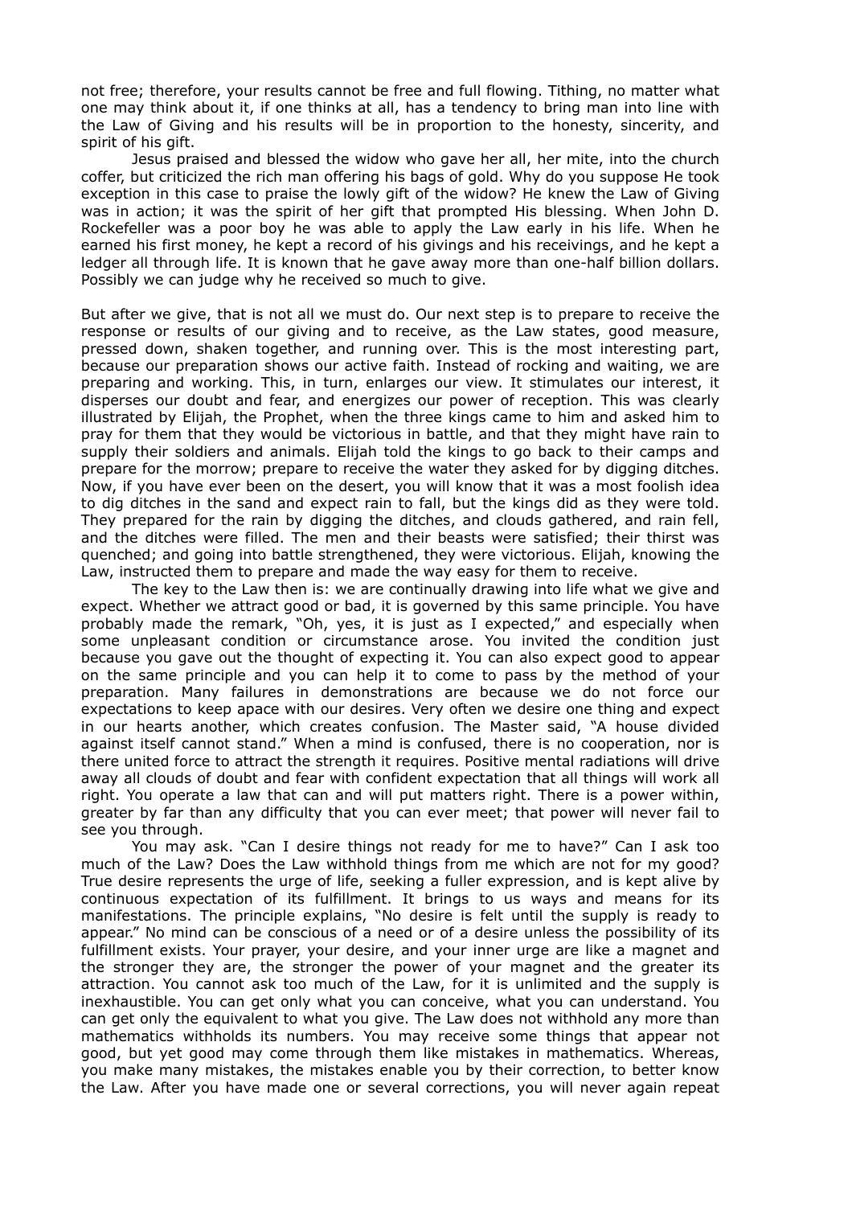not free; therefore, your results cannot be free and full flowing. Tithing, no matter what one may think about it, if one thinks at all, has a tendency to bring man into line with the Law of Giving and his results will be in proportion to the honesty, sincerity, and spirit of his gift.

Jesus praised and blessed the widow who gave her all, her mite, into the church coffer, but criticized the rich man offering his bags of gold. Why do you suppose He took exception in this case to praise the lowly gift of the widow? He knew the Law of Giving was in action; it was the spirit of her gift that prompted His blessing. When John D. Rockefeller was a poor boy he was able to apply the Law early in his life. When he earned his first money, he kept a record of his givings and his receivings, and he kept a ledger all through life. It is known that he gave away more than one-half billion dollars. Possibly we can judge why he received so much to give.

But after we give, that is not all we must do. Our next step is to prepare to receive the response or results of our giving and to receive, as the Law states, good measure, pressed down, shaken together, and running over. This is the most interesting part, because our preparation shows our active faith. Instead of rocking and waiting, we are preparing and working. This, in turn, enlarges our view. It stimulates our interest, it disperses our doubt and fear, and energizes our power of reception. This was clearly illustrated by Elijah, the Prophet, when the three kings came to him and asked him to pray for them that they would be victorious in battle, and that they might have rain to supply their soldiers and animals. Elijah told the kings to go back to their camps and prepare for the morrow; prepare to receive the water they asked for by digging ditches. Now, if you have ever been on the desert, you will know that it was a most foolish idea to dig ditches in the sand and expect rain to fall, but the kings did as they were told. They prepared for the rain by digging the ditches, and clouds gathered, and rain fell, and the ditches were filled. The men and their beasts were satisfied; their thirst was quenched; and going into battle strengthened, they were victorious. Elijah, knowing the Law, instructed them to prepare and made the way easy for them to receive.

The key to the Law then is: we are continually drawing into life what we give and expect. Whether we attract good or bad, it is governed by this same principle. You have probably made the remark, "Oh, yes, it is just as I expected," and especially when some unpleasant condition or circumstance arose. You invited the condition just because you gave out the thought of expecting it. You can also expect good to appear on the same principle and you can help it to come to pass by the method of your preparation. Many failures in demonstrations are because we do not force our expectations to keep apace with our desires. Very often we desire one thing and expect in our hearts another, which creates confusion. The Master said, "A house divided against itself cannot stand." When a mind is confused, there is no cooperation, nor is there united force to attract the strength it requires. Positive mental radiations will drive away all clouds of doubt and fear with confident expectation that all things will work all right. You operate a law that can and will put matters right. There is a power within, greater by far than any difficulty that you can ever meet; that power will never fail to see you through.

You may ask. "Can I desire things not ready for me to have?" Can I ask too much of the Law? Does the Law withhold things from me which are not for my good? True desire represents the urge of life, seeking a fuller expression, and is kept alive by continuous expectation of its fulfillment. It brings to us ways and means for its manifestations. The principle explains, "No desire is felt until the supply is ready to appear." No mind can be conscious of a need or of a desire unless the possibility of its fulfillment exists. Your prayer, your desire, and your inner urge are like a magnet and the stronger they are, the stronger the power of your magnet and the greater its attraction. You cannot ask too much of the Law, for it is unlimited and the supply is inexhaustible. You can get only what you can conceive, what you can understand. You can get only the equivalent to what you give. The Law does not withhold any more than mathematics withholds its numbers. You may receive some things that appear not good, but yet good may come through them like mistakes in mathematics. Whereas, you make many mistakes, the mistakes enable you by their correction, to better know the Law. After you have made one or several corrections, you will never again repeat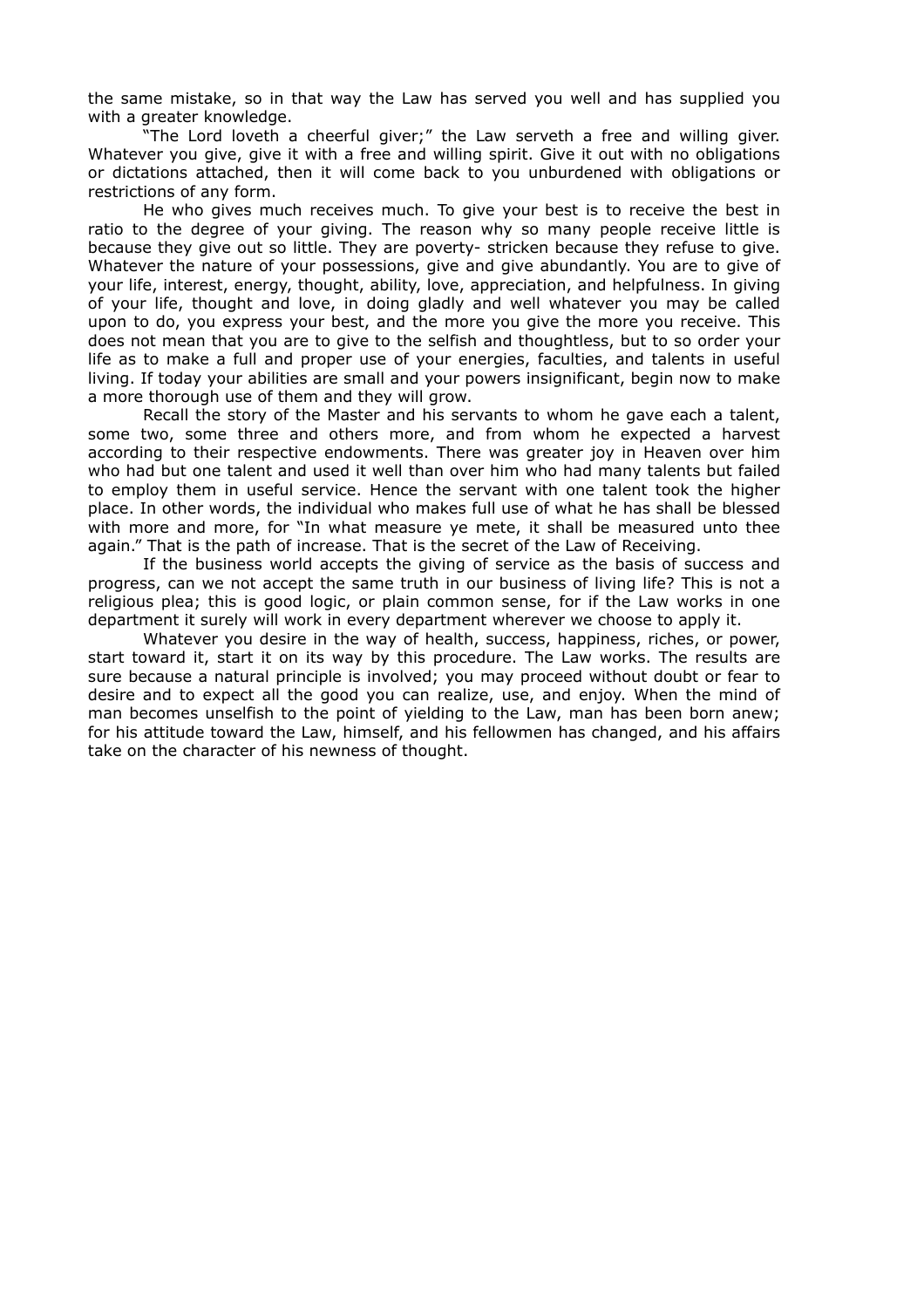the same mistake, so in that way the Law has served you well and has supplied you with a greater knowledge.

"The Lord loveth a cheerful giver;" the Law serveth a free and willing giver. Whatever you give, give it with a free and willing spirit. Give it out with no obligations or dictations attached, then it will come back to you unburdened with obligations or restrictions of any form.

He who gives much receives much. To give your best is to receive the best in ratio to the degree of your giving. The reason why so many people receive little is because they give out so little. They are poverty- stricken because they refuse to give. Whatever the nature of your possessions, give and give abundantly. You are to give of your life, interest, energy, thought, ability, love, appreciation, and helpfulness. In giving of your life, thought and love, in doing gladly and well whatever you may be called upon to do, you express your best, and the more you give the more you receive. This does not mean that you are to give to the selfish and thoughtless, but to so order your life as to make a full and proper use of your energies, faculties, and talents in useful living. If today your abilities are small and your powers insignificant, begin now to make a more thorough use of them and they will grow.

Recall the story of the Master and his servants to whom he gave each a talent, some two, some three and others more, and from whom he expected a harvest according to their respective endowments. There was greater joy in Heaven over him who had but one talent and used it well than over him who had many talents but failed to employ them in useful service. Hence the servant with one talent took the higher place. In other words, the individual who makes full use of what he has shall be blessed with more and more, for "In what measure ye mete, it shall be measured unto thee again." That is the path of increase. That is the secret of the Law of Receiving.

If the business world accepts the giving of service as the basis of success and progress, can we not accept the same truth in our business of living life? This is not a religious plea; this is good logic, or plain common sense, for if the Law works in one department it surely will work in every department wherever we choose to apply it.

Whatever you desire in the way of health, success, happiness, riches, or power, start toward it, start it on its way by this procedure. The Law works. The results are sure because a natural principle is involved; you may proceed without doubt or fear to desire and to expect all the good you can realize, use, and enjoy. When the mind of man becomes unselfish to the point of yielding to the Law, man has been born anew; for his attitude toward the Law, himself, and his fellowmen has changed, and his affairs take on the character of his newness of thought.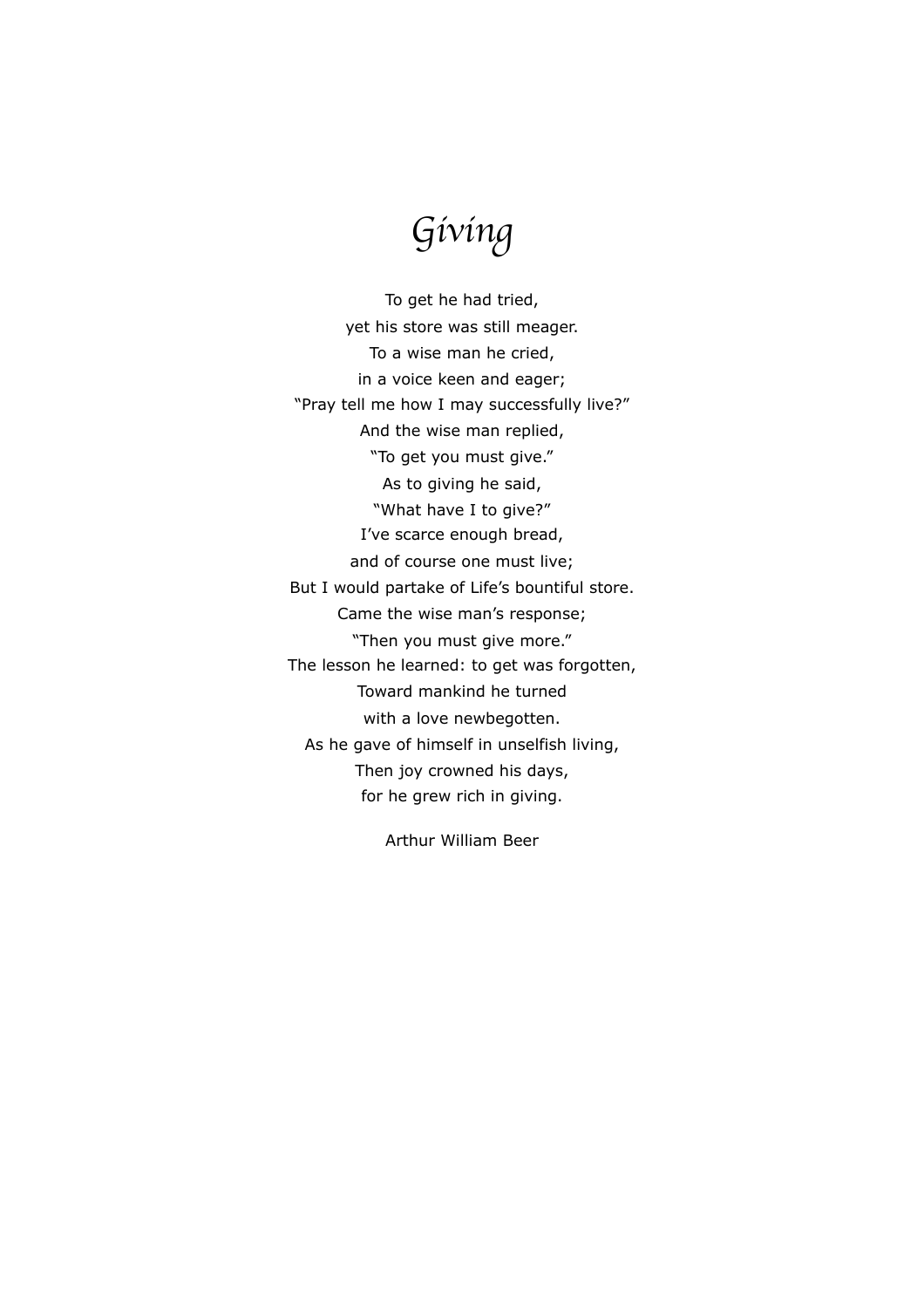# *Giving*

To get he had tried,  
yet his store was still meager.  
To a wise man he cried,  
in a voice keen and eager;  
"Pray tell me how I may successfully live?"  
And the wise man replied,  
"To get you must give."  
As to giving he said,  
"What have I to give?"  
I've scarce enough bread,  
and of course one must live;  
But I would partake of Life's bountiful store.  
Came the wise man's response;  
"Then you must give more."  
The lesson he learned: to get was forgotten,  
Toward mankind he turned  
with a love newbegotten.  
As he gave of himself in unselfish living,  
Then joy crowned his days,  
for he grew rich in giving.

Arthur William Beer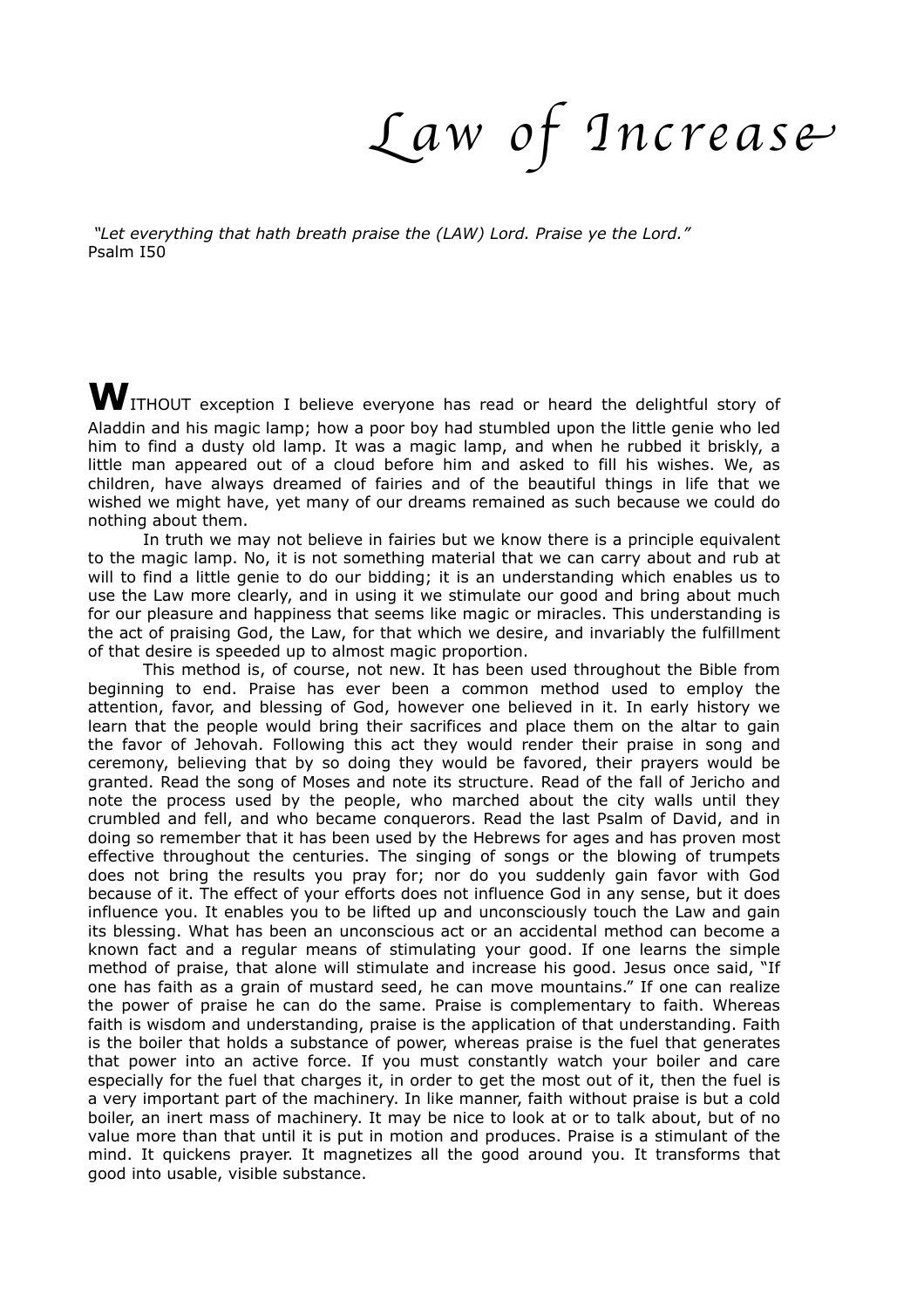# Law of Increase

*"Let everything that hath breath praise the (LAW) Lord. Praise ye the Lord."*
Psalm I50

**W**ITHOUT exception I believe everyone has read or heard the delightful story of Aladdin and his magic lamp; how a poor boy had stumbled upon the little genie who led him to find a dusty old lamp. It was a magic lamp, and when he rubbed it briskly, a little man appeared out of a cloud before him and asked to fill his wishes. We, as children, have always dreamed of fairies and of the beautiful things in life that we wished we might have, yet many of our dreams remained as such because we could do nothing about them.

In truth we may not believe in fairies but we know there is a principle equivalent to the magic lamp. No, it is not something material that we can carry about and rub at will to find a little genie to do our bidding; it is an understanding which enables us to use the Law more clearly, and in using it we stimulate our good and bring about much for our pleasure and happiness that seems like magic or miracles. This understanding is the act of praising God, the Law, for that which we desire, and invariably the fulfillment of that desire is speeded up to almost magic proportion.

This method is, of course, not new. It has been used throughout the Bible from beginning to end. Praise has ever been a common method used to employ the attention, favor, and blessing of God, however one believed in it. In early history we learn that the people would bring their sacrifices and place them on the altar to gain the favor of Jehovah. Following this act they would render their praise in song and ceremony, believing that by so doing they would be favored, their prayers would be granted. Read the song of Moses and note its structure. Read of the fall of Jericho and note the process used by the people, who marched about the city walls until they crumbled and fell, and who became conquerors. Read the last Psalm of David, and in doing so remember that it has been used by the Hebrews for ages and has proven most effective throughout the centuries. The singing of songs or the blowing of trumpets does not bring the results you pray for; nor do you suddenly gain favor with God because of it. The effect of your efforts does not influence God in any sense, but it does influence you. It enables you to be lifted up and unconsciously touch the Law and gain its blessing. What has been an unconscious act or an accidental method can become a known fact and a regular means of stimulating your good. If one learns the simple method of praise, that alone will stimulate and increase his good. Jesus once said, "If one has faith as a grain of mustard seed, he can move mountains." If one can realize the power of praise he can do the same. Praise is complementary to faith. Whereas faith is wisdom and understanding, praise is the application of that understanding. Faith is the boiler that holds a substance of power, whereas praise is the fuel that generates that power into an active force. If you must constantly watch your boiler and care especially for the fuel that charges it, in order to get the most out of it, then the fuel is a very important part of the machinery. In like manner, faith without praise is but a cold boiler, an inert mass of machinery. It may be nice to look at or to talk about, but of no value more than that until it is put in motion and produces. Praise is a stimulant of the mind. It quickens prayer. It magnetizes all the good around you. It transforms that good into usable, visible substance.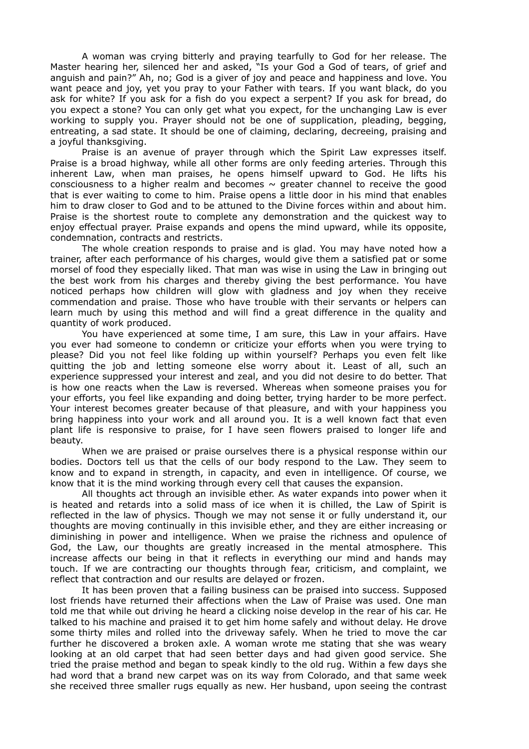A woman was crying bitterly and praying tearfully to God for her release. The Master hearing her, silenced her and asked, "Is your God a God of tears, of grief and anguish and pain?" Ah, no; God is a giver of joy and peace and happiness and love. You want peace and joy, yet you pray to your Father with tears. If you want black, do you ask for white? If you ask for a fish do you expect a serpent? If you ask for bread, do you expect a stone? You can only get what you expect, for the unchanging Law is ever working to supply you. Prayer should not be one of supplication, pleading, begging, entreating, a sad state. It should be one of claiming, declaring, decreeing, praising and a joyful thanksgiving.

Praise is an avenue of prayer through which the Spirit Law expresses itself. Praise is a broad highway, while all other forms are only feeding arteries. Through this inherent Law, when man praises, he opens himself upward to God. He lifts his consciousness to a higher realm and becomes ~ greater channel to receive the good that is ever waiting to come to him. Praise opens a little door in his mind that enables him to draw closer to God and to be attuned to the Divine forces within and about him. Praise is the shortest route to complete any demonstration and the quickest way to enjoy effectual prayer. Praise expands and opens the mind upward, while its opposite, condemnation, contracts and restricts.

The whole creation responds to praise and is glad. You may have noted how a trainer, after each performance of his charges, would give them a satisfied pat or some morsel of food they especially liked. That man was wise in using the Law in bringing out the best work from his charges and thereby giving the best performance. You have noticed perhaps how children will glow with gladness and joy when they receive commendation and praise. Those who have trouble with their servants or helpers can learn much by using this method and will find a great difference in the quality and quantity of work produced.

You have experienced at some time, I am sure, this Law in your affairs. Have you ever had someone to condemn or criticize your efforts when you were trying to please? Did you not feel like folding up within yourself? Perhaps you even felt like quitting the job and letting someone else worry about it. Least of all, such an experience suppressed your interest and zeal, and you did not desire to do better. That is how one reacts when the Law is reversed. Whereas when someone praises you for your efforts, you feel like expanding and doing better, trying harder to be more perfect. Your interest becomes greater because of that pleasure, and with your happiness you bring happiness into your work and all around you. It is a well known fact that even plant life is responsive to praise, for I have seen flowers praised to longer life and beauty.

When we are praised or praise ourselves there is a physical response within our bodies. Doctors tell us that the cells of our body respond to the Law. They seem to know and to expand in strength, in capacity, and even in intelligence. Of course, we know that it is the mind working through every cell that causes the expansion.

All thoughts act through an invisible ether. As water expands into power when it is heated and retards into a solid mass of ice when it is chilled, the Law of Spirit is reflected in the law of physics. Though we may not sense it or fully understand it, our thoughts are moving continually in this invisible ether, and they are either increasing or diminishing in power and intelligence. When we praise the richness and opulence of God, the Law, our thoughts are greatly increased in the mental atmosphere. This increase affects our being in that it reflects in everything our mind and hands may touch. If we are contracting our thoughts through fear, criticism, and complaint, we reflect that contraction and our results are delayed or frozen.

It has been proven that a failing business can be praised into success. Supposed lost friends have returned their affections when the Law of Praise was used. One man told me that while out driving he heard a clicking noise develop in the rear of his car. He talked to his machine and praised it to get him home safely and without delay. He drove some thirty miles and rolled into the driveway safely. When he tried to move the car further he discovered a broken axle. A woman wrote me stating that she was weary looking at an old carpet that had seen better days and had given good service. She tried the praise method and began to speak kindly to the old rug. Within a few days she had word that a brand new carpet was on its way from Colorado, and that same week she received three smaller rugs equally as new. Her husband, upon seeing the contrast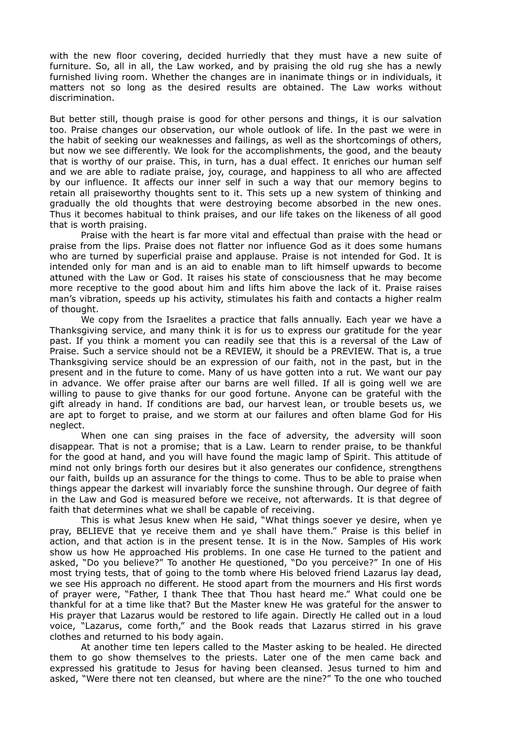with the new floor covering, decided hurriedly that they must have a new suite of furniture. So, all in all, the Law worked, and by praising the old rug she has a newly furnished living room. Whether the changes are in inanimate things or in individuals, it matters not so long as the desired results are obtained. The Law works without discrimination.

But better still, though praise is good for other persons and things, it is our salvation too. Praise changes our observation, our whole outlook of life. In the past we were in the habit of seeking our weaknesses and failings, as well as the shortcomings of others, but now we see differently. We look for the accomplishments, the good, and the beauty that is worthy of our praise. This, in turn, has a dual effect. It enriches our human self and we are able to radiate praise, joy, courage, and happiness to all who are affected by our influence. It affects our inner self in such a way that our memory begins to retain all praiseworthy thoughts sent to it. This sets up a new system of thinking and gradually the old thoughts that were destroying become absorbed in the new ones. Thus it becomes habitual to think praises, and our life takes on the likeness of all good that is worth praising.

Praise with the heart is far more vital and effectual than praise with the head or praise from the lips. Praise does not flatter nor influence God as it does some humans who are turned by superficial praise and applause. Praise is not intended for God. It is intended only for man and is an aid to enable man to lift himself upwards to become attuned with the Law or God. It raises his state of consciousness that he may become more receptive to the good about him and lifts him above the lack of it. Praise raises man's vibration, speeds up his activity, stimulates his faith and contacts a higher realm of thought.

We copy from the Israelites a practice that falls annually. Each year we have a Thanksgiving service, and many think it is for us to express our gratitude for the year past. If you think a moment you can readily see that this is a reversal of the Law of Praise. Such a service should not be a REVIEW, it should be a PREVIEW. That is, a true Thanksgiving service should be an expression of our faith, not in the past, but in the present and in the future to come. Many of us have gotten into a rut. We want our pay in advance. We offer praise after our barns are well filled. If all is going well we are willing to pause to give thanks for our good fortune. Anyone can be grateful with the gift already in hand. If conditions are bad, our harvest lean, or trouble besets us, we are apt to forget to praise, and we storm at our failures and often blame God for His neglect.

When one can sing praises in the face of adversity, the adversity will soon disappear. That is not a promise; that is a Law. Learn to render praise, to be thankful for the good at hand, and you will have found the magic lamp of Spirit. This attitude of mind not only brings forth our desires but it also generates our confidence, strengthens our faith, builds up an assurance for the things to come. Thus to be able to praise when things appear the darkest will invariably force the sunshine through. Our degree of faith in the Law and God is measured before we receive, not afterwards. It is that degree of faith that determines what we shall be capable of receiving.

This is what Jesus knew when He said, "What things soever ye desire, when ye pray, BELIEVE that ye receive them and ye shall have them." Praise is this belief in action, and that action is in the present tense. It is in the Now. Samples of His work show us how He approached His problems. In one case He turned to the patient and asked, "Do you believe?" To another He questioned, "Do you perceive?" In one of His most trying tests, that of going to the tomb where His beloved friend Lazarus lay dead, we see His approach no different. He stood apart from the mourners and His first words of prayer were, "Father, I thank Thee that Thou hast heard me." What could one be thankful for at a time like that? But the Master knew He was grateful for the answer to His prayer that Lazarus would be restored to life again. Directly He called out in a loud voice, "Lazarus, come forth," and the Book reads that Lazarus stirred in his grave clothes and returned to his body again.

At another time ten lepers called to the Master asking to be healed. He directed them to go show themselves to the priests. Later one of the men came back and expressed his gratitude to Jesus for having been cleansed. Jesus turned to him and asked, "Were there not ten cleansed, but where are the nine?" To the one who touched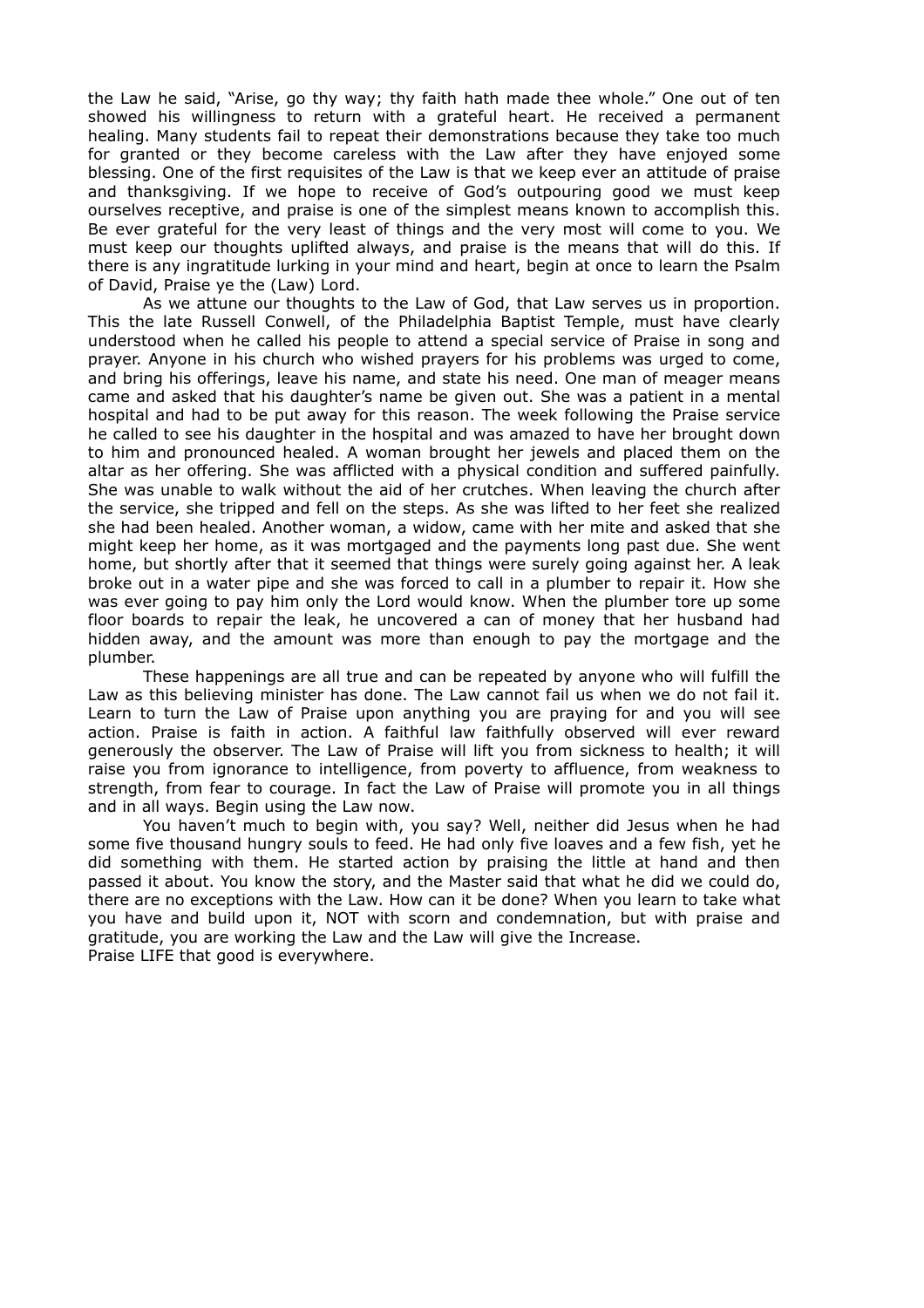the Law he said, “Arise, go thy way; thy faith hath made thee whole.” One out of ten showed his willingness to return with a grateful heart. He received a permanent healing. Many students fail to repeat their demonstrations because they take too much for granted or they become careless with the Law after they have enjoyed some blessing. One of the first requisites of the Law is that we keep ever an attitude of praise and thanksgiving. If we hope to receive of God’s outpouring good we must keep ourselves receptive, and praise is one of the simplest means known to accomplish this. Be ever grateful for the very least of things and the very most will come to you. We must keep our thoughts uplifted always, and praise is the means that will do this. If there is any ingratitude lurking in your mind and heart, begin at once to learn the Psalm of David, Praise ye the (Law) Lord.

As we attune our thoughts to the Law of God, that Law serves us in proportion. This the late Russell Conwell, of the Philadelphia Baptist Temple, must have clearly understood when he called his people to attend a special service of Praise in song and prayer. Anyone in his church who wished prayers for his problems was urged to come, and bring his offerings, leave his name, and state his need. One man of meager means came and asked that his daughter’s name be given out. She was a patient in a mental hospital and had to be put away for this reason. The week following the Praise service he called to see his daughter in the hospital and was amazed to have her brought down to him and pronounced healed. A woman brought her jewels and placed them on the altar as her offering. She was afflicted with a physical condition and suffered painfully. She was unable to walk without the aid of her crutches. When leaving the church after the service, she tripped and fell on the steps. As she was lifted to her feet she realized she had been healed. Another woman, a widow, came with her mite and asked that she might keep her home, as it was mortgaged and the payments long past due. She went home, but shortly after that it seemed that things were surely going against her. A leak broke out in a water pipe and she was forced to call in a plumber to repair it. How she was ever going to pay him only the Lord would know. When the plumber tore up some floor boards to repair the leak, he uncovered a can of money that her husband had hidden away, and the amount was more than enough to pay the mortgage and the plumber.

These happenings are all true and can be repeated by anyone who will fulfill the Law as this believing minister has done. The Law cannot fail us when we do not fail it. Learn to turn the Law of Praise upon anything you are praying for and you will see action. Praise is faith in action. A faithful law faithfully observed will ever reward generously the observer. The Law of Praise will lift you from sickness to health; it will raise you from ignorance to intelligence, from poverty to affluence, from weakness to strength, from fear to courage. In fact the Law of Praise will promote you in all things and in all ways. Begin using the Law now.

You haven’t much to begin with, you say? Well, neither did Jesus when he had some five thousand hungry souls to feed. He had only five loaves and a few fish, yet he did something with them. He started action by praising the little at hand and then passed it about. You know the story, and the Master said that what he did we could do, there are no exceptions with the Law. How can it be done? When you learn to take what you have and build upon it, NOT with scorn and condemnation, but with praise and gratitude, you are working the Law and the Law will give the Increase.

Praise LIFE that good is everywhere.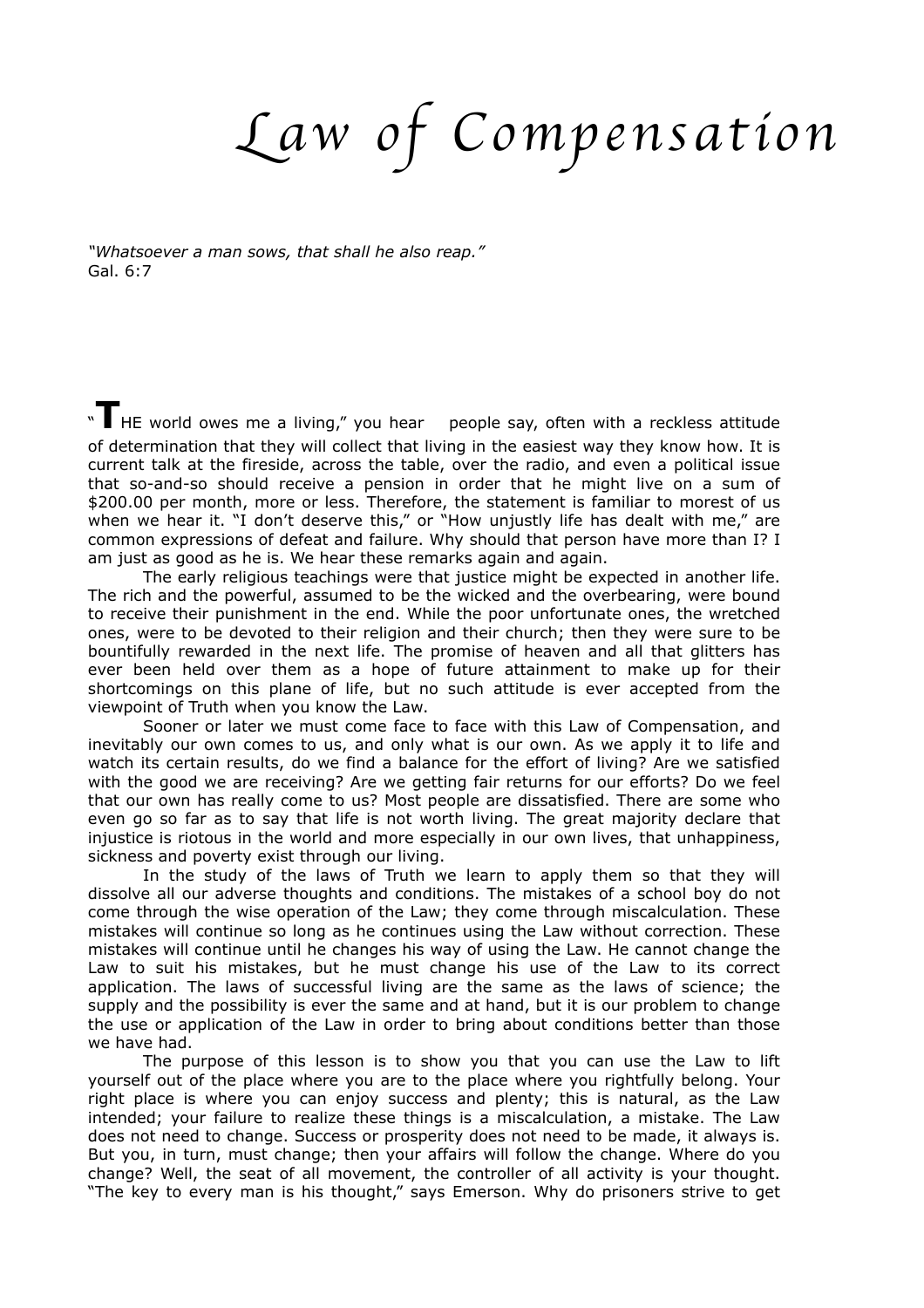# Law of Compensation

*"Whatsoever a man sows, that shall he also reap."*
Gal. 6:7

"THE world owes me a living," you hear people say, often with a reckless attitude of determination that they will collect that living in the easiest way they know how. It is current talk at the fireside, across the table, over the radio, and even a political issue that so-and-so should receive a pension in order that he might live on a sum of $200.00 per month, more or less. Therefore, the statement is familiar to morest of us when we hear it. "I don't deserve this," or "How unjustly life has dealt with me," are common expressions of defeat and failure. Why should that person have more than I? I am just as good as he is. We hear these remarks again and again.

The early religious teachings were that justice might be expected in another life. The rich and the powerful, assumed to be the wicked and the overbearing, were bound to receive their punishment in the end. While the poor unfortunate ones, the wretched ones, were to be devoted to their religion and their church; then they were sure to be bountifully rewarded in the next life. The promise of heaven and all that glitters has ever been held over them as a hope of future attainment to make up for their shortcomings on this plane of life, but no such attitude is ever accepted from the viewpoint of Truth when you know the Law.

Sooner or later we must come face to face with this Law of Compensation, and inevitably our own comes to us, and only what is our own. As we apply it to life and watch its certain results, do we find a balance for the effort of living? Are we satisfied with the good we are receiving? Are we getting fair returns for our efforts? Do we feel that our own has really come to us? Most people are dissatisfied. There are some who even go so far as to say that life is not worth living. The great majority declare that injustice is riotous in the world and more especially in our own lives, that unhappiness, sickness and poverty exist through our living.

In the study of the laws of Truth we learn to apply them so that they will dissolve all our adverse thoughts and conditions. The mistakes of a school boy do not come through the wise operation of the Law; they come through miscalculation. These mistakes will continue so long as he continues using the Law without correction. These mistakes will continue until he changes his way of using the Law. He cannot change the Law to suit his mistakes, but he must change his use of the Law to its correct application. The laws of successful living are the same as the laws of science; the supply and the possibility is ever the same and at hand, but it is our problem to change the use or application of the Law in order to bring about conditions better than those we have had.

The purpose of this lesson is to show you that you can use the Law to lift yourself out of the place where you are to the place where you rightfully belong. Your right place is where you can enjoy success and plenty; this is natural, as the Law intended; your failure to realize these things is a miscalculation, a mistake. The Law does not need to change. Success or prosperity does not need to be made, it always is. But you, in turn, must change; then your affairs will follow the change. Where do you change? Well, the seat of all movement, the controller of all activity is your thought. "The key to every man is his thought," says Emerson. Why do prisoners strive to get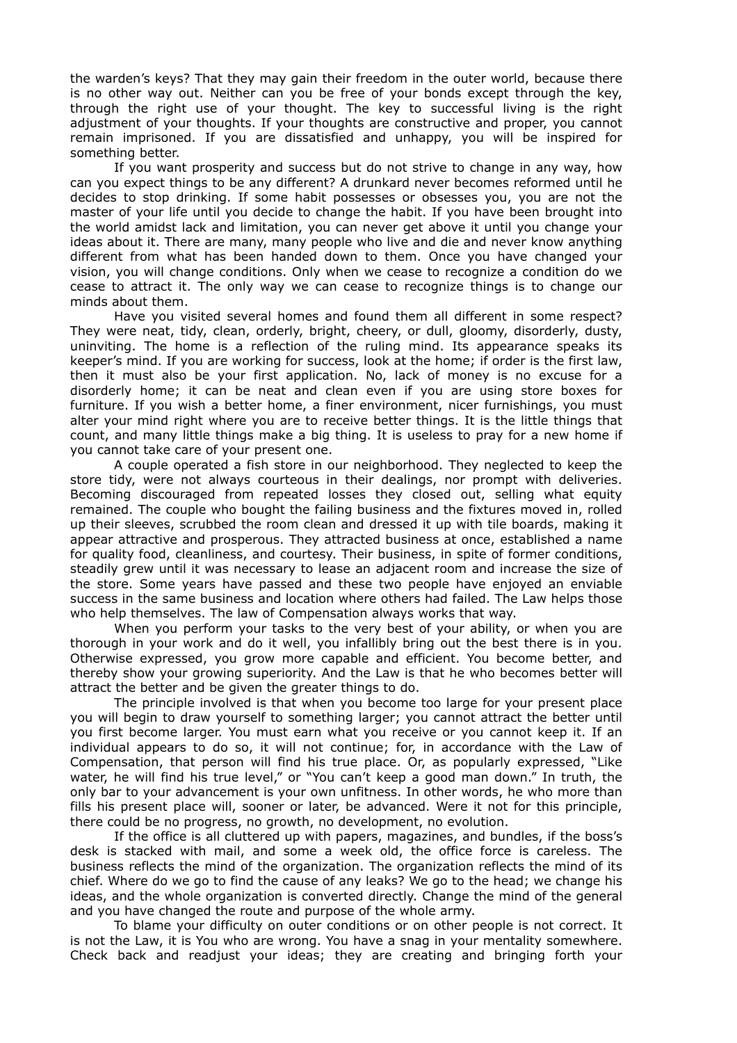the warden's keys? That they may gain their freedom in the outer world, because there is no other way out. Neither can you be free of your bonds except through the key, through the right use of your thought. The key to successful living is the right adjustment of your thoughts. If your thoughts are constructive and proper, you cannot remain imprisoned. If you are dissatisfied and unhappy, you will be inspired for something better.

If you want prosperity and success but do not strive to change in any way, how can you expect things to be any different? A drunkard never becomes reformed until he decides to stop drinking. If some habit possesses or obsesses you, you are not the master of your life until you decide to change the habit. If you have been brought into the world amidst lack and limitation, you can never get above it until you change your ideas about it. There are many, many people who live and die and never know anything different from what has been handed down to them. Once you have changed your vision, you will change conditions. Only when we cease to recognize a condition do we cease to attract it. The only way we can cease to recognize things is to change our minds about them.

Have you visited several homes and found them all different in some respect? They were neat, tidy, clean, orderly, bright, cheery, or dull, gloomy, disorderly, dusty, uninviting. The home is a reflection of the ruling mind. Its appearance speaks its keeper's mind. If you are working for success, look at the home; if order is the first law, then it must also be your first application. No, lack of money is no excuse for a disorderly home; it can be neat and clean even if you are using store boxes for furniture. If you wish a better home, a finer environment, nicer furnishings, you must alter your mind right where you are to receive better things. It is the little things that count, and many little things make a big thing. It is useless to pray for a new home if you cannot take care of your present one.

A couple operated a fish store in our neighborhood. They neglected to keep the store tidy, were not always courteous in their dealings, nor prompt with deliveries. Becoming discouraged from repeated losses they closed out, selling what equity remained. The couple who bought the failing business and the fixtures moved in, rolled up their sleeves, scrubbed the room clean and dressed it up with tile boards, making it appear attractive and prosperous. They attracted business at once, established a name for quality food, cleanliness, and courtesy. Their business, in spite of former conditions, steadily grew until it was necessary to lease an adjacent room and increase the size of the store. Some years have passed and these two people have enjoyed an enviable success in the same business and location where others had failed. The Law helps those who help themselves. The law of Compensation always works that way.

When you perform your tasks to the very best of your ability, or when you are thorough in your work and do it well, you infallibly bring out the best there is in you. Otherwise expressed, you grow more capable and efficient. You become better, and thereby show your growing superiority. And the Law is that he who becomes better will attract the better and be given the greater things to do.

The principle involved is that when you become too large for your present place you will begin to draw yourself to something larger; you cannot attract the better until you first become larger. You must earn what you receive or you cannot keep it. If an individual appears to do so, it will not continue; for, in accordance with the Law of Compensation, that person will find his true place. Or, as popularly expressed, "Like water, he will find his true level," or "You can't keep a good man down." In truth, the only bar to your advancement is your own unfitness. In other words, he who more than fills his present place will, sooner or later, be advanced. Were it not for this principle, there could be no progress, no growth, no development, no evolution.

If the office is all cluttered up with papers, magazines, and bundles, if the boss's desk is stacked with mail, and some a week old, the office force is careless. The business reflects the mind of the organization. The organization reflects the mind of its chief. Where do we go to find the cause of any leaks? We go to the head; we change his ideas, and the whole organization is converted directly. Change the mind of the general and you have changed the route and purpose of the whole army.

To blame your difficulty on outer conditions or on other people is not correct. It is not the Law, it is You who are wrong. You have a snag in your mentality somewhere. Check back and readjust your ideas; they are creating and bringing forth your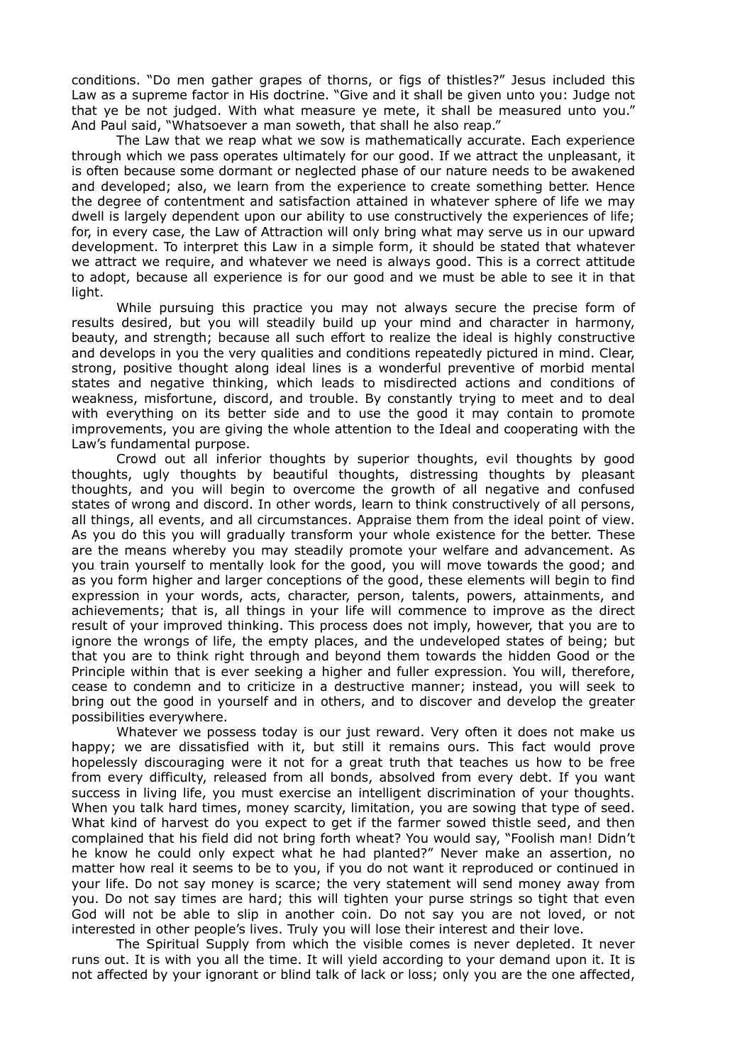conditions. "Do men gather grapes of thorns, or figs of thistles?" Jesus included this Law as a supreme factor in His doctrine. "Give and it shall be given unto you: Judge not that ye be not judged. With what measure ye mete, it shall be measured unto you." And Paul said, "Whatsoever a man soweth, that shall he also reap."

The Law that we reap what we sow is mathematically accurate. Each experience through which we pass operates ultimately for our good. If we attract the unpleasant, it is often because some dormant or neglected phase of our nature needs to be awakened and developed; also, we learn from the experience to create something better. Hence the degree of contentment and satisfaction attained in whatever sphere of life we may dwell is largely dependent upon our ability to use constructively the experiences of life; for, in every case, the Law of Attraction will only bring what may serve us in our upward development. To interpret this Law in a simple form, it should be stated that whatever we attract we require, and whatever we need is always good. This is a correct attitude to adopt, because all experience is for our good and we must be able to see it in that light.

While pursuing this practice you may not always secure the precise form of results desired, but you will steadily build up your mind and character in harmony, beauty, and strength; because all such effort to realize the ideal is highly constructive and develops in you the very qualities and conditions repeatedly pictured in mind. Clear, strong, positive thought along ideal lines is a wonderful preventive of morbid mental states and negative thinking, which leads to misdirected actions and conditions of weakness, misfortune, discord, and trouble. By constantly trying to meet and to deal with everything on its better side and to use the good it may contain to promote improvements, you are giving the whole attention to the Ideal and cooperating with the Law's fundamental purpose.

Crowd out all inferior thoughts by superior thoughts, evil thoughts by good thoughts, ugly thoughts by beautiful thoughts, distressing thoughts by pleasant thoughts, and you will begin to overcome the growth of all negative and confused states of wrong and discord. In other words, learn to think constructively of all persons, all things, all events, and all circumstances. Appraise them from the ideal point of view. As you do this you will gradually transform your whole existence for the better. These are the means whereby you may steadily promote your welfare and advancement. As you train yourself to mentally look for the good, you will move towards the good; and as you form higher and larger conceptions of the good, these elements will begin to find expression in your words, acts, character, person, talents, powers, attainments, and achievements; that is, all things in your life will commence to improve as the direct result of your improved thinking. This process does not imply, however, that you are to ignore the wrongs of life, the empty places, and the undeveloped states of being; but that you are to think right through and beyond them towards the hidden Good or the Principle within that is ever seeking a higher and fuller expression. You will, therefore, cease to condemn and to criticize in a destructive manner; instead, you will seek to bring out the good in yourself and in others, and to discover and develop the greater possibilities everywhere.

Whatever we possess today is our just reward. Very often it does not make us happy; we are dissatisfied with it, but still it remains ours. This fact would prove hopelessly discouraging were it not for a great truth that teaches us how to be free from every difficulty, released from all bonds, absolved from every debt. If you want success in living life, you must exercise an intelligent discrimination of your thoughts. When you talk hard times, money scarcity, limitation, you are sowing that type of seed. What kind of harvest do you expect to get if the farmer sowed thistle seed, and then complained that his field did not bring forth wheat? You would say, "Foolish man! Didn't he know he could only expect what he had planted?" Never make an assertion, no matter how real it seems to be to you, if you do not want it reproduced or continued in your life. Do not say money is scarce; the very statement will send money away from you. Do not say times are hard; this will tighten your purse strings so tight that even God will not be able to slip in another coin. Do not say you are not loved, or not interested in other people's lives. Truly you will lose their interest and their love.

The Spiritual Supply from which the visible comes is never depleted. It never runs out. It is with you all the time. It will yield according to your demand upon it. It is not affected by your ignorant or blind talk of lack or loss; only you are the one affected,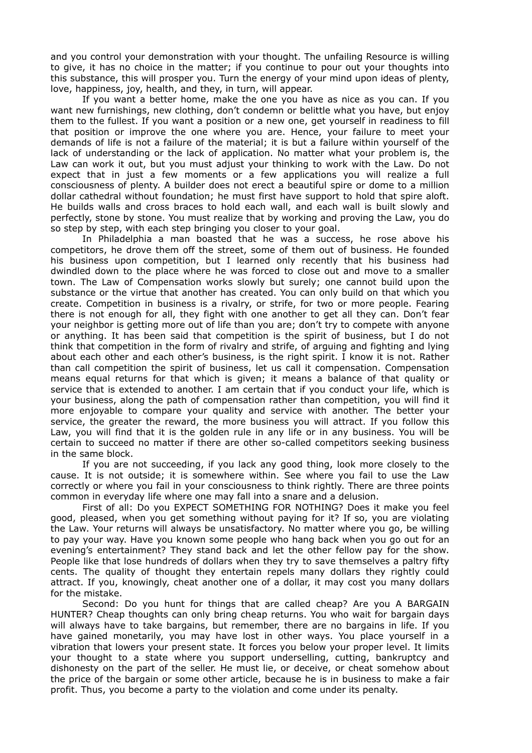and you control your demonstration with your thought. The unfailing Resource is willing to give, it has no choice in the matter; if you continue to pour out your thoughts into this substance, this will prosper you. Turn the energy of your mind upon ideas of plenty, love, happiness, joy, health, and they, in turn, will appear.

If you want a better home, make the one you have as nice as you can. If you want new furnishings, new clothing, don't condemn or belittle what you have, but enjoy them to the fullest. If you want a position or a new one, get yourself in readiness to fill that position or improve the one where you are. Hence, your failure to meet your demands of life is not a failure of the material; it is but a failure within yourself of the lack of understanding or the lack of application. No matter what your problem is, the Law can work it out, but you must adjust your thinking to work with the Law. Do not expect that in just a few moments or a few applications you will realize a full consciousness of plenty. A builder does not erect a beautiful spire or dome to a million dollar cathedral without foundation; he must first have support to hold that spire aloft. He builds walls and cross braces to hold each wall, and each wall is built slowly and perfectly, stone by stone. You must realize that by working and proving the Law, you do so step by step, with each step bringing you closer to your goal.

In Philadelphia a man boasted that he was a success, he rose above his competitors, he drove them off the street, some of them out of business. He founded his business upon competition, but I learned only recently that his business had dwindled down to the place where he was forced to close out and move to a smaller town. The Law of Compensation works slowly but surely; one cannot build upon the substance or the virtue that another has created. You can only build on that which you create. Competition in business is a rivalry, or strife, for two or more people. Fearing there is not enough for all, they fight with one another to get all they can. Don't fear your neighbor is getting more out of life than you are; don't try to compete with anyone or anything. It has been said that competition is the spirit of business, but I do not think that competition in the form of rivalry and strife, of arguing and fighting and lying about each other and each other's business, is the right spirit. I know it is not. Rather than call competition the spirit of business, let us call it compensation. Compensation means equal returns for that which is given; it means a balance of that quality or service that is extended to another. I am certain that if you conduct your life, which is your business, along the path of compensation rather than competition, you will find it more enjoyable to compare your quality and service with another. The better your service, the greater the reward, the more business you will attract. If you follow this Law, you will find that it is the golden rule in any life or in any business. You will be certain to succeed no matter if there are other so-called competitors seeking business in the same block.

If you are not succeeding, if you lack any good thing, look more closely to the cause. It is not outside; it is somewhere within. See where you fail to use the Law correctly or where you fail in your consciousness to think rightly. There are three points common in everyday life where one may fall into a snare and a delusion.

First of all: Do you EXPECT SOMETHING FOR NOTHING? Does it make you feel good, pleased, when you get something without paying for it? If so, you are violating the Law. Your returns will always be unsatisfactory. No matter where you go, be willing to pay your way. Have you known some people who hang back when you go out for an evening's entertainment? They stand back and let the other fellow pay for the show. People like that lose hundreds of dollars when they try to save themselves a paltry fifty cents. The quality of thought they entertain repels many dollars they rightly could attract. If you, knowingly, cheat another one of a dollar, it may cost you many dollars for the mistake.

Second: Do you hunt for things that are called cheap? Are you A BARGAIN HUNTER? Cheap thoughts can only bring cheap returns. You who wait for bargain days will always have to take bargains, but remember, there are no bargains in life. If you have gained monetarily, you may have lost in other ways. You place yourself in a vibration that lowers your present state. It forces you below your proper level. It limits your thought to a state where you support underselling, cutting, bankruptcy and dishonesty on the part of the seller. He must lie, or deceive, or cheat somehow about the price of the bargain or some other article, because he is in business to make a fair profit. Thus, you become a party to the violation and come under its penalty.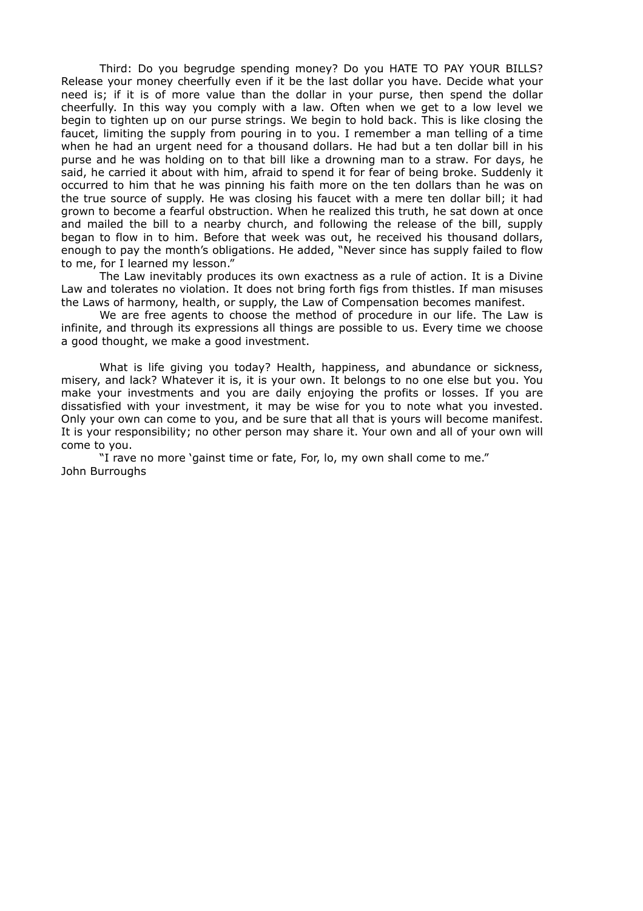Third: Do you begrudge spending money? Do you HATE TO PAY YOUR BILLS? Release your money cheerfully even if it be the last dollar you have. Decide what your need is; if it is of more value than the dollar in your purse, then spend the dollar cheerfully. In this way you comply with a law. Often when we get to a low level we begin to tighten up on our purse strings. We begin to hold back. This is like closing the faucet, limiting the supply from pouring in to you. I remember a man telling of a time when he had an urgent need for a thousand dollars. He had but a ten dollar bill in his purse and he was holding on to that bill like a drowning man to a straw. For days, he said, he carried it about with him, afraid to spend it for fear of being broke. Suddenly it occurred to him that he was pinning his faith more on the ten dollars than he was on the true source of supply. He was closing his faucet with a mere ten dollar bill; it had grown to become a fearful obstruction. When he realized this truth, he sat down at once and mailed the bill to a nearby church, and following the release of the bill, supply began to flow in to him. Before that week was out, he received his thousand dollars, enough to pay the month's obligations. He added, "Never since has supply failed to flow to me, for I learned my lesson."

The Law inevitably produces its own exactness as a rule of action. It is a Divine Law and tolerates no violation. It does not bring forth figs from thistles. If man misuses the Laws of harmony, health, or supply, the Law of Compensation becomes manifest.

We are free agents to choose the method of procedure in our life. The Law is infinite, and through its expressions all things are possible to us. Every time we choose a good thought, we make a good investment.

What is life giving you today? Health, happiness, and abundance or sickness, misery, and lack? Whatever it is, it is your own. It belongs to no one else but you. You make your investments and you are daily enjoying the profits or losses. If you are dissatisfied with your investment, it may be wise for you to note what you invested. Only your own can come to you, and be sure that all that is yours will become manifest. It is your responsibility; no other person may share it. Your own and all of your own will come to you.

"I rave no more 'gainst time or fate, For, lo, my own shall come to me."
John Burroughs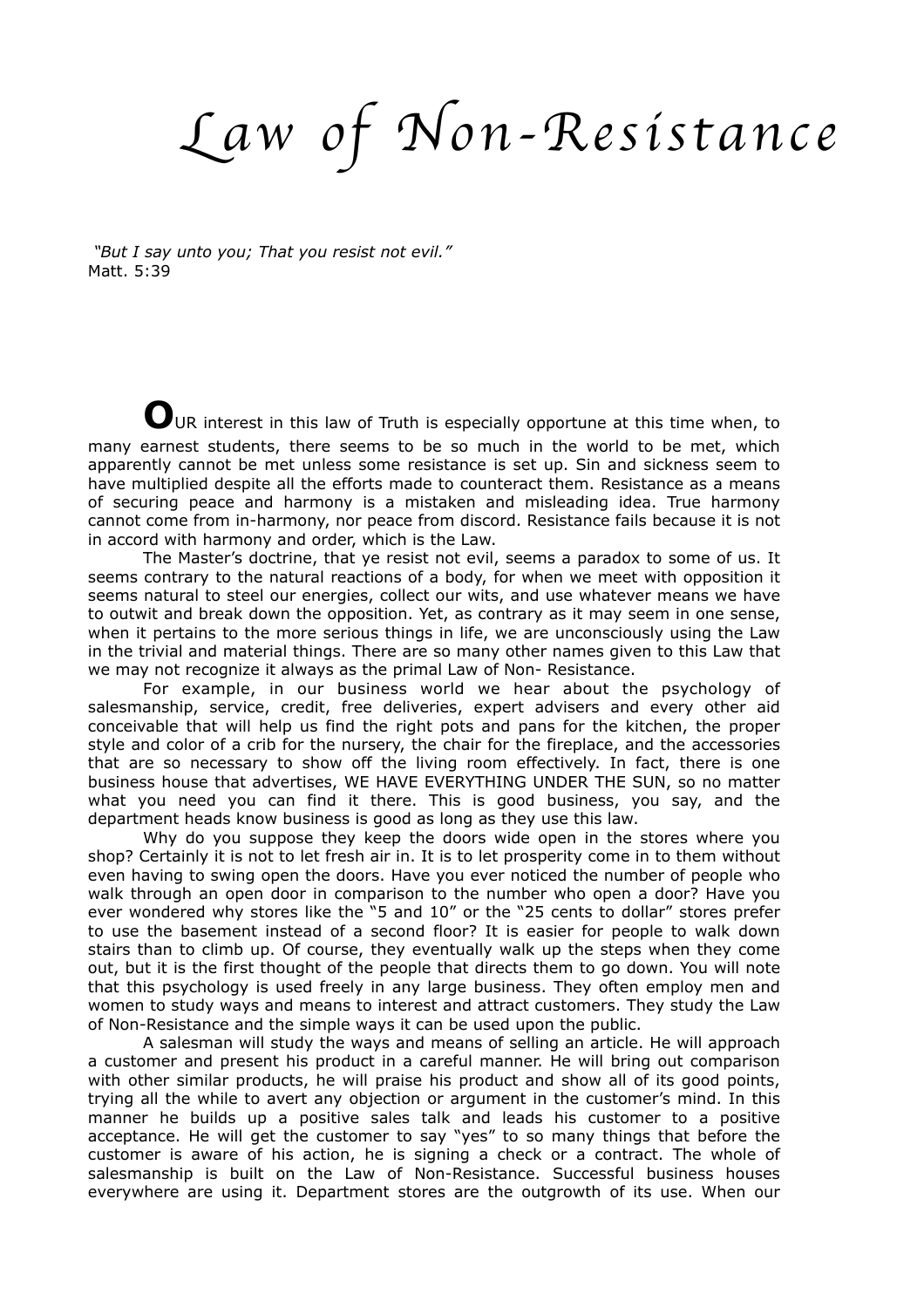# Law of Non-Resistance

*"But I say unto you; That you resist not evil."*
Matt. 5:39

**O**UR interest in this law of Truth is especially opportune at this time when, to many earnest students, there seems to be so much in the world to be met, which apparently cannot be met unless some resistance is set up. Sin and sickness seem to have multiplied despite all the efforts made to counteract them. Resistance as a means of securing peace and harmony is a mistaken and misleading idea. True harmony cannot come from in-harmony, nor peace from discord. Resistance fails because it is not in accord with harmony and order, which is the Law.

The Master's doctrine, that ye resist not evil, seems a paradox to some of us. It seems contrary to the natural reactions of a body, for when we meet with opposition it seems natural to steel our energies, collect our wits, and use whatever means we have to outwit and break down the opposition. Yet, as contrary as it may seem in one sense, when it pertains to the more serious things in life, we are unconsciously using the Law in the trivial and material things. There are so many other names given to this Law that we may not recognize it always as the primal Law of Non- Resistance.

For example, in our business world we hear about the psychology of salesmanship, service, credit, free deliveries, expert advisers and every other aid conceivable that will help us find the right pots and pans for the kitchen, the proper style and color of a crib for the nursery, the chair for the fireplace, and the accessories that are so necessary to show off the living room effectively. In fact, there is one business house that advertises, WE HAVE EVERYTHING UNDER THE SUN, so no matter what you need you can find it there. This is good business, you say, and the department heads know business is good as long as they use this law.

Why do you suppose they keep the doors wide open in the stores where you shop? Certainly it is not to let fresh air in. It is to let prosperity come in to them without even having to swing open the doors. Have you ever noticed the number of people who walk through an open door in comparison to the number who open a door? Have you ever wondered why stores like the "5 and 10" or the "25 cents to dollar" stores prefer to use the basement instead of a second floor? It is easier for people to walk down stairs than to climb up. Of course, they eventually walk up the steps when they come out, but it is the first thought of the people that directs them to go down. You will note that this psychology is used freely in any large business. They often employ men and women to study ways and means to interest and attract customers. They study the Law of Non-Resistance and the simple ways it can be used upon the public.

A salesman will study the ways and means of selling an article. He will approach a customer and present his product in a careful manner. He will bring out comparison with other similar products, he will praise his product and show all of its good points, trying all the while to avert any objection or argument in the customer's mind. In this manner he builds up a positive sales talk and leads his customer to a positive acceptance. He will get the customer to say "yes" to so many things that before the customer is aware of his action, he is signing a check or a contract. The whole of salesmanship is built on the Law of Non-Resistance. Successful business houses everywhere are using it. Department stores are the outgrowth of its use. When our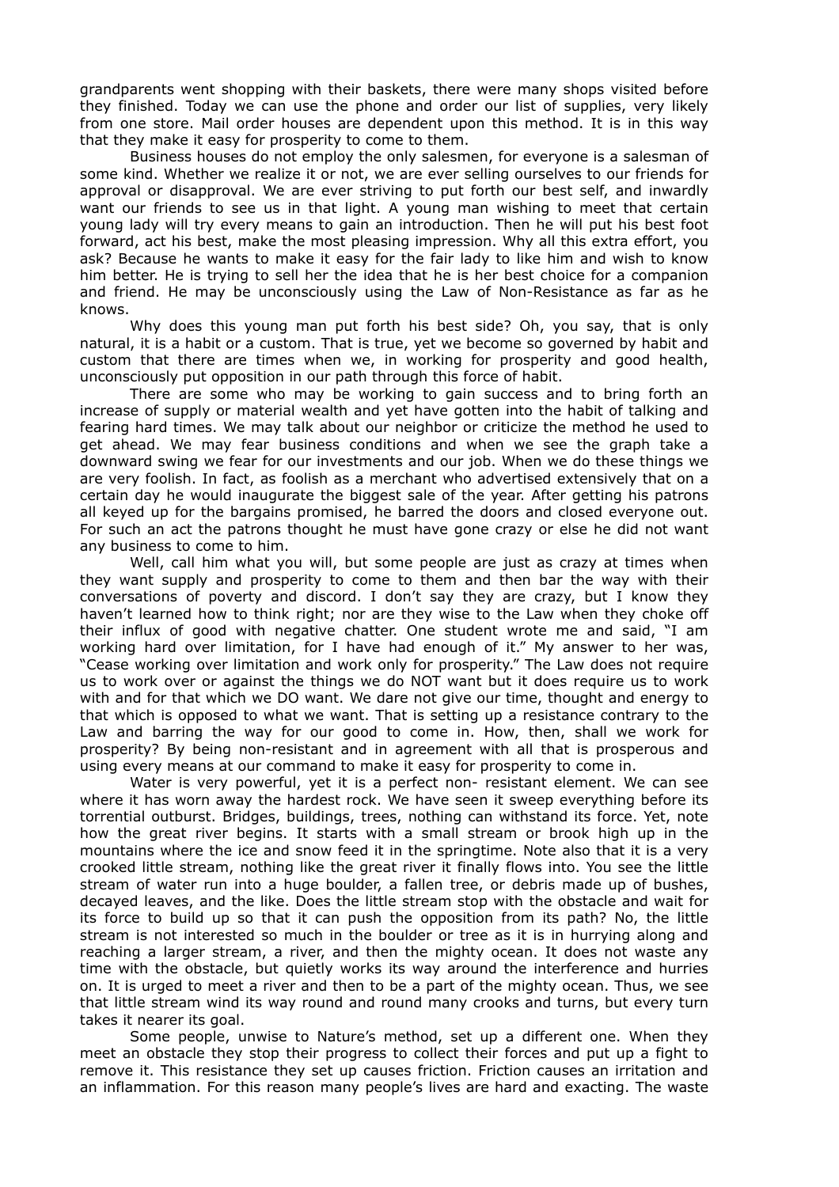grandparents went shopping with their baskets, there were many shops visited before they finished. Today we can use the phone and order our list of supplies, very likely from one store. Mail order houses are dependent upon this method. It is in this way that they make it easy for prosperity to come to them.

Business houses do not employ the only salesmen, for everyone is a salesman of some kind. Whether we realize it or not, we are ever selling ourselves to our friends for approval or disapproval. We are ever striving to put forth our best self, and inwardly want our friends to see us in that light. A young man wishing to meet that certain young lady will try every means to gain an introduction. Then he will put his best foot forward, act his best, make the most pleasing impression. Why all this extra effort, you ask? Because he wants to make it easy for the fair lady to like him and wish to know him better. He is trying to sell her the idea that he is her best choice for a companion and friend. He may be unconsciously using the Law of Non-Resistance as far as he knows.

Why does this young man put forth his best side? Oh, you say, that is only natural, it is a habit or a custom. That is true, yet we become so governed by habit and custom that there are times when we, in working for prosperity and good health, unconsciously put opposition in our path through this force of habit.

There are some who may be working to gain success and to bring forth an increase of supply or material wealth and yet have gotten into the habit of talking and fearing hard times. We may talk about our neighbor or criticize the method he used to get ahead. We may fear business conditions and when we see the graph take a downward swing we fear for our investments and our job. When we do these things we are very foolish. In fact, as foolish as a merchant who advertised extensively that on a certain day he would inaugurate the biggest sale of the year. After getting his patrons all keyed up for the bargains promised, he barred the doors and closed everyone out. For such an act the patrons thought he must have gone crazy or else he did not want any business to come to him.

Well, call him what you will, but some people are just as crazy at times when they want supply and prosperity to come to them and then bar the way with their conversations of poverty and discord. I don't say they are crazy, but I know they haven't learned how to think right; nor are they wise to the Law when they choke off their influx of good with negative chatter. One student wrote me and said, "I am working hard over limitation, for I have had enough of it." My answer to her was, "Cease working over limitation and work only for prosperity." The Law does not require us to work over or against the things we do NOT want but it does require us to work with and for that which we DO want. We dare not give our time, thought and energy to that which is opposed to what we want. That is setting up a resistance contrary to the Law and barring the way for our good to come in. How, then, shall we work for prosperity? By being non-resistant and in agreement with all that is prosperous and using every means at our command to make it easy for prosperity to come in.

Water is very powerful, yet it is a perfect non- resistant element. We can see where it has worn away the hardest rock. We have seen it sweep everything before its torrential outburst. Bridges, buildings, trees, nothing can withstand its force. Yet, note how the great river begins. It starts with a small stream or brook high up in the mountains where the ice and snow feed it in the springtime. Note also that it is a very crooked little stream, nothing like the great river it finally flows into. You see the little stream of water run into a huge boulder, a fallen tree, or debris made up of bushes, decayed leaves, and the like. Does the little stream stop with the obstacle and wait for its force to build up so that it can push the opposition from its path? No, the little stream is not interested so much in the boulder or tree as it is in hurrying along and reaching a larger stream, a river, and then the mighty ocean. It does not waste any time with the obstacle, but quietly works its way around the interference and hurries on. It is urged to meet a river and then to be a part of the mighty ocean. Thus, we see that little stream wind its way round and round many crooks and turns, but every turn takes it nearer its goal.

Some people, unwise to Nature's method, set up a different one. When they meet an obstacle they stop their progress to collect their forces and put up a fight to remove it. This resistance they set up causes friction. Friction causes an irritation and an inflammation. For this reason many people's lives are hard and exacting. The waste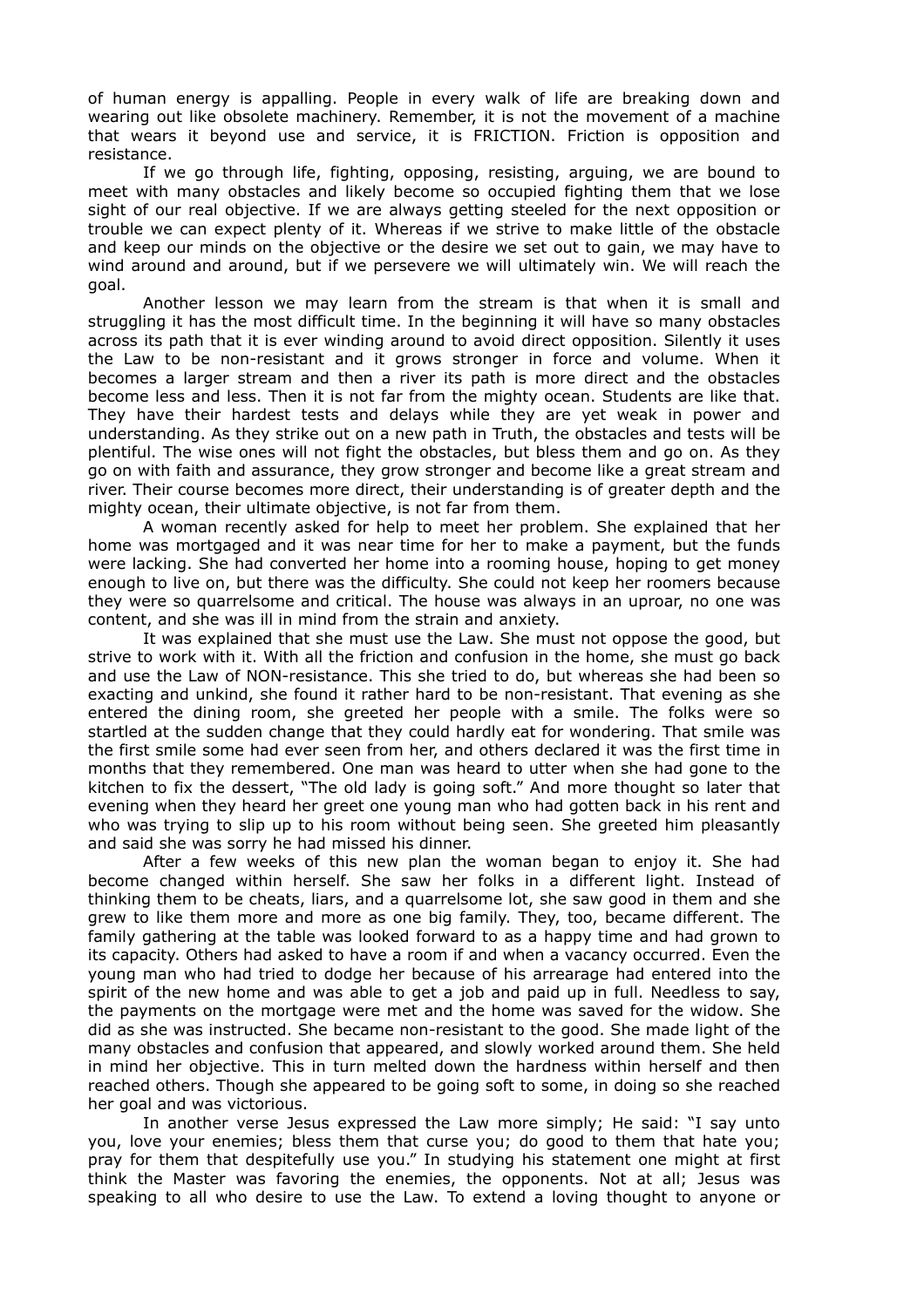of human energy is appalling. People in every walk of life are breaking down and wearing out like obsolete machinery. Remember, it is not the movement of a machine that wears it beyond use and service, it is FRICTION. Friction is opposition and resistance.

If we go through life, fighting, opposing, resisting, arguing, we are bound to meet with many obstacles and likely become so occupied fighting them that we lose sight of our real objective. If we are always getting steeled for the next opposition or trouble we can expect plenty of it. Whereas if we strive to make little of the obstacle and keep our minds on the objective or the desire we set out to gain, we may have to wind around and around, but if we persevere we will ultimately win. We will reach the goal.

Another lesson we may learn from the stream is that when it is small and struggling it has the most difficult time. In the beginning it will have so many obstacles across its path that it is ever winding around to avoid direct opposition. Silently it uses the Law to be non-resistant and it grows stronger in force and volume. When it becomes a larger stream and then a river its path is more direct and the obstacles become less and less. Then it is not far from the mighty ocean. Students are like that. They have their hardest tests and delays while they are yet weak in power and understanding. As they strike out on a new path in Truth, the obstacles and tests will be plentiful. The wise ones will not fight the obstacles, but bless them and go on. As they go on with faith and assurance, they grow stronger and become like a great stream and river. Their course becomes more direct, their understanding is of greater depth and the mighty ocean, their ultimate objective, is not far from them.

A woman recently asked for help to meet her problem. She explained that her home was mortgaged and it was near time for her to make a payment, but the funds were lacking. She had converted her home into a rooming house, hoping to get money enough to live on, but there was the difficulty. She could not keep her roomers because they were so quarrelsome and critical. The house was always in an uproar, no one was content, and she was ill in mind from the strain and anxiety.

It was explained that she must use the Law. She must not oppose the good, but strive to work with it. With all the friction and confusion in the home, she must go back and use the Law of NON-resistance. This she tried to do, but whereas she had been so exacting and unkind, she found it rather hard to be non-resistant. That evening as she entered the dining room, she greeted her people with a smile. The folks were so startled at the sudden change that they could hardly eat for wondering. That smile was the first smile some had ever seen from her, and others declared it was the first time in months that they remembered. One man was heard to utter when she had gone to the kitchen to fix the dessert, "The old lady is going soft." And more thought so later that evening when they heard her greet one young man who had gotten back in his rent and who was trying to slip up to his room without being seen. She greeted him pleasantly and said she was sorry he had missed his dinner.

After a few weeks of this new plan the woman began to enjoy it. She had become changed within herself. She saw her folks in a different light. Instead of thinking them to be cheats, liars, and a quarrelsome lot, she saw good in them and she grew to like them more and more as one big family. They, too, became different. The family gathering at the table was looked forward to as a happy time and had grown to its capacity. Others had asked to have a room if and when a vacancy occurred. Even the young man who had tried to dodge her because of his arrearage had entered into the spirit of the new home and was able to get a job and paid up in full. Needless to say, the payments on the mortgage were met and the home was saved for the widow. She did as she was instructed. She became non-resistant to the good. She made light of the many obstacles and confusion that appeared, and slowly worked around them. She held in mind her objective. This in turn melted down the hardness within herself and then reached others. Though she appeared to be going soft to some, in doing so she reached her goal and was victorious.

In another verse Jesus expressed the Law more simply; He said: "I say unto you, love your enemies; bless them that curse you; do good to them that hate you; pray for them that despitefully use you." In studying his statement one might at first think the Master was favoring the enemies, the opponents. Not at all; Jesus was speaking to all who desire to use the Law. To extend a loving thought to anyone or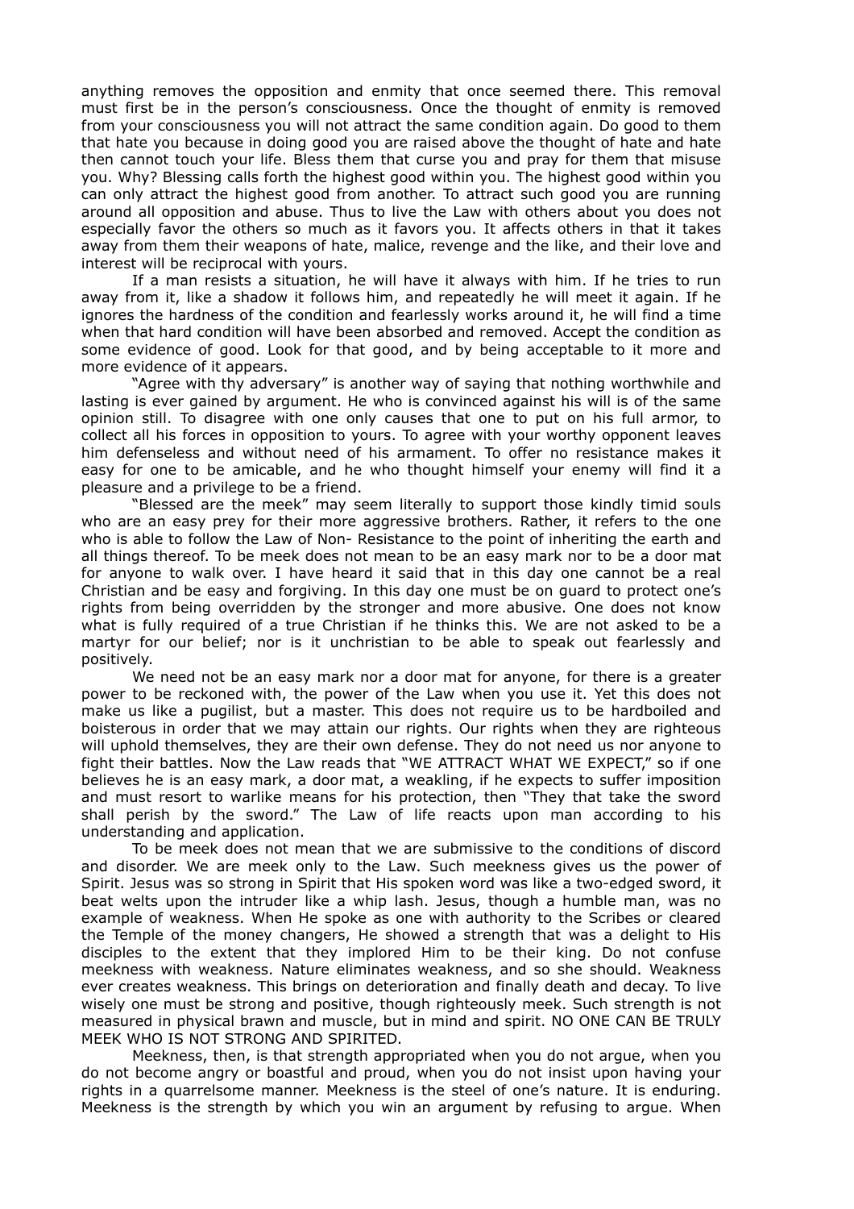anything removes the opposition and enmity that once seemed there. This removal must first be in the person's consciousness. Once the thought of enmity is removed from your consciousness you will not attract the same condition again. Do good to them that hate you because in doing good you are raised above the thought of hate and hate then cannot touch your life. Bless them that curse you and pray for them that misuse you. Why? Blessing calls forth the highest good within you. The highest good within you can only attract the highest good from another. To attract such good you are running around all opposition and abuse. Thus to live the Law with others about you does not especially favor the others so much as it favors you. It affects others in that it takes away from them their weapons of hate, malice, revenge and the like, and their love and interest will be reciprocal with yours.

If a man resists a situation, he will have it always with him. If he tries to run away from it, like a shadow it follows him, and repeatedly he will meet it again. If he ignores the hardness of the condition and fearlessly works around it, he will find a time when that hard condition will have been absorbed and removed. Accept the condition as some evidence of good. Look for that good, and by being acceptable to it more and more evidence of it appears.

"Agree with thy adversary" is another way of saying that nothing worthwhile and lasting is ever gained by argument. He who is convinced against his will is of the same opinion still. To disagree with one only causes that one to put on his full armor, to collect all his forces in opposition to yours. To agree with your worthy opponent leaves him defenseless and without need of his armament. To offer no resistance makes it easy for one to be amicable, and he who thought himself your enemy will find it a pleasure and a privilege to be a friend.

"Blessed are the meek" may seem literally to support those kindly timid souls who are an easy prey for their more aggressive brothers. Rather, it refers to the one who is able to follow the Law of Non- Resistance to the point of inheriting the earth and all things thereof. To be meek does not mean to be an easy mark nor to be a door mat for anyone to walk over. I have heard it said that in this day one cannot be a real Christian and be easy and forgiving. In this day one must be on guard to protect one's rights from being overridden by the stronger and more abusive. One does not know what is fully required of a true Christian if he thinks this. We are not asked to be a martyr for our belief; nor is it unchristian to be able to speak out fearlessly and positively.

We need not be an easy mark nor a door mat for anyone, for there is a greater power to be reckoned with, the power of the Law when you use it. Yet this does not make us like a pugilist, but a master. This does not require us to be hardboiled and boisterous in order that we may attain our rights. Our rights when they are righteous will uphold themselves, they are their own defense. They do not need us nor anyone to fight their battles. Now the Law reads that "WE ATTRACT WHAT WE EXPECT," so if one believes he is an easy mark, a door mat, a weakling, if he expects to suffer imposition and must resort to warlike means for his protection, then "They that take the sword shall perish by the sword." The Law of life reacts upon man according to his understanding and application.

To be meek does not mean that we are submissive to the conditions of discord and disorder. We are meek only to the Law. Such meekness gives us the power of Spirit. Jesus was so strong in Spirit that His spoken word was like a two-edged sword, it beat welts upon the intruder like a whip lash. Jesus, though a humble man, was no example of weakness. When He spoke as one with authority to the Scribes or cleared the Temple of the money changers, He showed a strength that was a delight to His disciples to the extent that they implored Him to be their king. Do not confuse meekness with weakness. Nature eliminates weakness, and so she should. Weakness ever creates weakness. This brings on deterioration and finally death and decay. To live wisely one must be strong and positive, though righteously meek. Such strength is not measured in physical brawn and muscle, but in mind and spirit. NO ONE CAN BE TRULY MEEK WHO IS NOT STRONG AND SPIRITED.

Meekness, then, is that strength appropriated when you do not argue, when you do not become angry or boastful and proud, when you do not insist upon having your rights in a quarrelsome manner. Meekness is the steel of one's nature. It is enduring. Meekness is the strength by which you win an argument by refusing to argue. When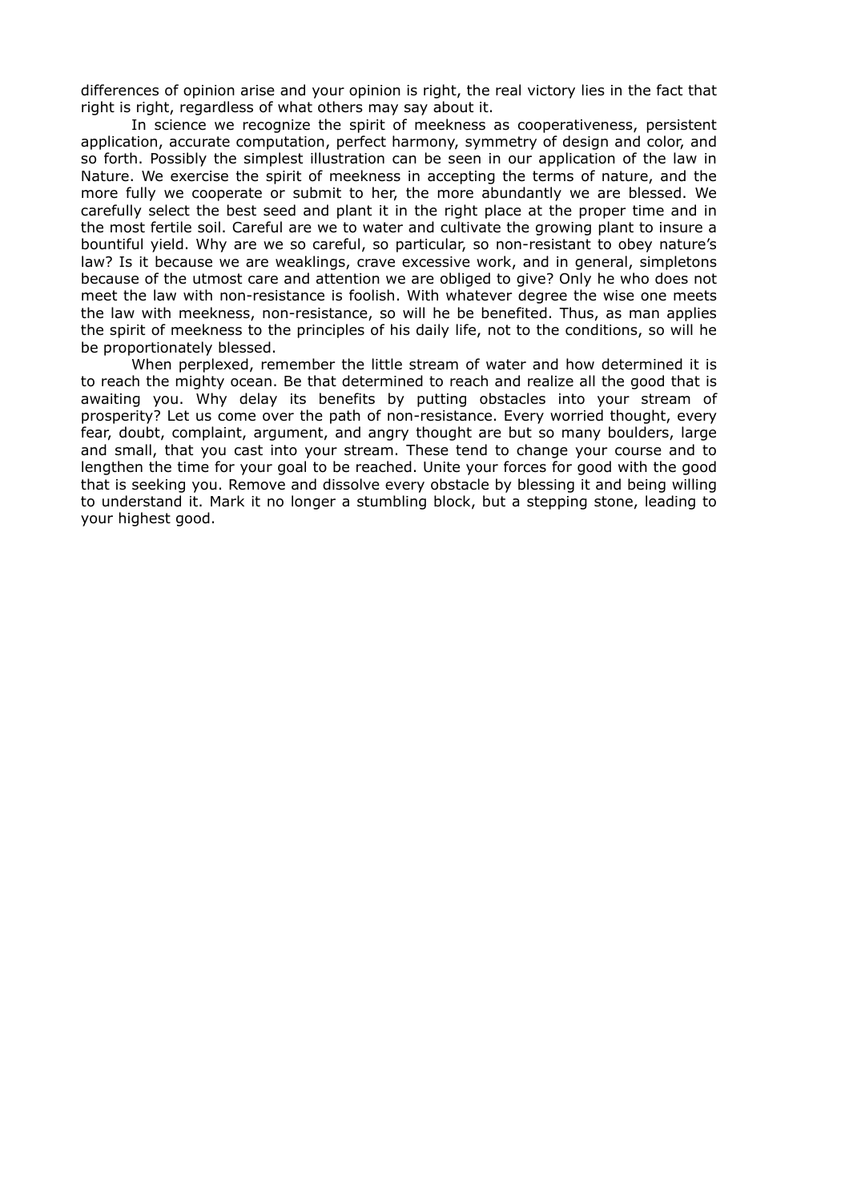differences of opinion arise and your opinion is right, the real victory lies in the fact that right is right, regardless of what others may say about it.

In science we recognize the spirit of meekness as cooperativeness, persistent application, accurate computation, perfect harmony, symmetry of design and color, and so forth. Possibly the simplest illustration can be seen in our application of the law in Nature. We exercise the spirit of meekness in accepting the terms of nature, and the more fully we cooperate or submit to her, the more abundantly we are blessed. We carefully select the best seed and plant it in the right place at the proper time and in the most fertile soil. Careful are we to water and cultivate the growing plant to insure a bountiful yield. Why are we so careful, so particular, so non-resistant to obey nature's law? Is it because we are weaklings, crave excessive work, and in general, simpletons because of the utmost care and attention we are obliged to give? Only he who does not meet the law with non-resistance is foolish. With whatever degree the wise one meets the law with meekness, non-resistance, so will he be benefited. Thus, as man applies the spirit of meekness to the principles of his daily life, not to the conditions, so will he be proportionately blessed.

When perplexed, remember the little stream of water and how determined it is to reach the mighty ocean. Be that determined to reach and realize all the good that is awaiting you. Why delay its benefits by putting obstacles into your stream of prosperity? Let us come over the path of non-resistance. Every worried thought, every fear, doubt, complaint, argument, and angry thought are but so many boulders, large and small, that you cast into your stream. These tend to change your course and to lengthen the time for your goal to be reached. Unite your forces for good with the good that is seeking you. Remove and dissolve every obstacle by blessing it and being willing to understand it. Mark it no longer a stumbling block, but a stepping stone, leading to your highest good.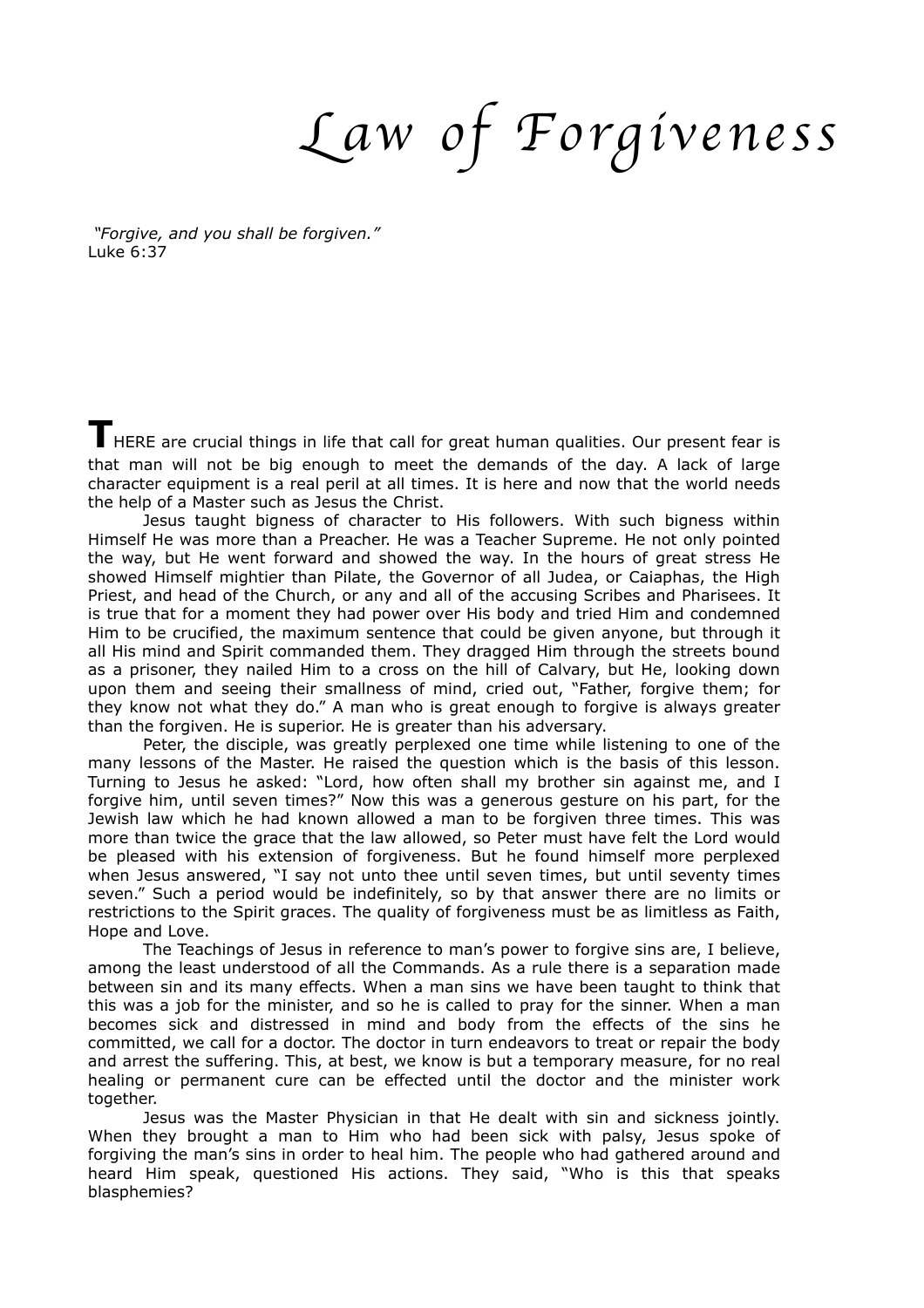# *Law of Forgiveness*

*"Forgive, and you shall be forgiven."*
Luke 6:37

**T**HERE are crucial things in life that call for great human qualities. Our present fear is that man will not be big enough to meet the demands of the day. A lack of large character equipment is a real peril at all times. It is here and now that the world needs the help of a Master such as Jesus the Christ.

Jesus taught bigness of character to His followers. With such bigness within Himself He was more than a Preacher. He was a Teacher Supreme. He not only pointed the way, but He went forward and showed the way. In the hours of great stress He showed Himself mightier than Pilate, the Governor of all Judea, or Caiaphas, the High Priest, and head of the Church, or any and all of the accusing Scribes and Pharisees. It is true that for a moment they had power over His body and tried Him and condemned Him to be crucified, the maximum sentence that could be given anyone, but through it all His mind and Spirit commanded them. They dragged Him through the streets bound as a prisoner, they nailed Him to a cross on the hill of Calvary, but He, looking down upon them and seeing their smallness of mind, cried out, "Father, forgive them; for they know not what they do." A man who is great enough to forgive is always greater than the forgiven. He is superior. He is greater than his adversary.

Peter, the disciple, was greatly perplexed one time while listening to one of the many lessons of the Master. He raised the question which is the basis of this lesson. Turning to Jesus he asked: "Lord, how often shall my brother sin against me, and I forgive him, until seven times?" Now this was a generous gesture on his part, for the Jewish law which he had known allowed a man to be forgiven three times. This was more than twice the grace that the law allowed, so Peter must have felt the Lord would be pleased with his extension of forgiveness. But he found himself more perplexed when Jesus answered, "I say not unto thee until seven times, but until seventy times seven." Such a period would be indefinitely, so by that answer there are no limits or restrictions to the Spirit graces. The quality of forgiveness must be as limitless as Faith, Hope and Love.

The Teachings of Jesus in reference to man's power to forgive sins are, I believe, among the least understood of all the Commands. As a rule there is a separation made between sin and its many effects. When a man sins we have been taught to think that this was a job for the minister, and so he is called to pray for the sinner. When a man becomes sick and distressed in mind and body from the effects of the sins he committed, we call for a doctor. The doctor in turn endeavors to treat or repair the body and arrest the suffering. This, at best, we know is but a temporary measure, for no real healing or permanent cure can be effected until the doctor and the minister work together.

Jesus was the Master Physician in that He dealt with sin and sickness jointly. When they brought a man to Him who had been sick with palsy, Jesus spoke of forgiving the man's sins in order to heal him. The people who had gathered around and heard Him speak, questioned His actions. They said, "Who is this that speaks blasphemies?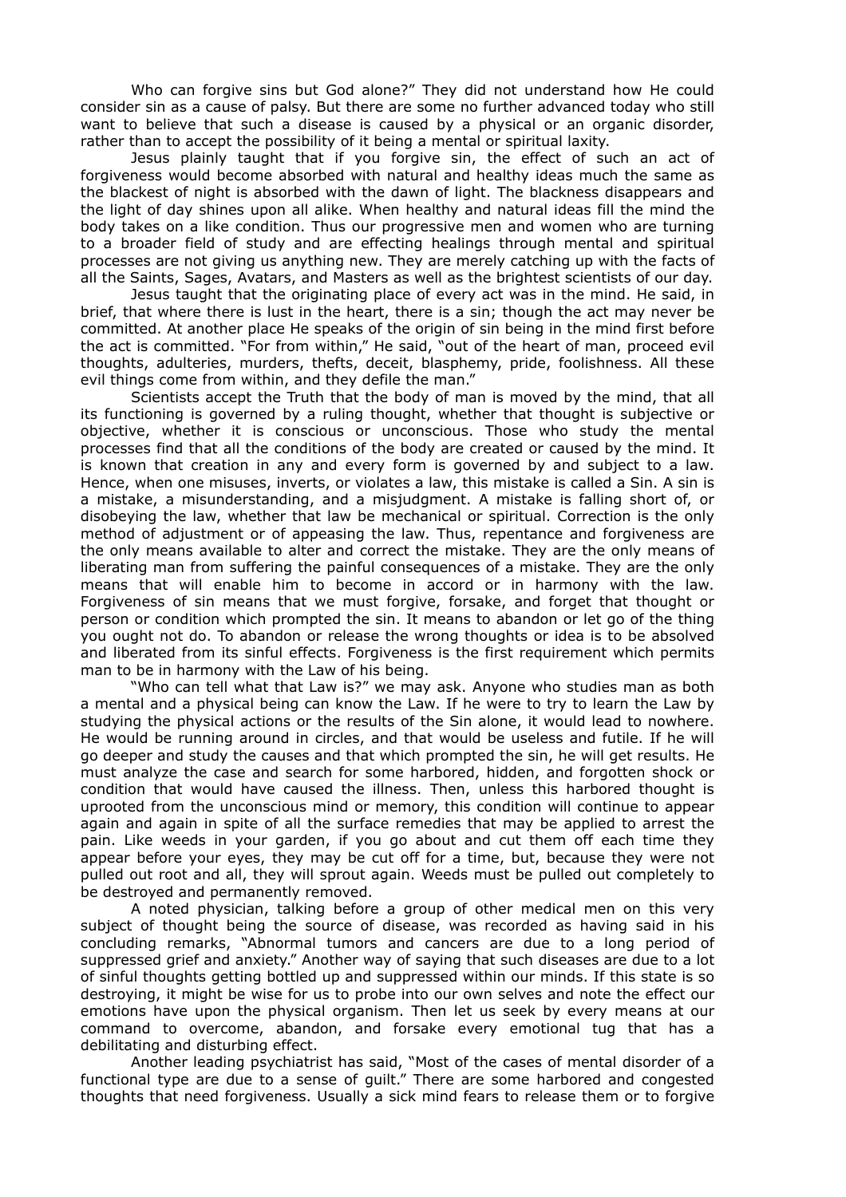Who can forgive sins but God alone?" They did not understand how He could consider sin as a cause of palsy. But there are some no further advanced today who still want to believe that such a disease is caused by a physical or an organic disorder, rather than to accept the possibility of it being a mental or spiritual laxity.

Jesus plainly taught that if you forgive sin, the effect of such an act of forgiveness would become absorbed with natural and healthy ideas much the same as the blackest of night is absorbed with the dawn of light. The blackness disappears and the light of day shines upon all alike. When healthy and natural ideas fill the mind the body takes on a like condition. Thus our progressive men and women who are turning to a broader field of study and are effecting healings through mental and spiritual processes are not giving us anything new. They are merely catching up with the facts of all the Saints, Sages, Avatars, and Masters as well as the brightest scientists of our day.

Jesus taught that the originating place of every act was in the mind. He said, in brief, that where there is lust in the heart, there is a sin; though the act may never be committed. At another place He speaks of the origin of sin being in the mind first before the act is committed. "For from within," He said, "out of the heart of man, proceed evil thoughts, adulteries, murders, thefts, deceit, blasphemy, pride, foolishness. All these evil things come from within, and they defile the man."

Scientists accept the Truth that the body of man is moved by the mind, that all its functioning is governed by a ruling thought, whether that thought is subjective or objective, whether it is conscious or unconscious. Those who study the mental processes find that all the conditions of the body are created or caused by the mind. It is known that creation in any and every form is governed by and subject to a law. Hence, when one misuses, inverts, or violates a law, this mistake is called a Sin. A sin is a mistake, a misunderstanding, and a misjudgment. A mistake is falling short of, or disobeying the law, whether that law be mechanical or spiritual. Correction is the only method of adjustment or of appeasing the law. Thus, repentance and forgiveness are the only means available to alter and correct the mistake. They are the only means of liberating man from suffering the painful consequences of a mistake. They are the only means that will enable him to become in accord or in harmony with the law. Forgiveness of sin means that we must forgive, forsake, and forget that thought or person or condition which prompted the sin. It means to abandon or let go of the thing you ought not do. To abandon or release the wrong thoughts or idea is to be absolved and liberated from its sinful effects. Forgiveness is the first requirement which permits man to be in harmony with the Law of his being.

"Who can tell what that Law is?" we may ask. Anyone who studies man as both a mental and a physical being can know the Law. If he were to try to learn the Law by studying the physical actions or the results of the Sin alone, it would lead to nowhere. He would be running around in circles, and that would be useless and futile. If he will go deeper and study the causes and that which prompted the sin, he will get results. He must analyze the case and search for some harbored, hidden, and forgotten shock or condition that would have caused the illness. Then, unless this harbored thought is uprooted from the unconscious mind or memory, this condition will continue to appear again and again in spite of all the surface remedies that may be applied to arrest the pain. Like weeds in your garden, if you go about and cut them off each time they appear before your eyes, they may be cut off for a time, but, because they were not pulled out root and all, they will sprout again. Weeds must be pulled out completely to be destroyed and permanently removed.

A noted physician, talking before a group of other medical men on this very subject of thought being the source of disease, was recorded as having said in his concluding remarks, "Abnormal tumors and cancers are due to a long period of suppressed grief and anxiety." Another way of saying that such diseases are due to a lot of sinful thoughts getting bottled up and suppressed within our minds. If this state is so destroying, it might be wise for us to probe into our own selves and note the effect our emotions have upon the physical organism. Then let us seek by every means at our command to overcome, abandon, and forsake every emotional tug that has a debilitating and disturbing effect.

Another leading psychiatrist has said, "Most of the cases of mental disorder of a functional type are due to a sense of guilt." There are some harbored and congested thoughts that need forgiveness. Usually a sick mind fears to release them or to forgive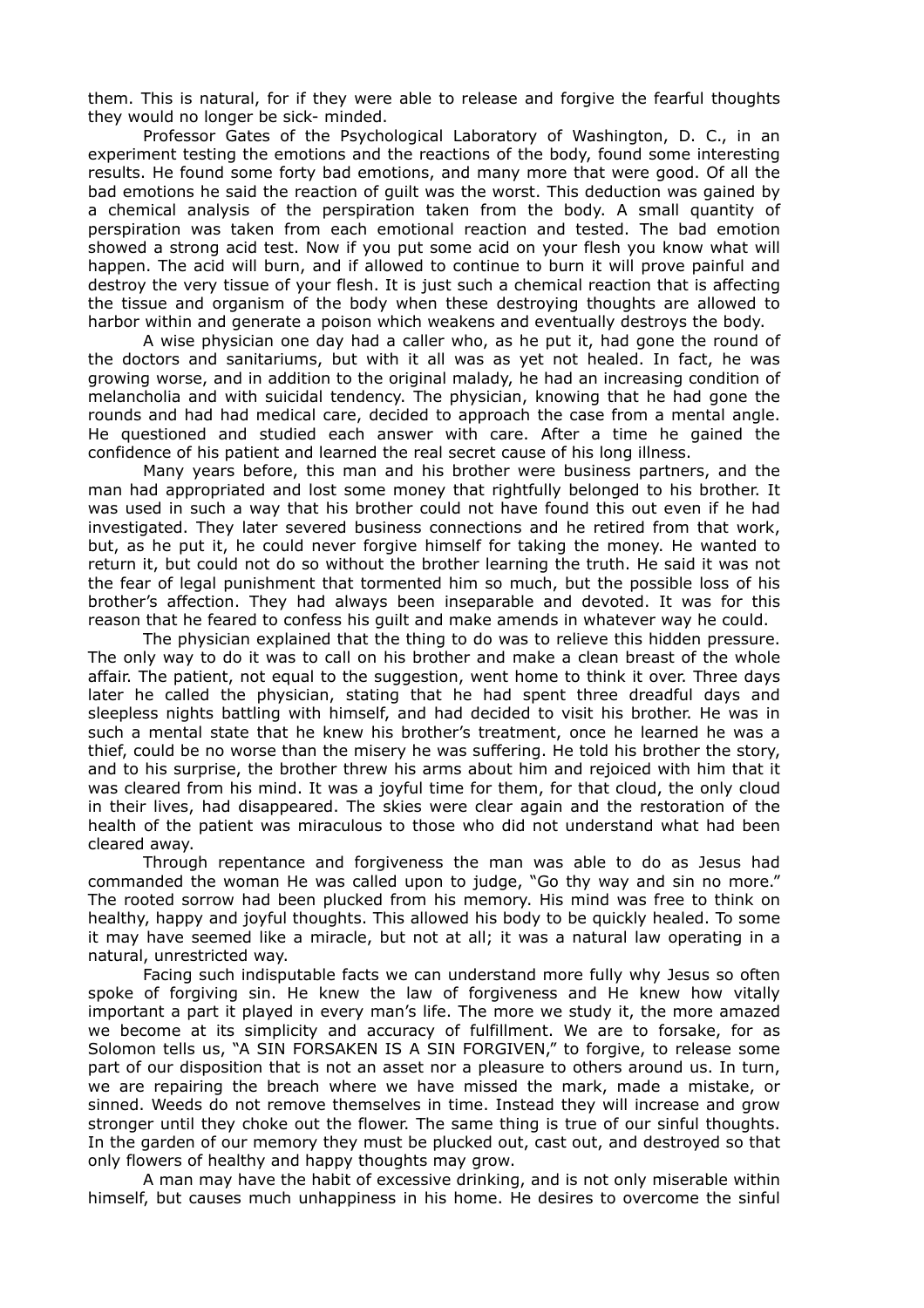them. This is natural, for if they were able to release and forgive the fearful thoughts they would no longer be sick- minded.

Professor Gates of the Psychological Laboratory of Washington, D. C., in an experiment testing the emotions and the reactions of the body, found some interesting results. He found some forty bad emotions, and many more that were good. Of all the bad emotions he said the reaction of guilt was the worst. This deduction was gained by a chemical analysis of the perspiration taken from the body. A small quantity of perspiration was taken from each emotional reaction and tested. The bad emotion showed a strong acid test. Now if you put some acid on your flesh you know what will happen. The acid will burn, and if allowed to continue to burn it will prove painful and destroy the very tissue of your flesh. It is just such a chemical reaction that is affecting the tissue and organism of the body when these destroying thoughts are allowed to harbor within and generate a poison which weakens and eventually destroys the body.

A wise physician one day had a caller who, as he put it, had gone the round of the doctors and sanitariums, but with it all was as yet not healed. In fact, he was growing worse, and in addition to the original malady, he had an increasing condition of melancholia and with suicidal tendency. The physician, knowing that he had gone the rounds and had had medical care, decided to approach the case from a mental angle. He questioned and studied each answer with care. After a time he gained the confidence of his patient and learned the real secret cause of his long illness.

Many years before, this man and his brother were business partners, and the man had appropriated and lost some money that rightfully belonged to his brother. It was used in such a way that his brother could not have found this out even if he had investigated. They later severed business connections and he retired from that work, but, as he put it, he could never forgive himself for taking the money. He wanted to return it, but could not do so without the brother learning the truth. He said it was not the fear of legal punishment that tormented him so much, but the possible loss of his brother’s affection. They had always been inseparable and devoted. It was for this reason that he feared to confess his guilt and make amends in whatever way he could.

The physician explained that the thing to do was to relieve this hidden pressure. The only way to do it was to call on his brother and make a clean breast of the whole affair. The patient, not equal to the suggestion, went home to think it over. Three days later he called the physician, stating that he had spent three dreadful days and sleepless nights battling with himself, and had decided to visit his brother. He was in such a mental state that he knew his brother’s treatment, once he learned he was a thief, could be no worse than the misery he was suffering. He told his brother the story, and to his surprise, the brother threw his arms about him and rejoiced with him that it was cleared from his mind. It was a joyful time for them, for that cloud, the only cloud in their lives, had disappeared. The skies were clear again and the restoration of the health of the patient was miraculous to those who did not understand what had been cleared away.

Through repentance and forgiveness the man was able to do as Jesus had commanded the woman He was called upon to judge, “Go thy way and sin no more.” The rooted sorrow had been plucked from his memory. His mind was free to think on healthy, happy and joyful thoughts. This allowed his body to be quickly healed. To some it may have seemed like a miracle, but not at all; it was a natural law operating in a natural, unrestricted way.

Facing such indisputable facts we can understand more fully why Jesus so often spoke of forgiving sin. He knew the law of forgiveness and He knew how vitally important a part it played in every man’s life. The more we study it, the more amazed we become at its simplicity and accuracy of fulfillment. We are to forsake, for as Solomon tells us, “A SIN FORSAKEN IS A SIN FORGIVEN,” to forgive, to release some part of our disposition that is not an asset nor a pleasure to others around us. In turn, we are repairing the breach where we have missed the mark, made a mistake, or sinned. Weeds do not remove themselves in time. Instead they will increase and grow stronger until they choke out the flower. The same thing is true of our sinful thoughts. In the garden of our memory they must be plucked out, cast out, and destroyed so that only flowers of healthy and happy thoughts may grow.

A man may have the habit of excessive drinking, and is not only miserable within himself, but causes much unhappiness in his home. He desires to overcome the sinful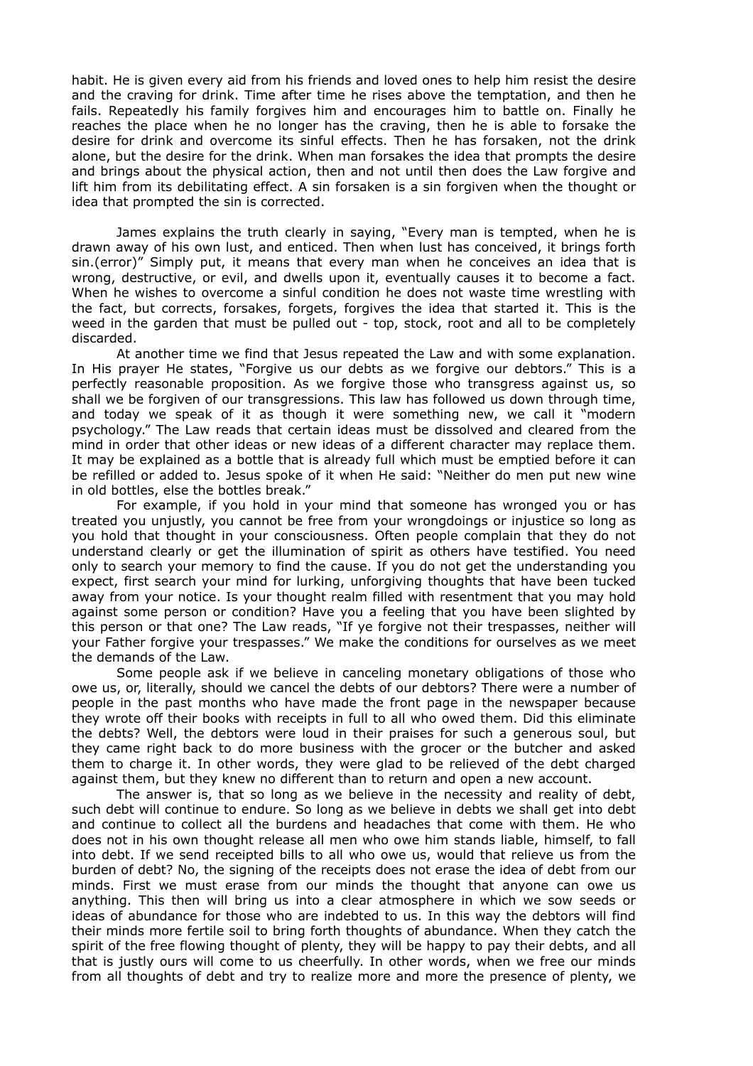habit. He is given every aid from his friends and loved ones to help him resist the desire and the craving for drink. Time after time he rises above the temptation, and then he fails. Repeatedly his family forgives him and encourages him to battle on. Finally he reaches the place when he no longer has the craving, then he is able to forsake the desire for drink and overcome its sinful effects. Then he has forsaken, not the drink alone, but the desire for the drink. When man forsakes the idea that prompts the desire and brings about the physical action, then and not until then does the Law forgive and lift him from its debilitating effect. A sin forsaken is a sin forgiven when the thought or idea that prompted the sin is corrected.

James explains the truth clearly in saying, "Every man is tempted, when he is drawn away of his own lust, and enticed. Then when lust has conceived, it brings forth sin.(error)" Simply put, it means that every man when he conceives an idea that is wrong, destructive, or evil, and dwells upon it, eventually causes it to become a fact. When he wishes to overcome a sinful condition he does not waste time wrestling with the fact, but corrects, forsakes, forgets, forgives the idea that started it. This is the weed in the garden that must be pulled out - top, stock, root and all to be completely discarded.

At another time we find that Jesus repeated the Law and with some explanation. In His prayer He states, "Forgive us our debts as we forgive our debtors." This is a perfectly reasonable proposition. As we forgive those who transgress against us, so shall we be forgiven of our transgressions. This law has followed us down through time, and today we speak of it as though it were something new, we call it "modern psychology." The Law reads that certain ideas must be dissolved and cleared from the mind in order that other ideas or new ideas of a different character may replace them. It may be explained as a bottle that is already full which must be emptied before it can be refilled or added to. Jesus spoke of it when He said: "Neither do men put new wine in old bottles, else the bottles break."

For example, if you hold in your mind that someone has wronged you or has treated you unjustly, you cannot be free from your wrongdoings or injustice so long as you hold that thought in your consciousness. Often people complain that they do not understand clearly or get the illumination of spirit as others have testified. You need only to search your memory to find the cause. If you do not get the understanding you expect, first search your mind for lurking, unforgiving thoughts that have been tucked away from your notice. Is your thought realm filled with resentment that you may hold against some person or condition? Have you a feeling that you have been slighted by this person or that one? The Law reads, "If ye forgive not their trespasses, neither will your Father forgive your trespasses." We make the conditions for ourselves as we meet the demands of the Law.

Some people ask if we believe in canceling monetary obligations of those who owe us, or, literally, should we cancel the debts of our debtors? There were a number of people in the past months who have made the front page in the newspaper because they wrote off their books with receipts in full to all who owed them. Did this eliminate the debts? Well, the debtors were loud in their praises for such a generous soul, but they came right back to do more business with the grocer or the butcher and asked them to charge it. In other words, they were glad to be relieved of the debt charged against them, but they knew no different than to return and open a new account.

The answer is, that so long as we believe in the necessity and reality of debt, such debt will continue to endure. So long as we believe in debts we shall get into debt and continue to collect all the burdens and headaches that come with them. He who does not in his own thought release all men who owe him stands liable, himself, to fall into debt. If we send receipted bills to all who owe us, would that relieve us from the burden of debt? No, the signing of the receipts does not erase the idea of debt from our minds. First we must erase from our minds the thought that anyone can owe us anything. This then will bring us into a clear atmosphere in which we sow seeds or ideas of abundance for those who are indebted to us. In this way the debtors will find their minds more fertile soil to bring forth thoughts of abundance. When they catch the spirit of the free flowing thought of plenty, they will be happy to pay their debts, and all that is justly ours will come to us cheerfully. In other words, when we free our minds from all thoughts of debt and try to realize more and more the presence of plenty, we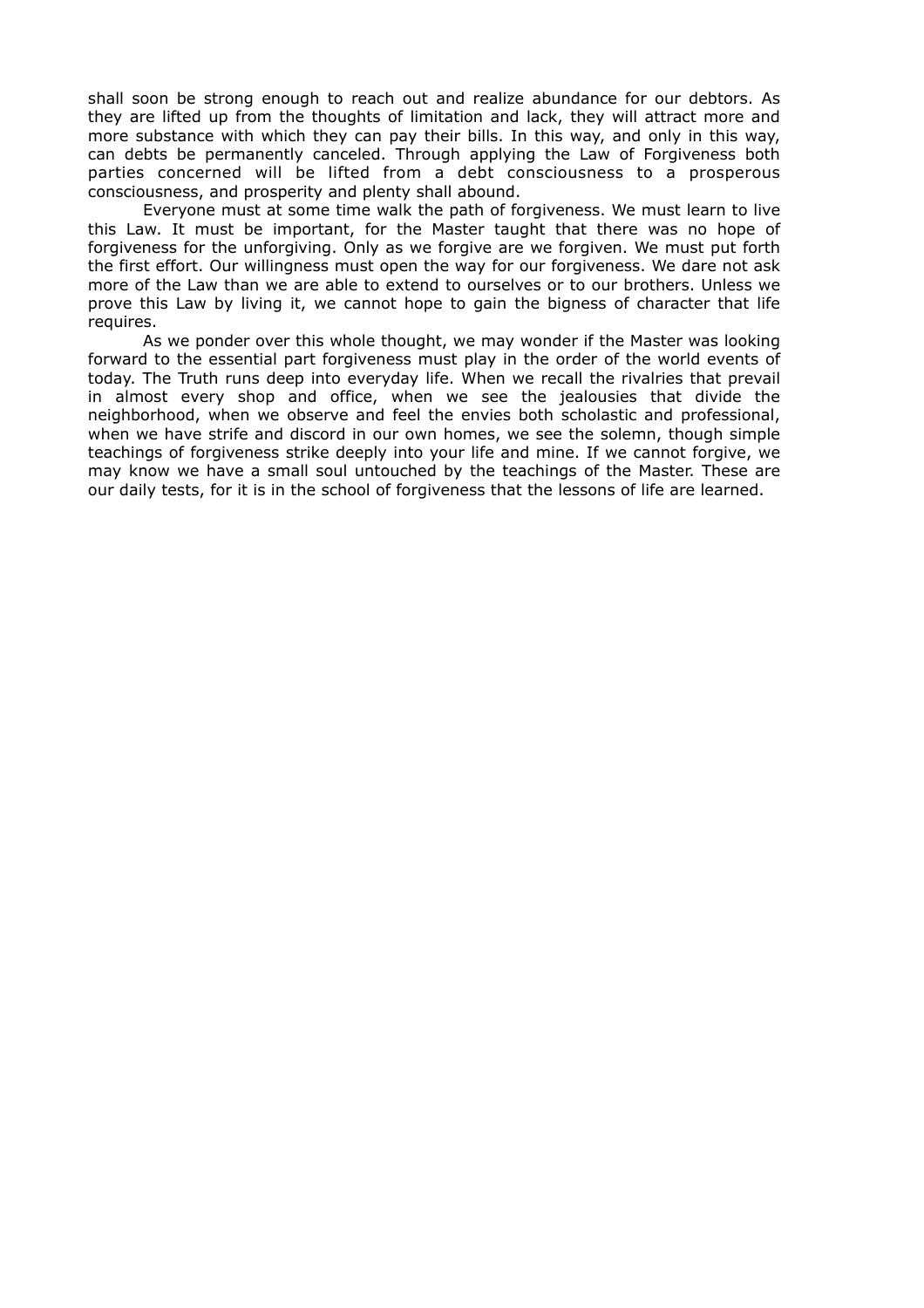shall soon be strong enough to reach out and realize abundance for our debtors. As they are lifted up from the thoughts of limitation and lack, they will attract more and more substance with which they can pay their bills. In this way, and only in this way, can debts be permanently canceled. Through applying the Law of Forgiveness both parties concerned will be lifted from a debt consciousness to a prosperous consciousness, and prosperity and plenty shall abound.

Everyone must at some time walk the path of forgiveness. We must learn to live this Law. It must be important, for the Master taught that there was no hope of forgiveness for the unforgiving. Only as we forgive are we forgiven. We must put forth the first effort. Our willingness must open the way for our forgiveness. We dare not ask more of the Law than we are able to extend to ourselves or to our brothers. Unless we prove this Law by living it, we cannot hope to gain the bigness of character that life requires.

As we ponder over this whole thought, we may wonder if the Master was looking forward to the essential part forgiveness must play in the order of the world events of today. The Truth runs deep into everyday life. When we recall the rivalries that prevail in almost every shop and office, when we see the jealousies that divide the neighborhood, when we observe and feel the envies both scholastic and professional, when we have strife and discord in our own homes, we see the solemn, though simple teachings of forgiveness strike deeply into your life and mine. If we cannot forgive, we may know we have a small soul untouched by the teachings of the Master. These are our daily tests, for it is in the school of forgiveness that the lessons of life are learned.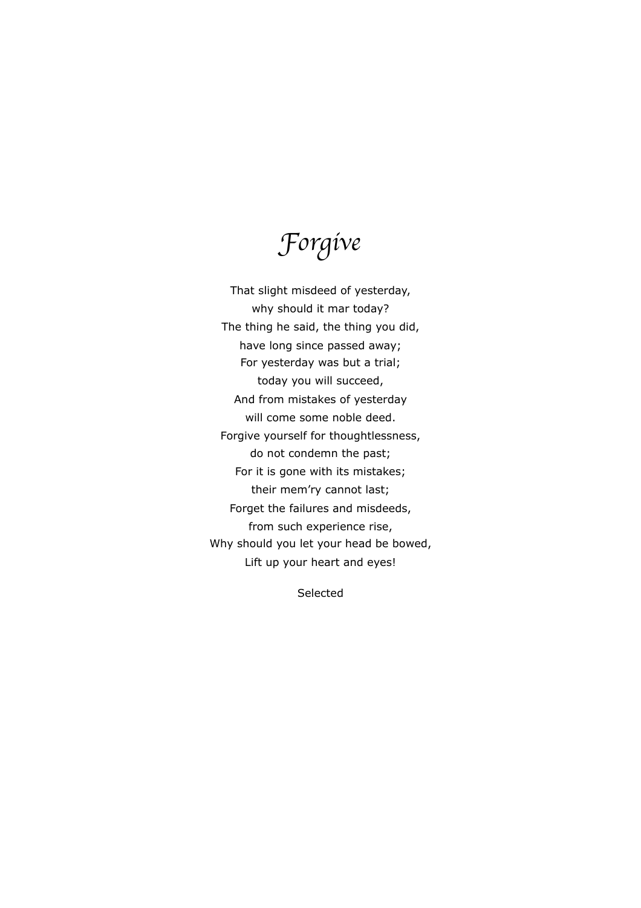# *Forgive*

That slight misdeed of yesterday,
why should it mar today?
The thing he said, the thing you did,
have long since passed away;
For yesterday was but a trial;
today you will succeed,
And from mistakes of yesterday
will come some noble deed.
Forgive yourself for thoughtlessness,
do not condemn the past;
For it is gone with its mistakes;
their mem'ry cannot last;
Forget the failures and misdeeds,
from such experience rise,
Why should you let your head be bowed,
Lift up your heart and eyes!

Selected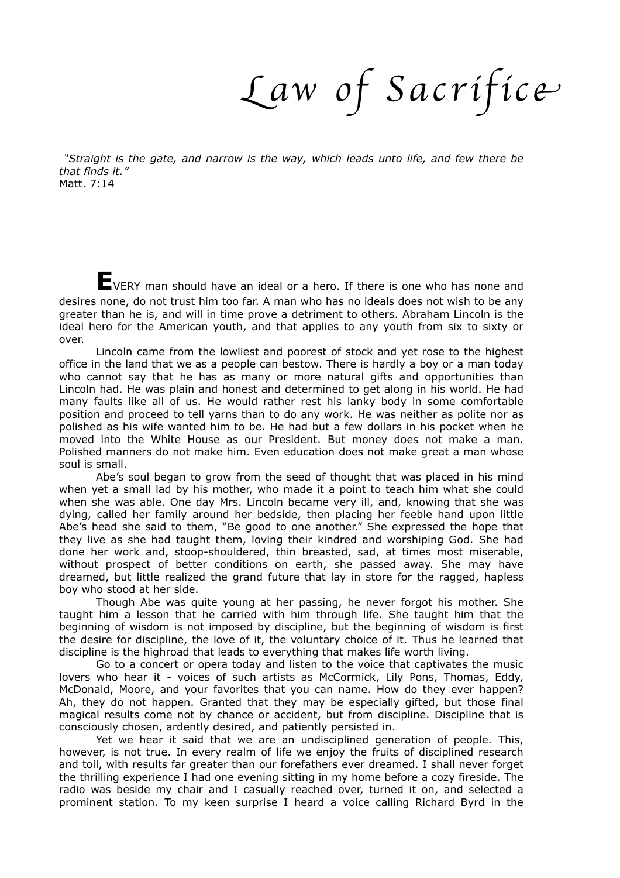# Law of Sacrifice

*"Straight is the gate, and narrow is the way, which leads unto life, and few there be that finds it."*
Matt. 7:14

EVERY man should have an ideal or a hero. If there is one who has none and desires none, do not trust him too far. A man who has no ideals does not wish to be any greater than he is, and will in time prove a detriment to others. Abraham Lincoln is the ideal hero for the American youth, and that applies to any youth from six to sixty or over.

Lincoln came from the lowliest and poorest of stock and yet rose to the highest office in the land that we as a people can bestow. There is hardly a boy or a man today who cannot say that he has as many or more natural gifts and opportunities than Lincoln had. He was plain and honest and determined to get along in his world. He had many faults like all of us. He would rather rest his lanky body in some comfortable position and proceed to tell yarns than to do any work. He was neither as polite nor as polished as his wife wanted him to be. He had but a few dollars in his pocket when he moved into the White House as our President. But money does not make a man. Polished manners do not make him. Even education does not make great a man whose soul is small.

Abe's soul began to grow from the seed of thought that was placed in his mind when yet a small lad by his mother, who made it a point to teach him what she could when she was able. One day Mrs. Lincoln became very ill, and, knowing that she was dying, called her family around her bedside, then placing her feeble hand upon little Abe's head she said to them, "Be good to one another." She expressed the hope that they live as she had taught them, loving their kindred and worshiping God. She had done her work and, stoop-shouldered, thin breasted, sad, at times most miserable, without prospect of better conditions on earth, she passed away. She may have dreamed, but little realized the grand future that lay in store for the ragged, hapless boy who stood at her side.

Though Abe was quite young at her passing, he never forgot his mother. She taught him a lesson that he carried with him through life. She taught him that the beginning of wisdom is not imposed by discipline, but the beginning of wisdom is first the desire for discipline, the love of it, the voluntary choice of it. Thus he learned that discipline is the highroad that leads to everything that makes life worth living.

Go to a concert or opera today and listen to the voice that captivates the music lovers who hear it - voices of such artists as McCormick, Lily Pons, Thomas, Eddy, McDonald, Moore, and your favorites that you can name. How do they ever happen? Ah, they do not happen. Granted that they may be especially gifted, but those final magical results come not by chance or accident, but from discipline. Discipline that is consciously chosen, ardently desired, and patiently persisted in.

Yet we hear it said that we are an undisciplined generation of people. This, however, is not true. In every realm of life we enjoy the fruits of disciplined research and toil, with results far greater than our forefathers ever dreamed. I shall never forget the thrilling experience I had one evening sitting in my home before a cozy fireside. The radio was beside my chair and I casually reached over, turned it on, and selected a prominent station. To my keen surprise I heard a voice calling Richard Byrd in the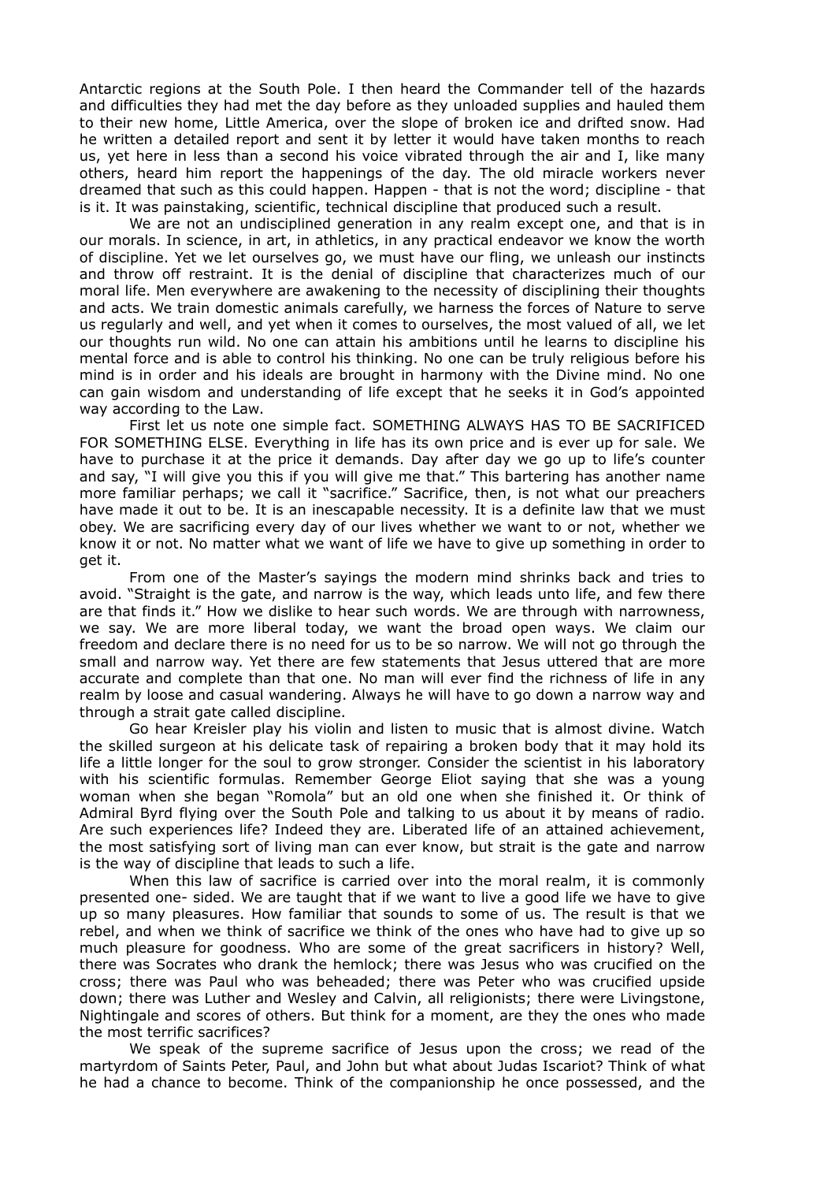Antarctic regions at the South Pole. I then heard the Commander tell of the hazards and difficulties they had met the day before as they unloaded supplies and hauled them to their new home, Little America, over the slope of broken ice and drifted snow. Had he written a detailed report and sent it by letter it would have taken months to reach us, yet here in less than a second his voice vibrated through the air and I, like many others, heard him report the happenings of the day. The old miracle workers never dreamed that such as this could happen. Happen - that is not the word; discipline - that is it. It was painstaking, scientific, technical discipline that produced such a result.

We are not an undisciplined generation in any realm except one, and that is in our morals. In science, in art, in athletics, in any practical endeavor we know the worth of discipline. Yet we let ourselves go, we must have our fling, we unleash our instincts and throw off restraint. It is the denial of discipline that characterizes much of our moral life. Men everywhere are awakening to the necessity of disciplining their thoughts and acts. We train domestic animals carefully, we harness the forces of Nature to serve us regularly and well, and yet when it comes to ourselves, the most valued of all, we let our thoughts run wild. No one can attain his ambitions until he learns to discipline his mental force and is able to control his thinking. No one can be truly religious before his mind is in order and his ideals are brought in harmony with the Divine mind. No one can gain wisdom and understanding of life except that he seeks it in God's appointed way according to the Law.

First let us note one simple fact. SOMETHING ALWAYS HAS TO BE SACRIFICED FOR SOMETHING ELSE. Everything in life has its own price and is ever up for sale. We have to purchase it at the price it demands. Day after day we go up to life's counter and say, "I will give you this if you will give me that." This bartering has another name more familiar perhaps; we call it "sacrifice." Sacrifice, then, is not what our preachers have made it out to be. It is an inescapable necessity. It is a definite law that we must obey. We are sacrificing every day of our lives whether we want to or not, whether we know it or not. No matter what we want of life we have to give up something in order to get it.

From one of the Master's sayings the modern mind shrinks back and tries to avoid. "Straight is the gate, and narrow is the way, which leads unto life, and few there are that finds it." How we dislike to hear such words. We are through with narrowness, we say. We are more liberal today, we want the broad open ways. We claim our freedom and declare there is no need for us to be so narrow. We will not go through the small and narrow way. Yet there are few statements that Jesus uttered that are more accurate and complete than that one. No man will ever find the richness of life in any realm by loose and casual wandering. Always he will have to go down a narrow way and through a strait gate called discipline.

Go hear Kreisler play his violin and listen to music that is almost divine. Watch the skilled surgeon at his delicate task of repairing a broken body that it may hold its life a little longer for the soul to grow stronger. Consider the scientist in his laboratory with his scientific formulas. Remember George Eliot saying that she was a young woman when she began "Romola" but an old one when she finished it. Or think of Admiral Byrd flying over the South Pole and talking to us about it by means of radio. Are such experiences life? Indeed they are. Liberated life of an attained achievement, the most satisfying sort of living man can ever know, but strait is the gate and narrow is the way of discipline that leads to such a life.

When this law of sacrifice is carried over into the moral realm, it is commonly presented one- sided. We are taught that if we want to live a good life we have to give up so many pleasures. How familiar that sounds to some of us. The result is that we rebel, and when we think of sacrifice we think of the ones who have had to give up so much pleasure for goodness. Who are some of the great sacrificers in history? Well, there was Socrates who drank the hemlock; there was Jesus who was crucified on the cross; there was Paul who was beheaded; there was Peter who was crucified upside down; there was Luther and Wesley and Calvin, all religionists; there were Livingstone, Nightingale and scores of others. But think for a moment, are they the ones who made the most terrific sacrifices?

We speak of the supreme sacrifice of Jesus upon the cross; we read of the martyrdom of Saints Peter, Paul, and John but what about Judas Iscariot? Think of what he had a chance to become. Think of the companionship he once possessed, and the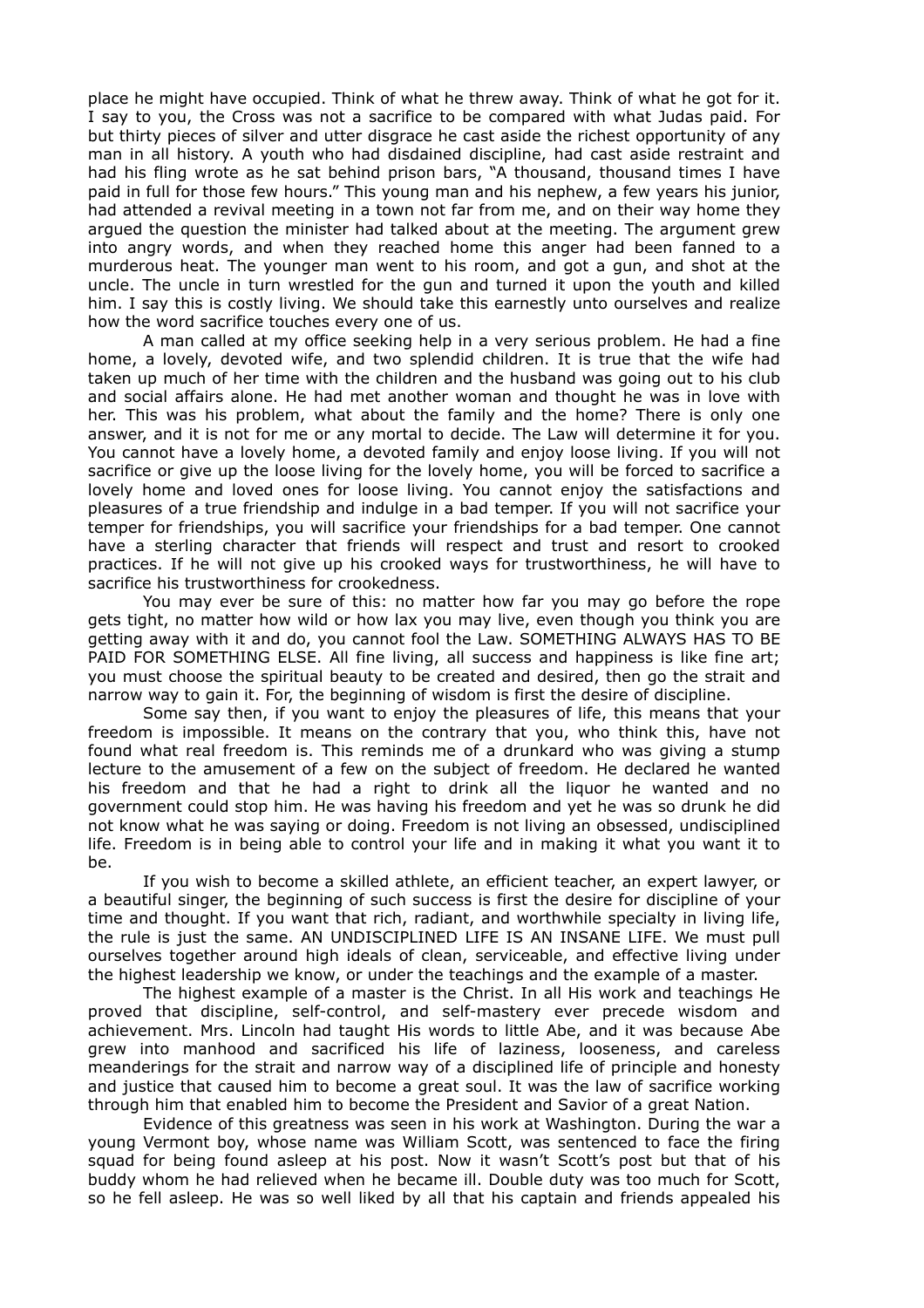place he might have occupied. Think of what he threw away. Think of what he got for it. I say to you, the Cross was not a sacrifice to be compared with what Judas paid. For but thirty pieces of silver and utter disgrace he cast aside the richest opportunity of any man in all history. A youth who had disdained discipline, had cast aside restraint and had his fling wrote as he sat behind prison bars, "A thousand, thousand times I have paid in full for those few hours." This young man and his nephew, a few years his junior, had attended a revival meeting in a town not far from me, and on their way home they argued the question the minister had talked about at the meeting. The argument grew into angry words, and when they reached home this anger had been fanned to a murderous heat. The younger man went to his room, and got a gun, and shot at the uncle. The uncle in turn wrestled for the gun and turned it upon the youth and killed him. I say this is costly living. We should take this earnestly unto ourselves and realize how the word sacrifice touches every one of us.

A man called at my office seeking help in a very serious problem. He had a fine home, a lovely, devoted wife, and two splendid children. It is true that the wife had taken up much of her time with the children and the husband was going out to his club and social affairs alone. He had met another woman and thought he was in love with her. This was his problem, what about the family and the home? There is only one answer, and it is not for me or any mortal to decide. The Law will determine it for you. You cannot have a lovely home, a devoted family and enjoy loose living. If you will not sacrifice or give up the loose living for the lovely home, you will be forced to sacrifice a lovely home and loved ones for loose living. You cannot enjoy the satisfactions and pleasures of a true friendship and indulge in a bad temper. If you will not sacrifice your temper for friendships, you will sacrifice your friendships for a bad temper. One cannot have a sterling character that friends will respect and trust and resort to crooked practices. If he will not give up his crooked ways for trustworthiness, he will have to sacrifice his trustworthiness for crookedness.

You may ever be sure of this: no matter how far you may go before the rope gets tight, no matter how wild or how lax you may live, even though you think you are getting away with it and do, you cannot fool the Law. SOMETHING ALWAYS HAS TO BE PAID FOR SOMETHING ELSE. All fine living, all success and happiness is like fine art; you must choose the spiritual beauty to be created and desired, then go the strait and narrow way to gain it. For, the beginning of wisdom is first the desire of discipline.

Some say then, if you want to enjoy the pleasures of life, this means that your freedom is impossible. It means on the contrary that you, who think this, have not found what real freedom is. This reminds me of a drunkard who was giving a stump lecture to the amusement of a few on the subject of freedom. He declared he wanted his freedom and that he had a right to drink all the liquor he wanted and no government could stop him. He was having his freedom and yet he was so drunk he did not know what he was saying or doing. Freedom is not living an obsessed, undisciplined life. Freedom is in being able to control your life and in making it what you want it to be.

If you wish to become a skilled athlete, an efficient teacher, an expert lawyer, or a beautiful singer, the beginning of such success is first the desire for discipline of your time and thought. If you want that rich, radiant, and worthwhile specialty in living life, the rule is just the same. AN UNDISCIPLINED LIFE IS AN INSANE LIFE. We must pull ourselves together around high ideals of clean, serviceable, and effective living under the highest leadership we know, or under the teachings and the example of a master.

The highest example of a master is the Christ. In all His work and teachings He proved that discipline, self-control, and self-mastery ever precede wisdom and achievement. Mrs. Lincoln had taught His words to little Abe, and it was because Abe grew into manhood and sacrificed his life of laziness, looseness, and careless meanderings for the strait and narrow way of a disciplined life of principle and honesty and justice that caused him to become a great soul. It was the law of sacrifice working through him that enabled him to become the President and Savior of a great Nation.

Evidence of this greatness was seen in his work at Washington. During the war a young Vermont boy, whose name was William Scott, was sentenced to face the firing squad for being found asleep at his post. Now it wasn't Scott's post but that of his buddy whom he had relieved when he became ill. Double duty was too much for Scott, so he fell asleep. He was so well liked by all that his captain and friends appealed his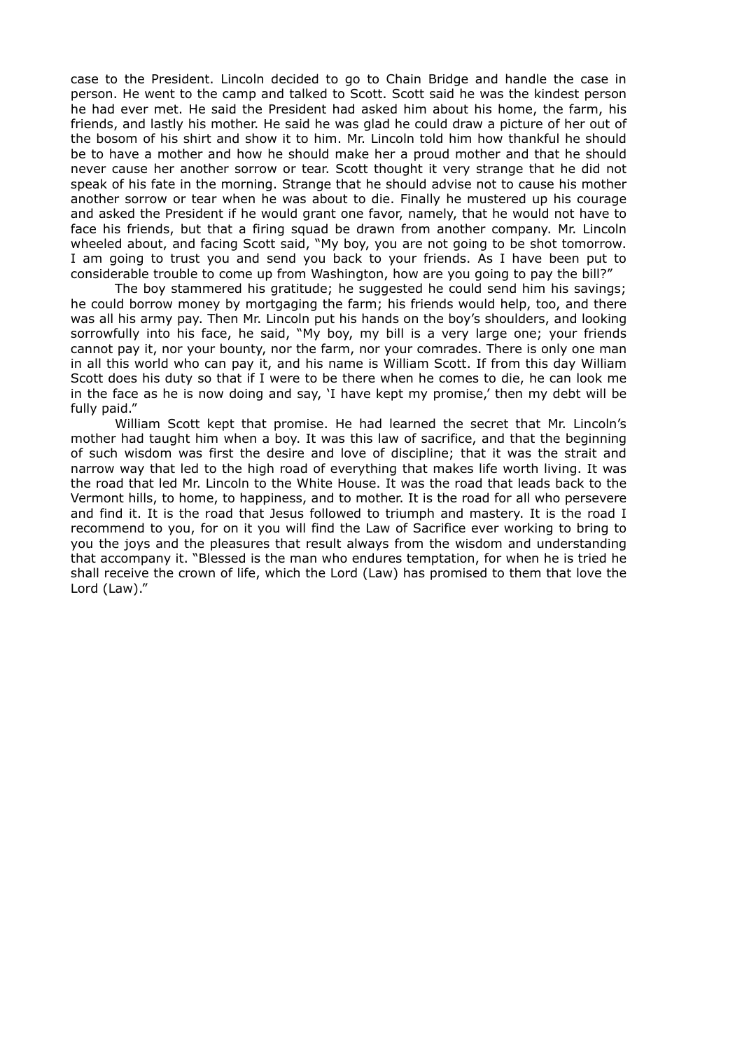case to the President. Lincoln decided to go to Chain Bridge and handle the case in person. He went to the camp and talked to Scott. Scott said he was the kindest person he had ever met. He said the President had asked him about his home, the farm, his friends, and lastly his mother. He said he was glad he could draw a picture of her out of the bosom of his shirt and show it to him. Mr. Lincoln told him how thankful he should be to have a mother and how he should make her a proud mother and that he should never cause her another sorrow or tear. Scott thought it very strange that he did not speak of his fate in the morning. Strange that he should advise not to cause his mother another sorrow or tear when he was about to die. Finally he mustered up his courage and asked the President if he would grant one favor, namely, that he would not have to face his friends, but that a firing squad be drawn from another company. Mr. Lincoln wheeled about, and facing Scott said, "My boy, you are not going to be shot tomorrow. I am going to trust you and send you back to your friends. As I have been put to considerable trouble to come up from Washington, how are you going to pay the bill?"

The boy stammered his gratitude; he suggested he could send him his savings; he could borrow money by mortgaging the farm; his friends would help, too, and there was all his army pay. Then Mr. Lincoln put his hands on the boy's shoulders, and looking sorrowfully into his face, he said, "My boy, my bill is a very large one; your friends cannot pay it, nor your bounty, nor the farm, nor your comrades. There is only one man in all this world who can pay it, and his name is William Scott. If from this day William Scott does his duty so that if I were to be there when he comes to die, he can look me in the face as he is now doing and say, 'I have kept my promise,' then my debt will be fully paid."

William Scott kept that promise. He had learned the secret that Mr. Lincoln's mother had taught him when a boy. It was this law of sacrifice, and that the beginning of such wisdom was first the desire and love of discipline; that it was the strait and narrow way that led to the high road of everything that makes life worth living. It was the road that led Mr. Lincoln to the White House. It was the road that leads back to the Vermont hills, to home, to happiness, and to mother. It is the road for all who persevere and find it. It is the road that Jesus followed to triumph and mastery. It is the road I recommend to you, for on it you will find the Law of Sacrifice ever working to bring to you the joys and the pleasures that result always from the wisdom and understanding that accompany it. "Blessed is the man who endures temptation, for when he is tried he shall receive the crown of life, which the Lord (Law) has promised to them that love the Lord (Law)."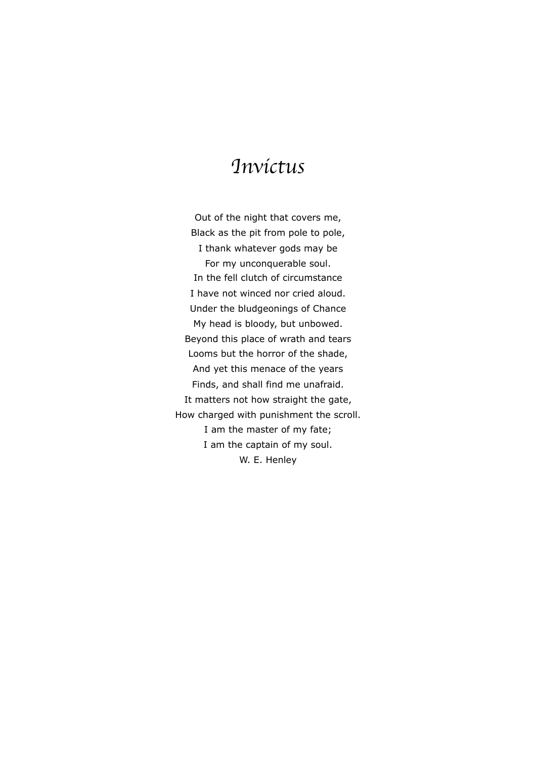# *Invictus*

Out of the night that covers me,  
Black as the pit from pole to pole,  
I thank whatever gods may be  
For my unconquerable soul.  
In the fell clutch of circumstance  
I have not winced nor cried aloud.  
Under the bludgeonings of Chance  
My head is bloody, but unbowed.  
Beyond this place of wrath and tears  
Looms but the horror of the shade,  
And yet this menace of the years  
Finds, and shall find me unafraid.  
It matters not how straight the gate,  
How charged with punishment the scroll.  
I am the master of my fate;  
I am the captain of my soul.  
W. E. Henley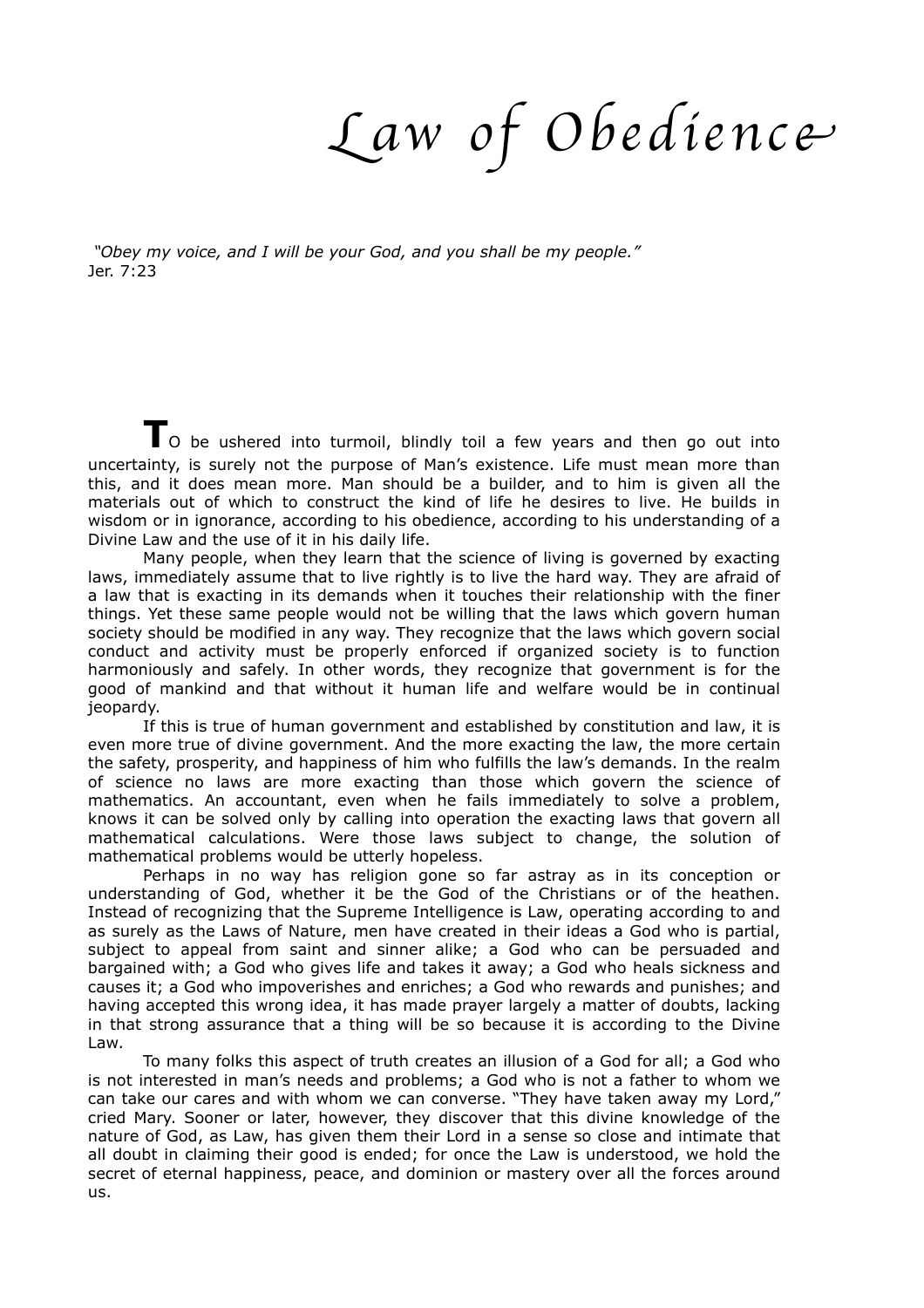# Law of Obedience

*"Obey my voice, and I will be your God, and you shall be my people."*
Jer. 7:23

**T**O be ushered into turmoil, blindly toil a few years and then go out into uncertainty, is surely not the purpose of Man's existence. Life must mean more than this, and it does mean more. Man should be a builder, and to him is given all the materials out of which to construct the kind of life he desires to live. He builds in wisdom or in ignorance, according to his obedience, according to his understanding of a Divine Law and the use of it in his daily life.

Many people, when they learn that the science of living is governed by exacting laws, immediately assume that to live rightly is to live the hard way. They are afraid of a law that is exacting in its demands when it touches their relationship with the finer things. Yet these same people would not be willing that the laws which govern human society should be modified in any way. They recognize that the laws which govern social conduct and activity must be properly enforced if organized society is to function harmoniously and safely. In other words, they recognize that government is for the good of mankind and that without it human life and welfare would be in continual jeopardy.

If this is true of human government and established by constitution and law, it is even more true of divine government. And the more exacting the law, the more certain the safety, prosperity, and happiness of him who fulfills the law's demands. In the realm of science no laws are more exacting than those which govern the science of mathematics. An accountant, even when he fails immediately to solve a problem, knows it can be solved only by calling into operation the exacting laws that govern all mathematical calculations. Were those laws subject to change, the solution of mathematical problems would be utterly hopeless.

Perhaps in no way has religion gone so far astray as in its conception or understanding of God, whether it be the God of the Christians or of the heathen. Instead of recognizing that the Supreme Intelligence is Law, operating according to and as surely as the Laws of Nature, men have created in their ideas a God who is partial, subject to appeal from saint and sinner alike; a God who can be persuaded and bargained with; a God who gives life and takes it away; a God who heals sickness and causes it; a God who impoverishes and enriches; a God who rewards and punishes; and having accepted this wrong idea, it has made prayer largely a matter of doubts, lacking in that strong assurance that a thing will be so because it is according to the Divine Law.

To many folks this aspect of truth creates an illusion of a God for all; a God who is not interested in man's needs and problems; a God who is not a father to whom we can take our cares and with whom we can converse. "They have taken away my Lord," cried Mary. Sooner or later, however, they discover that this divine knowledge of the nature of God, as Law, has given them their Lord in a sense so close and intimate that all doubt in claiming their good is ended; for once the Law is understood, we hold the secret of eternal happiness, peace, and dominion or mastery over all the forces around us.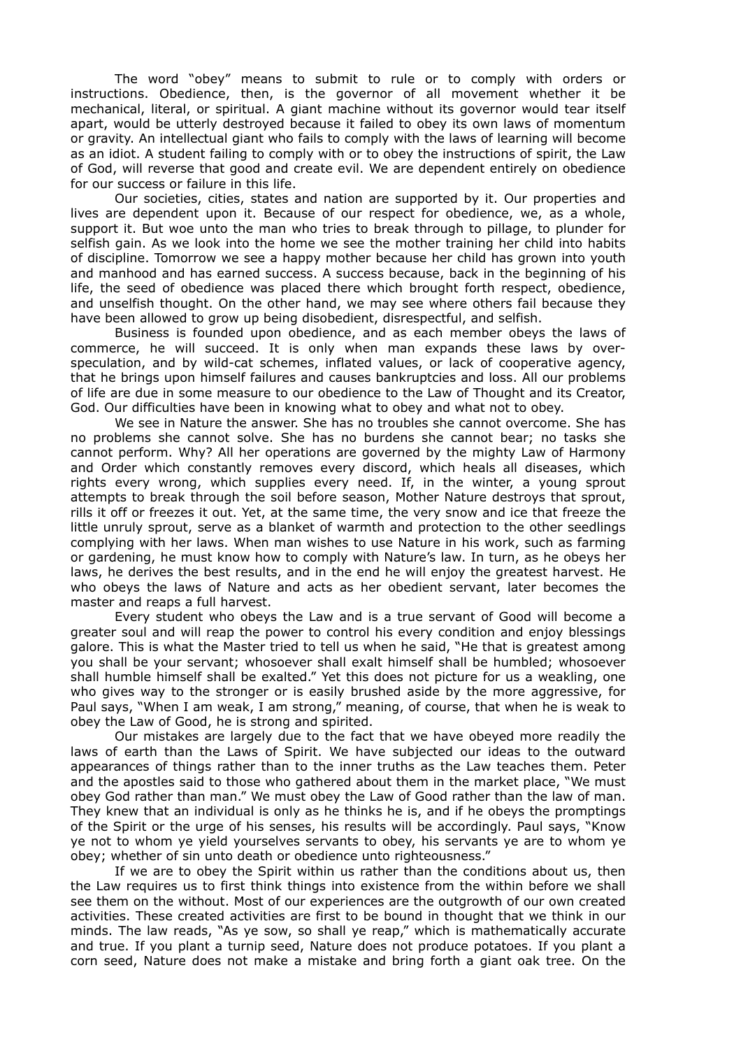The word "obey" means to submit to rule or to comply with orders or instructions. Obedience, then, is the governor of all movement whether it be mechanical, literal, or spiritual. A giant machine without its governor would tear itself apart, would be utterly destroyed because it failed to obey its own laws of momentum or gravity. An intellectual giant who fails to comply with the laws of learning will become as an idiot. A student failing to comply with or to obey the instructions of spirit, the Law of God, will reverse that good and create evil. We are dependent entirely on obedience for our success or failure in this life.

Our societies, cities, states and nation are supported by it. Our properties and lives are dependent upon it. Because of our respect for obedience, we, as a whole, support it. But woe unto the man who tries to break through to pillage, to plunder for selfish gain. As we look into the home we see the mother training her child into habits of discipline. Tomorrow we see a happy mother because her child has grown into youth and manhood and has earned success. A success because, back in the beginning of his life, the seed of obedience was placed there which brought forth respect, obedience, and unselfish thought. On the other hand, we may see where others fail because they have been allowed to grow up being disobedient, disrespectful, and selfish.

Business is founded upon obedience, and as each member obeys the laws of commerce, he will succeed. It is only when man expands these laws by over-speculation, and by wild-cat schemes, inflated values, or lack of cooperative agency, that he brings upon himself failures and causes bankruptcies and loss. All our problems of life are due in some measure to our obedience to the Law of Thought and its Creator, God. Our difficulties have been in knowing what to obey and what not to obey.

We see in Nature the answer. She has no troubles she cannot overcome. She has no problems she cannot solve. She has no burdens she cannot bear; no tasks she cannot perform. Why? All her operations are governed by the mighty Law of Harmony and Order which constantly removes every discord, which heals all diseases, which rights every wrong, which supplies every need. If, in the winter, a young sprout attempts to break through the soil before season, Mother Nature destroys that sprout, rills it off or freezes it out. Yet, at the same time, the very snow and ice that freeze the little unruly sprout, serve as a blanket of warmth and protection to the other seedlings complying with her laws. When man wishes to use Nature in his work, such as farming or gardening, he must know how to comply with Nature's law. In turn, as he obeys her laws, he derives the best results, and in the end he will enjoy the greatest harvest. He who obeys the laws of Nature and acts as her obedient servant, later becomes the master and reaps a full harvest.

Every student who obeys the Law and is a true servant of Good will become a greater soul and will reap the power to control his every condition and enjoy blessings galore. This is what the Master tried to tell us when he said, "He that is greatest among you shall be your servant; whosoever shall exalt himself shall be humbled; whosoever shall humble himself shall be exalted." Yet this does not picture for us a weakling, one who gives way to the stronger or is easily brushed aside by the more aggressive, for Paul says, "When I am weak, I am strong," meaning, of course, that when he is weak to obey the Law of Good, he is strong and spirited.

Our mistakes are largely due to the fact that we have obeyed more readily the laws of earth than the Laws of Spirit. We have subjected our ideas to the outward appearances of things rather than to the inner truths as the Law teaches them. Peter and the apostles said to those who gathered about them in the market place, "We must obey God rather than man." We must obey the Law of Good rather than the law of man. They knew that an individual is only as he thinks he is, and if he obeys the promptings of the Spirit or the urge of his senses, his results will be accordingly. Paul says, "Know ye not to whom ye yield yourselves servants to obey, his servants ye are to whom ye obey; whether of sin unto death or obedience unto righteousness."

If we are to obey the Spirit within us rather than the conditions about us, then the Law requires us to first think things into existence from the within before we shall see them on the without. Most of our experiences are the outgrowth of our own created activities. These created activities are first to be bound in thought that we think in our minds. The law reads, "As ye sow, so shall ye reap," which is mathematically accurate and true. If you plant a turnip seed, Nature does not produce potatoes. If you plant a corn seed, Nature does not make a mistake and bring forth a giant oak tree. On the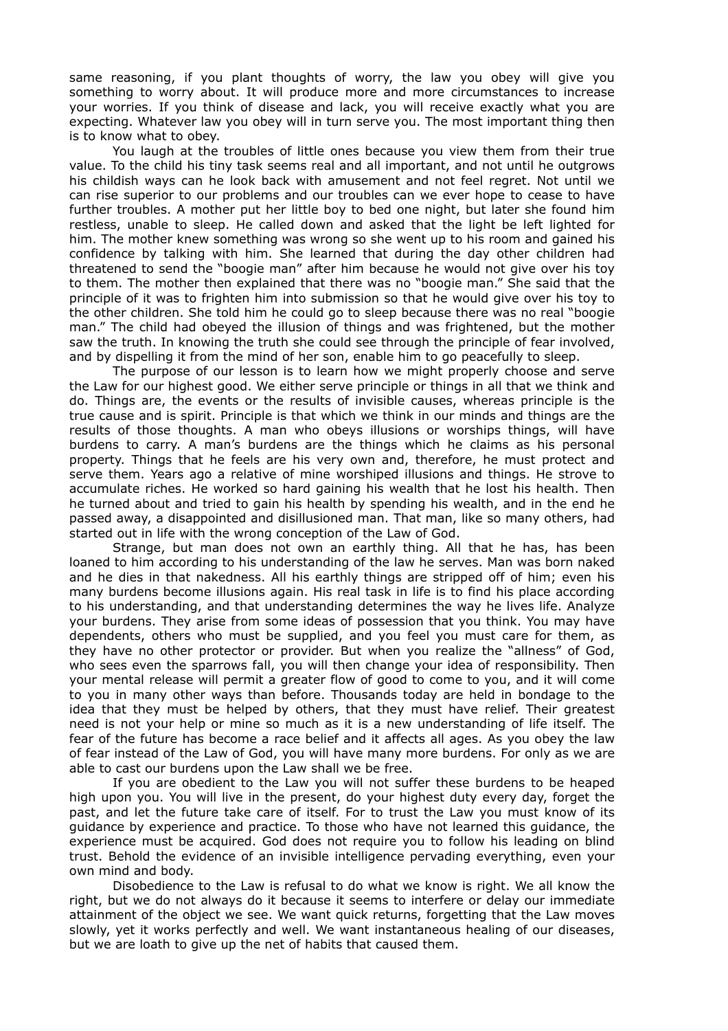same reasoning, if you plant thoughts of worry, the law you obey will give you something to worry about. It will produce more and more circumstances to increase your worries. If you think of disease and lack, you will receive exactly what you are expecting. Whatever law you obey will in turn serve you. The most important thing then is to know what to obey.

You laugh at the troubles of little ones because you view them from their true value. To the child his tiny task seems real and all important, and not until he outgrows his childish ways can he look back with amusement and not feel regret. Not until we can rise superior to our problems and our troubles can we ever hope to cease to have further troubles. A mother put her little boy to bed one night, but later she found him restless, unable to sleep. He called down and asked that the light be left lighted for him. The mother knew something was wrong so she went up to his room and gained his confidence by talking with him. She learned that during the day other children had threatened to send the "boogie man" after him because he would not give over his toy to them. The mother then explained that there was no "boogie man." She said that the principle of it was to frighten him into submission so that he would give over his toy to the other children. She told him he could go to sleep because there was no real "boogie man." The child had obeyed the illusion of things and was frightened, but the mother saw the truth. In knowing the truth she could see through the principle of fear involved, and by dispelling it from the mind of her son, enable him to go peacefully to sleep.

The purpose of our lesson is to learn how we might properly choose and serve the Law for our highest good. We either serve principle or things in all that we think and do. Things are, the events or the results of invisible causes, whereas principle is the true cause and is spirit. Principle is that which we think in our minds and things are the results of those thoughts. A man who obeys illusions or worships things, will have burdens to carry. A man's burdens are the things which he claims as his personal property. Things that he feels are his very own and, therefore, he must protect and serve them. Years ago a relative of mine worshiped illusions and things. He strove to accumulate riches. He worked so hard gaining his wealth that he lost his health. Then he turned about and tried to gain his health by spending his wealth, and in the end he passed away, a disappointed and disillusioned man. That man, like so many others, had started out in life with the wrong conception of the Law of God.

Strange, but man does not own an earthly thing. All that he has, has been loaned to him according to his understanding of the law he serves. Man was born naked and he dies in that nakedness. All his earthly things are stripped off of him; even his many burdens become illusions again. His real task in life is to find his place according to his understanding, and that understanding determines the way he lives life. Analyze your burdens. They arise from some ideas of possession that you think. You may have dependents, others who must be supplied, and you feel you must care for them, as they have no other protector or provider. But when you realize the "allness" of God, who sees even the sparrows fall, you will then change your idea of responsibility. Then your mental release will permit a greater flow of good to come to you, and it will come to you in many other ways than before. Thousands today are held in bondage to the idea that they must be helped by others, that they must have relief. Their greatest need is not your help or mine so much as it is a new understanding of life itself. The fear of the future has become a race belief and it affects all ages. As you obey the law of fear instead of the Law of God, you will have many more burdens. For only as we are able to cast our burdens upon the Law shall we be free.

If you are obedient to the Law you will not suffer these burdens to be heaped high upon you. You will live in the present, do your highest duty every day, forget the past, and let the future take care of itself. For to trust the Law you must know of its guidance by experience and practice. To those who have not learned this guidance, the experience must be acquired. God does not require you to follow his leading on blind trust. Behold the evidence of an invisible intelligence pervading everything, even your own mind and body.

Disobedience to the Law is refusal to do what we know is right. We all know the right, but we do not always do it because it seems to interfere or delay our immediate attainment of the object we see. We want quick returns, forgetting that the Law moves slowly, yet it works perfectly and well. We want instantaneous healing of our diseases, but we are loath to give up the net of habits that caused them.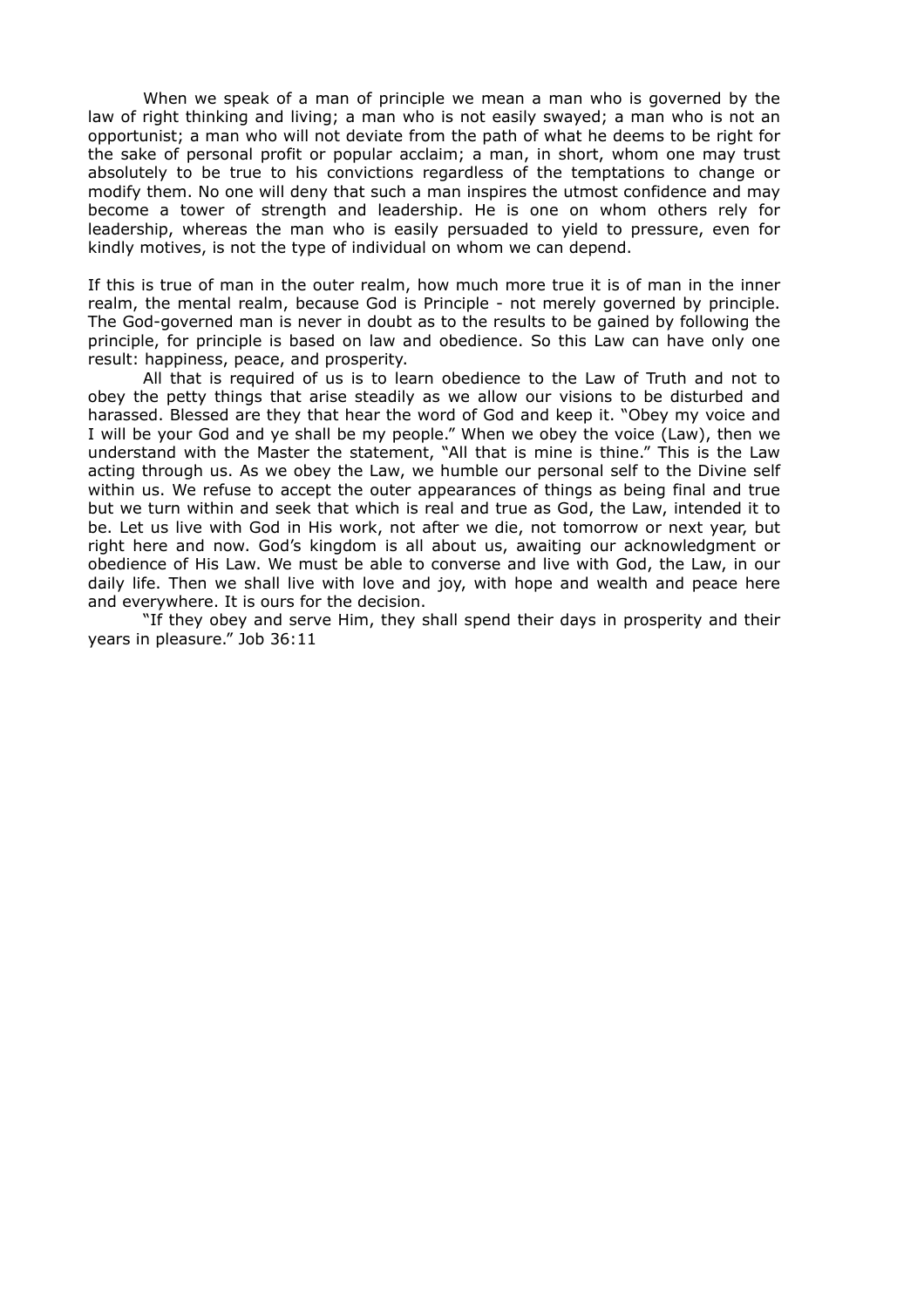When we speak of a man of principle we mean a man who is governed by the law of right thinking and living; a man who is not easily swayed; a man who is not an opportunist; a man who will not deviate from the path of what he deems to be right for the sake of personal profit or popular acclaim; a man, in short, whom one may trust absolutely to be true to his convictions regardless of the temptations to change or modify them. No one will deny that such a man inspires the utmost confidence and may become a tower of strength and leadership. He is one on whom others rely for leadership, whereas the man who is easily persuaded to yield to pressure, even for kindly motives, is not the type of individual on whom we can depend.

If this is true of man in the outer realm, how much more true it is of man in the inner realm, the mental realm, because God is Principle - not merely governed by principle. The God-governed man is never in doubt as to the results to be gained by following the principle, for principle is based on law and obedience. So this Law can have only one result: happiness, peace, and prosperity.

All that is required of us is to learn obedience to the Law of Truth and not to obey the petty things that arise steadily as we allow our visions to be disturbed and harassed. Blessed are they that hear the word of God and keep it. "Obey my voice and I will be your God and ye shall be my people." When we obey the voice (Law), then we understand with the Master the statement, "All that is mine is thine." This is the Law acting through us. As we obey the Law, we humble our personal self to the Divine self within us. We refuse to accept the outer appearances of things as being final and true but we turn within and seek that which is real and true as God, the Law, intended it to be. Let us live with God in His work, not after we die, not tomorrow or next year, but right here and now. God's kingdom is all about us, awaiting our acknowledgment or obedience of His Law. We must be able to converse and live with God, the Law, in our daily life. Then we shall live with love and joy, with hope and wealth and peace here and everywhere. It is ours for the decision.

"If they obey and serve Him, they shall spend their days in prosperity and their years in pleasure." Job 36:11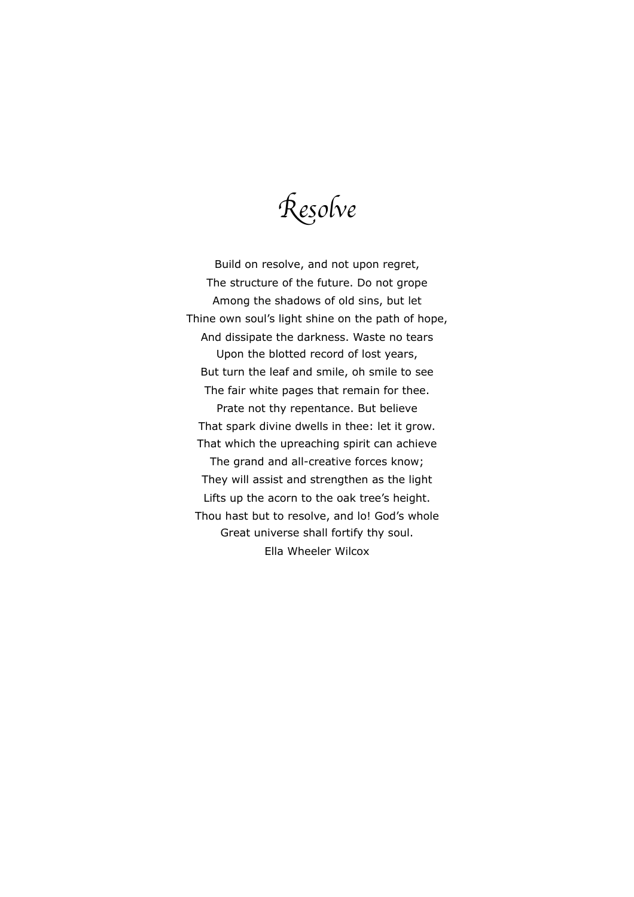# Resolve

Build on resolve, and not upon regret,  
The structure of the future. Do not grope  
Among the shadows of old sins, but let  
Thine own soul's light shine on the path of hope,  
And dissipate the darkness. Waste no tears  
Upon the blotted record of lost years,  
But turn the leaf and smile, oh smile to see  
The fair white pages that remain for thee.  
Prate not thy repentance. But believe  
That spark divine dwells in thee: let it grow.  
That which the upreaching spirit can achieve  
The grand and all-creative forces know;  
They will assist and strengthen as the light  
Lifts up the acorn to the oak tree's height.  
Thou hast but to resolve, and lo! God's whole  
Great universe shall fortify thy soul.

Ella Wheeler Wilcox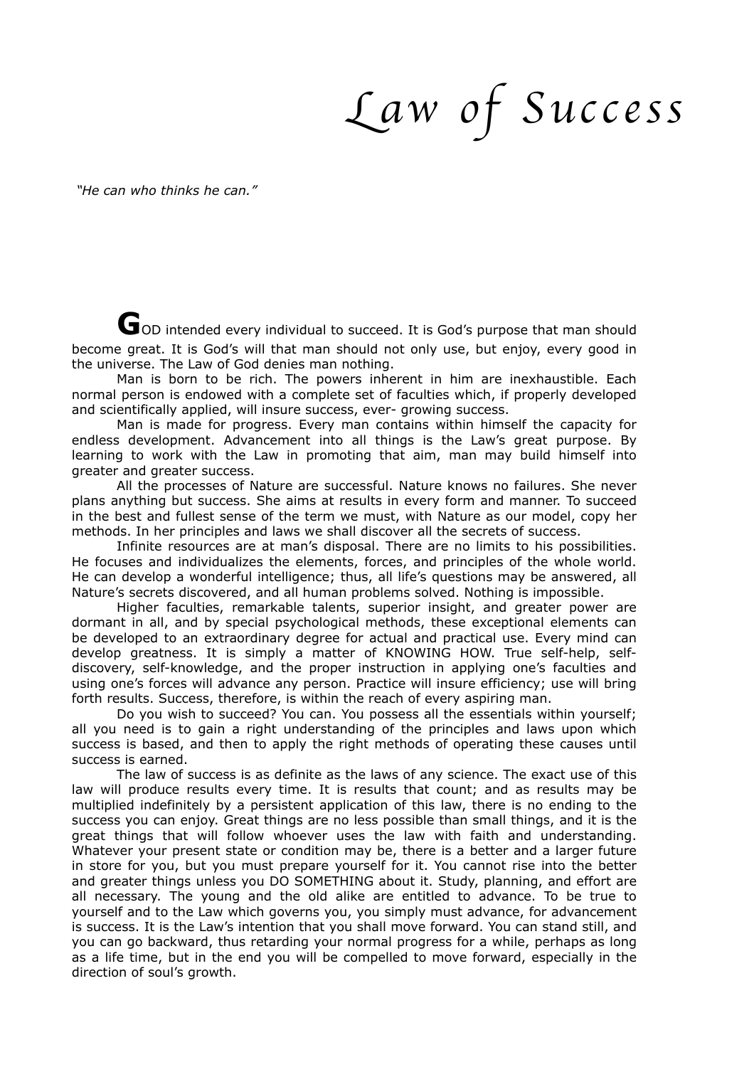# *Law of Success*

*"He can who thinks he can."*

**G**OD intended every individual to succeed. It is God's purpose that man should become great. It is God's will that man should not only use, but enjoy, every good in the universe. The Law of God denies man nothing.

Man is born to be rich. The powers inherent in him are inexhaustible. Each normal person is endowed with a complete set of faculties which, if properly developed and scientifically applied, will insure success, ever- growing success.

Man is made for progress. Every man contains within himself the capacity for endless development. Advancement into all things is the Law's great purpose. By learning to work with the Law in promoting that aim, man may build himself into greater and greater success.

All the processes of Nature are successful. Nature knows no failures. She never plans anything but success. She aims at results in every form and manner. To succeed in the best and fullest sense of the term we must, with Nature as our model, copy her methods. In her principles and laws we shall discover all the secrets of success.

Infinite resources are at man's disposal. There are no limits to his possibilities. He focuses and individualizes the elements, forces, and principles of the whole world. He can develop a wonderful intelligence; thus, all life's questions may be answered, all Nature's secrets discovered, and all human problems solved. Nothing is impossible.

Higher faculties, remarkable talents, superior insight, and greater power are dormant in all, and by special psychological methods, these exceptional elements can be developed to an extraordinary degree for actual and practical use. Every mind can develop greatness. It is simply a matter of KNOWING HOW. True self-help, self-discovery, self-knowledge, and the proper instruction in applying one's faculties and using one's forces will advance any person. Practice will insure efficiency; use will bring forth results. Success, therefore, is within the reach of every aspiring man.

Do you wish to succeed? You can. You possess all the essentials within yourself; all you need is to gain a right understanding of the principles and laws upon which success is based, and then to apply the right methods of operating these causes until success is earned.

The law of success is as definite as the laws of any science. The exact use of this law will produce results every time. It is results that count; and as results may be multiplied indefinitely by a persistent application of this law, there is no ending to the success you can enjoy. Great things are no less possible than small things, and it is the great things that will follow whoever uses the law with faith and understanding. Whatever your present state or condition may be, there is a better and a larger future in store for you, but you must prepare yourself for it. You cannot rise into the better and greater things unless you DO SOMETHING about it. Study, planning, and effort are all necessary. The young and the old alike are entitled to advance. To be true to yourself and to the Law which governs you, you simply must advance, for advancement is success. It is the Law's intention that you shall move forward. You can stand still, and you can go backward, thus retarding your normal progress for a while, perhaps as long as a life time, but in the end you will be compelled to move forward, especially in the direction of soul's growth.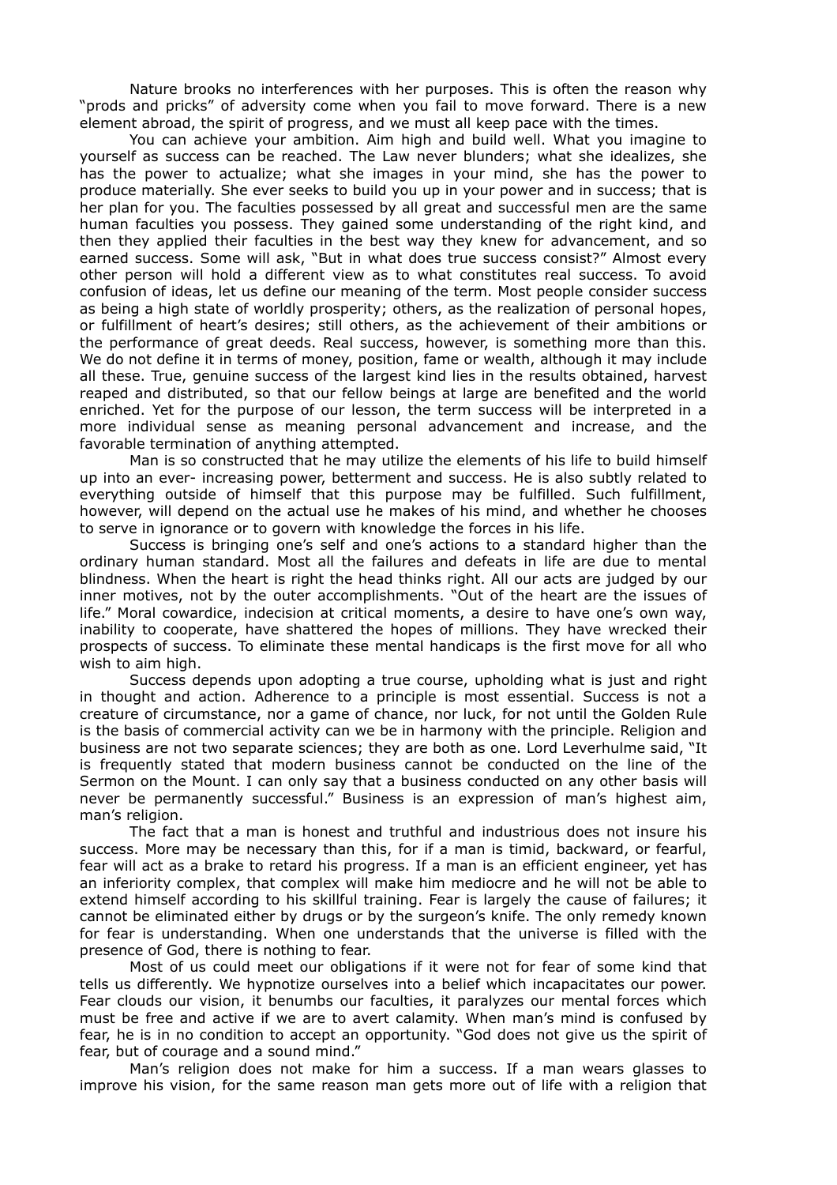Nature brooks no interferences with her purposes. This is often the reason why "prods and pricks" of adversity come when you fail to move forward. There is a new element abroad, the spirit of progress, and we must all keep pace with the times.

You can achieve your ambition. Aim high and build well. What you imagine to yourself as success can be reached. The Law never blunders; what she idealizes, she has the power to actualize; what she images in your mind, she has the power to produce materially. She ever seeks to build you up in your power and in success; that is her plan for you. The faculties possessed by all great and successful men are the same human faculties you possess. They gained some understanding of the right kind, and then they applied their faculties in the best way they knew for advancement, and so earned success. Some will ask, "But in what does true success consist?" Almost every other person will hold a different view as to what constitutes real success. To avoid confusion of ideas, let us define our meaning of the term. Most people consider success as being a high state of worldly prosperity; others, as the realization of personal hopes, or fulfillment of heart's desires; still others, as the achievement of their ambitions or the performance of great deeds. Real success, however, is something more than this. We do not define it in terms of money, position, fame or wealth, although it may include all these. True, genuine success of the largest kind lies in the results obtained, harvest reaped and distributed, so that our fellow beings at large are benefited and the world enriched. Yet for the purpose of our lesson, the term success will be interpreted in a more individual sense as meaning personal advancement and increase, and the favorable termination of anything attempted.

Man is so constructed that he may utilize the elements of his life to build himself up into an ever- increasing power, betterment and success. He is also subtly related to everything outside of himself that this purpose may be fulfilled. Such fulfillment, however, will depend on the actual use he makes of his mind, and whether he chooses to serve in ignorance or to govern with knowledge the forces in his life.

Success is bringing one's self and one's actions to a standard higher than the ordinary human standard. Most all the failures and defeats in life are due to mental blindness. When the heart is right the head thinks right. All our acts are judged by our inner motives, not by the outer accomplishments. "Out of the heart are the issues of life." Moral cowardice, indecision at critical moments, a desire to have one's own way, inability to cooperate, have shattered the hopes of millions. They have wrecked their prospects of success. To eliminate these mental handicaps is the first move for all who wish to aim high.

Success depends upon adopting a true course, upholding what is just and right in thought and action. Adherence to a principle is most essential. Success is not a creature of circumstance, nor a game of chance, nor luck, for not until the Golden Rule is the basis of commercial activity can we be in harmony with the principle. Religion and business are not two separate sciences; they are both as one. Lord Leverhulme said, "It is frequently stated that modern business cannot be conducted on the line of the Sermon on the Mount. I can only say that a business conducted on any other basis will never be permanently successful." Business is an expression of man's highest aim, man's religion.

The fact that a man is honest and truthful and industrious does not insure his success. More may be necessary than this, for if a man is timid, backward, or fearful, fear will act as a brake to retard his progress. If a man is an efficient engineer, yet has an inferiority complex, that complex will make him mediocre and he will not be able to extend himself according to his skillful training. Fear is largely the cause of failures; it cannot be eliminated either by drugs or by the surgeon's knife. The only remedy known for fear is understanding. When one understands that the universe is filled with the presence of God, there is nothing to fear.

Most of us could meet our obligations if it were not for fear of some kind that tells us differently. We hypnotize ourselves into a belief which incapacitates our power. Fear clouds our vision, it benumbs our faculties, it paralyzes our mental forces which must be free and active if we are to avert calamity. When man's mind is confused by fear, he is in no condition to accept an opportunity. "God does not give us the spirit of fear, but of courage and a sound mind."

Man's religion does not make for him a success. If a man wears glasses to improve his vision, for the same reason man gets more out of life with a religion that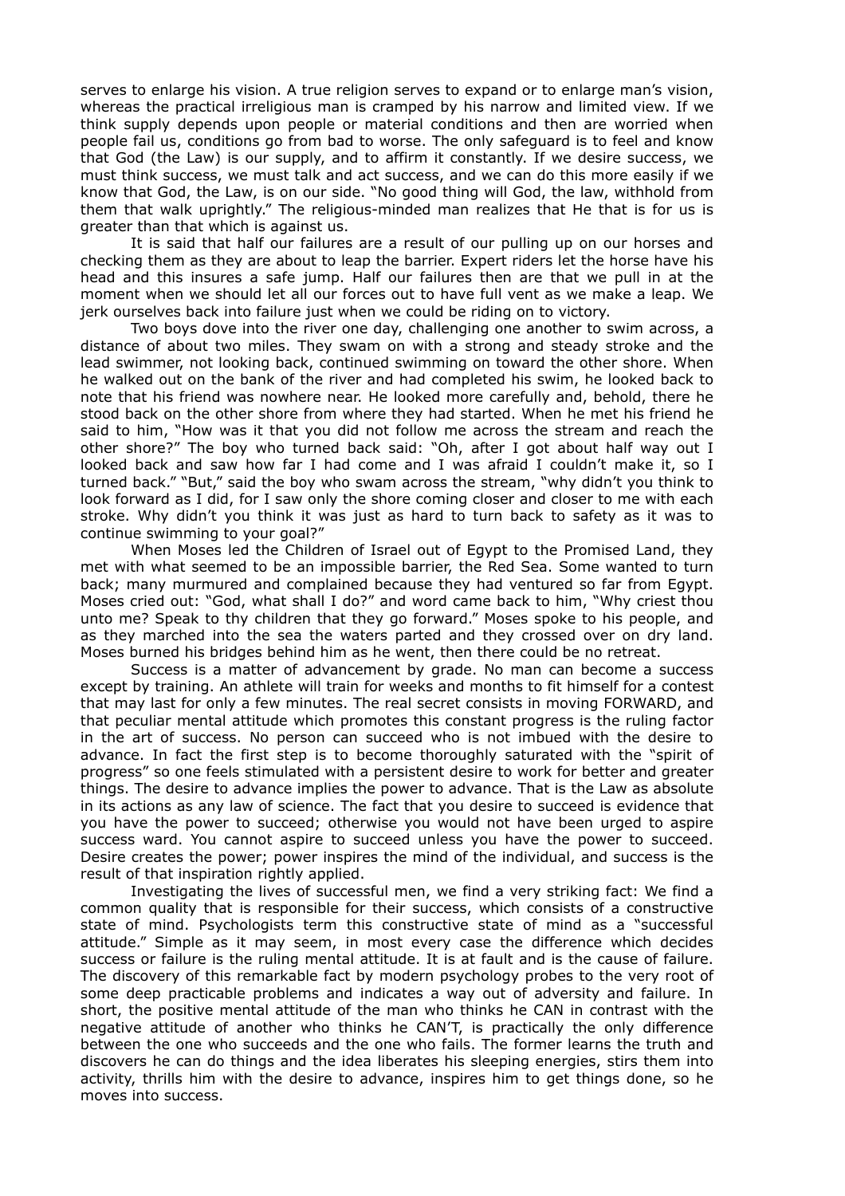serves to enlarge his vision. A true religion serves to expand or to enlarge man's vision, whereas the practical irreligious man is cramped by his narrow and limited view. If we think supply depends upon people or material conditions and then are worried when people fail us, conditions go from bad to worse. The only safeguard is to feel and know that God (the Law) is our supply, and to affirm it constantly. If we desire success, we must think success, we must talk and act success, and we can do this more easily if we know that God, the Law, is on our side. "No good thing will God, the law, withhold from them that walk uprightly." The religious-minded man realizes that He that is for us is greater than that which is against us.

It is said that half our failures are a result of our pulling up on our horses and checking them as they are about to leap the barrier. Expert riders let the horse have his head and this insures a safe jump. Half our failures then are that we pull in at the moment when we should let all our forces out to have full vent as we make a leap. We jerk ourselves back into failure just when we could be riding on to victory.

Two boys dove into the river one day, challenging one another to swim across, a distance of about two miles. They swam on with a strong and steady stroke and the lead swimmer, not looking back, continued swimming on toward the other shore. When he walked out on the bank of the river and had completed his swim, he looked back to note that his friend was nowhere near. He looked more carefully and, behold, there he stood back on the other shore from where they had started. When he met his friend he said to him, "How was it that you did not follow me across the stream and reach the other shore?" The boy who turned back said: "Oh, after I got about half way out I looked back and saw how far I had come and I was afraid I couldn't make it, so I turned back." "But," said the boy who swam across the stream, "why didn't you think to look forward as I did, for I saw only the shore coming closer and closer to me with each stroke. Why didn't you think it was just as hard to turn back to safety as it was to continue swimming to your goal?"

When Moses led the Children of Israel out of Egypt to the Promised Land, they met with what seemed to be an impossible barrier, the Red Sea. Some wanted to turn back; many murmured and complained because they had ventured so far from Egypt. Moses cried out: "God, what shall I do?" and word came back to him, "Why criest thou unto me? Speak to thy children that they go forward." Moses spoke to his people, and as they marched into the sea the waters parted and they crossed over on dry land. Moses burned his bridges behind him as he went, then there could be no retreat.

Success is a matter of advancement by grade. No man can become a success except by training. An athlete will train for weeks and months to fit himself for a contest that may last for only a few minutes. The real secret consists in moving FORWARD, and that peculiar mental attitude which promotes this constant progress is the ruling factor in the art of success. No person can succeed who is not imbued with the desire to advance. In fact the first step is to become thoroughly saturated with the "spirit of progress" so one feels stimulated with a persistent desire to work for better and greater things. The desire to advance implies the power to advance. That is the Law as absolute in its actions as any law of science. The fact that you desire to succeed is evidence that you have the power to succeed; otherwise you would not have been urged to aspire success ward. You cannot aspire to succeed unless you have the power to succeed. Desire creates the power; power inspires the mind of the individual, and success is the result of that inspiration rightly applied.

Investigating the lives of successful men, we find a very striking fact: We find a common quality that is responsible for their success, which consists of a constructive state of mind. Psychologists term this constructive state of mind as a "successful attitude." Simple as it may seem, in most every case the difference which decides success or failure is the ruling mental attitude. It is at fault and is the cause of failure. The discovery of this remarkable fact by modern psychology probes to the very root of some deep practicable problems and indicates a way out of adversity and failure. In short, the positive mental attitude of the man who thinks he CAN in contrast with the negative attitude of another who thinks he CAN'T, is practically the only difference between the one who succeeds and the one who fails. The former learns the truth and discovers he can do things and the idea liberates his sleeping energies, stirs them into activity, thrills him with the desire to advance, inspires him to get things done, so he moves into success.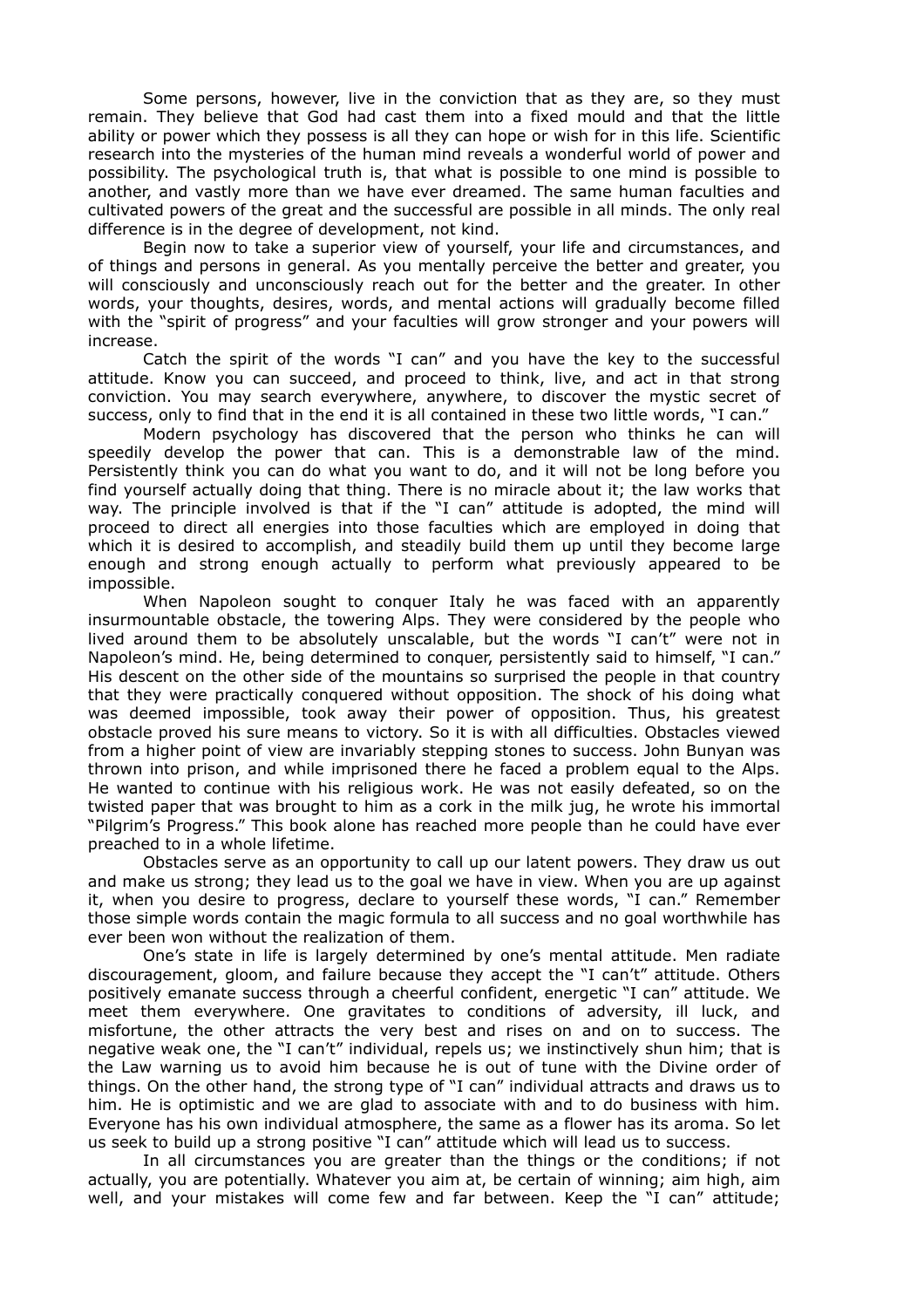Some persons, however, live in the conviction that as they are, so they must remain. They believe that God had cast them into a fixed mould and that the little ability or power which they possess is all they can hope or wish for in this life. Scientific research into the mysteries of the human mind reveals a wonderful world of power and possibility. The psychological truth is, that what is possible to one mind is possible to another, and vastly more than we have ever dreamed. The same human faculties and cultivated powers of the great and the successful are possible in all minds. The only real difference is in the degree of development, not kind.

Begin now to take a superior view of yourself, your life and circumstances, and of things and persons in general. As you mentally perceive the better and greater, you will consciously and unconsciously reach out for the better and the greater. In other words, your thoughts, desires, words, and mental actions will gradually become filled with the "spirit of progress" and your faculties will grow stronger and your powers will increase.

Catch the spirit of the words "I can" and you have the key to the successful attitude. Know you can succeed, and proceed to think, live, and act in that strong conviction. You may search everywhere, anywhere, to discover the mystic secret of success, only to find that in the end it is all contained in these two little words, "I can."

Modern psychology has discovered that the person who thinks he can will speedily develop the power that can. This is a demonstrable law of the mind. Persistently think you can do what you want to do, and it will not be long before you find yourself actually doing that thing. There is no miracle about it; the law works that way. The principle involved is that if the "I can" attitude is adopted, the mind will proceed to direct all energies into those faculties which are employed in doing that which it is desired to accomplish, and steadily build them up until they become large enough and strong enough actually to perform what previously appeared to be impossible.

When Napoleon sought to conquer Italy he was faced with an apparently insurmountable obstacle, the towering Alps. They were considered by the people who lived around them to be absolutely unscalable, but the words "I can't" were not in Napoleon's mind. He, being determined to conquer, persistently said to himself, "I can." His descent on the other side of the mountains so surprised the people in that country that they were practically conquered without opposition. The shock of his doing what was deemed impossible, took away their power of opposition. Thus, his greatest obstacle proved his sure means to victory. So it is with all difficulties. Obstacles viewed from a higher point of view are invariably stepping stones to success. John Bunyan was thrown into prison, and while imprisoned there he faced a problem equal to the Alps. He wanted to continue with his religious work. He was not easily defeated, so on the twisted paper that was brought to him as a cork in the milk jug, he wrote his immortal "Pilgrim's Progress." This book alone has reached more people than he could have ever preached to in a whole lifetime.

Obstacles serve as an opportunity to call up our latent powers. They draw us out and make us strong; they lead us to the goal we have in view. When you are up against it, when you desire to progress, declare to yourself these words, "I can." Remember those simple words contain the magic formula to all success and no goal worthwhile has ever been won without the realization of them.

One's state in life is largely determined by one's mental attitude. Men radiate discouragement, gloom, and failure because they accept the "I can't" attitude. Others positively emanate success through a cheerful confident, energetic "I can" attitude. We meet them everywhere. One gravitates to conditions of adversity, ill luck, and misfortune, the other attracts the very best and rises on and on to success. The negative weak one, the "I can't" individual, repels us; we instinctively shun him; that is the Law warning us to avoid him because he is out of tune with the Divine order of things. On the other hand, the strong type of "I can" individual attracts and draws us to him. He is optimistic and we are glad to associate with and to do business with him. Everyone has his own individual atmosphere, the same as a flower has its aroma. So let us seek to build up a strong positive "I can" attitude which will lead us to success.

In all circumstances you are greater than the things or the conditions; if not actually, you are potentially. Whatever you aim at, be certain of winning; aim high, aim well, and your mistakes will come few and far between. Keep the "I can" attitude;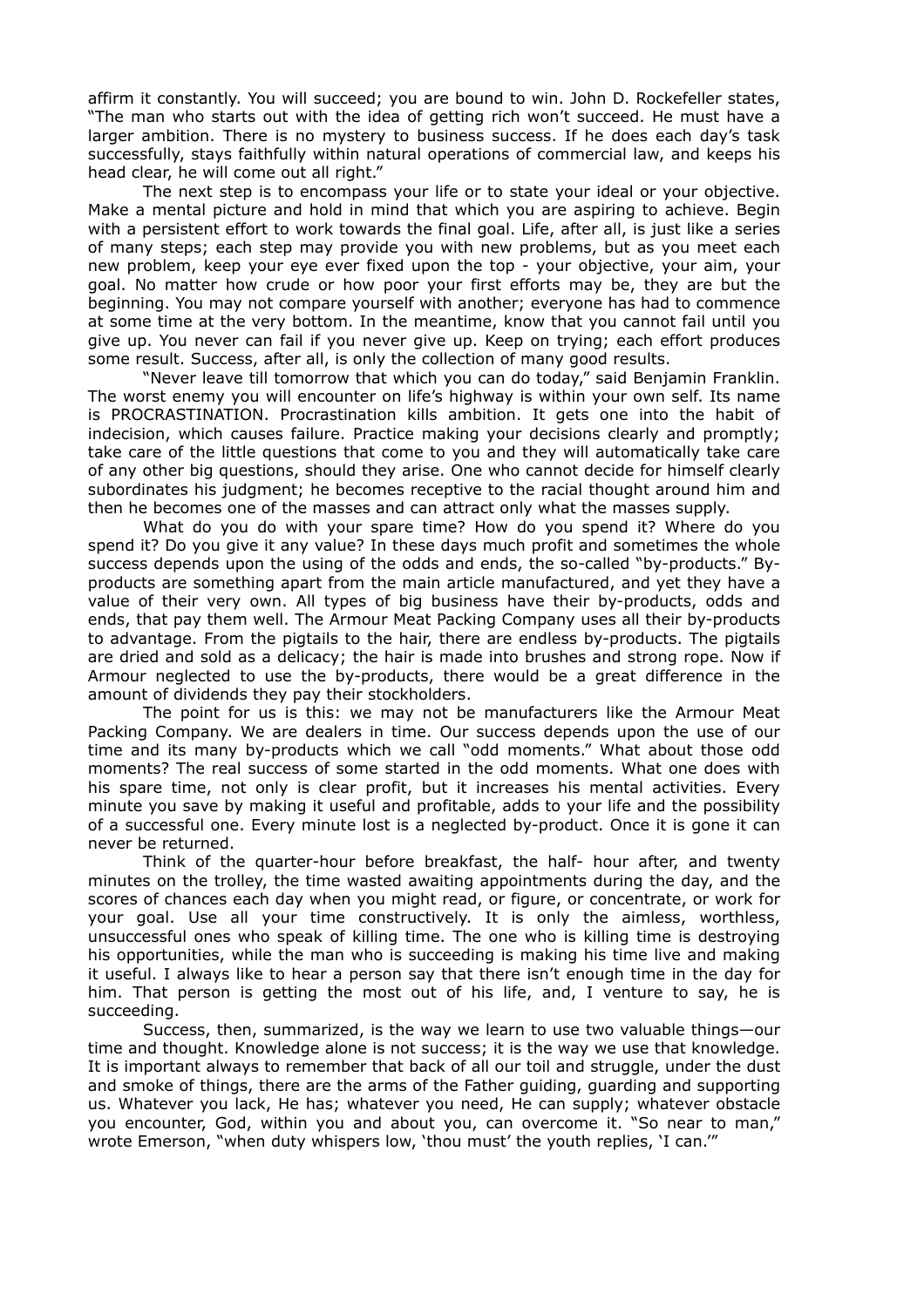affirm it constantly. You will succeed; you are bound to win. John D. Rockefeller states, "The man who starts out with the idea of getting rich won't succeed. He must have a larger ambition. There is no mystery to business success. If he does each day's task successfully, stays faithfully within natural operations of commercial law, and keeps his head clear, he will come out all right."

The next step is to encompass your life or to state your ideal or your objective. Make a mental picture and hold in mind that which you are aspiring to achieve. Begin with a persistent effort to work towards the final goal. Life, after all, is just like a series of many steps; each step may provide you with new problems, but as you meet each new problem, keep your eye ever fixed upon the top - your objective, your aim, your goal. No matter how crude or how poor your first efforts may be, they are but the beginning. You may not compare yourself with another; everyone has had to commence at some time at the very bottom. In the meantime, know that you cannot fail until you give up. You never can fail if you never give up. Keep on trying; each effort produces some result. Success, after all, is only the collection of many good results.

"Never leave till tomorrow that which you can do today," said Benjamin Franklin. The worst enemy you will encounter on life's highway is within your own self. Its name is PROCRASTINATION. Procrastination kills ambition. It gets one into the habit of indecision, which causes failure. Practice making your decisions clearly and promptly; take care of the little questions that come to you and they will automatically take care of any other big questions, should they arise. One who cannot decide for himself clearly subordinates his judgment; he becomes receptive to the racial thought around him and then he becomes one of the masses and can attract only what the masses supply.

What do you do with your spare time? How do you spend it? Where do you spend it? Do you give it any value? In these days much profit and sometimes the whole success depends upon the using of the odds and ends, the so-called "by-products." By-products are something apart from the main article manufactured, and yet they have a value of their very own. All types of big business have their by-products, odds and ends, that pay them well. The Armour Meat Packing Company uses all their by-products to advantage. From the pigtails to the hair, there are endless by-products. The pigtails are dried and sold as a delicacy; the hair is made into brushes and strong rope. Now if Armour neglected to use the by-products, there would be a great difference in the amount of dividends they pay their stockholders.

The point for us is this: we may not be manufacturers like the Armour Meat Packing Company. We are dealers in time. Our success depends upon the use of our time and its many by-products which we call "odd moments." What about those odd moments? The real success of some started in the odd moments. What one does with his spare time, not only is clear profit, but it increases his mental activities. Every minute you save by making it useful and profitable, adds to your life and the possibility of a successful one. Every minute lost is a neglected by-product. Once it is gone it can never be returned.

Think of the quarter-hour before breakfast, the half- hour after, and twenty minutes on the trolley, the time wasted awaiting appointments during the day, and the scores of chances each day when you might read, or figure, or concentrate, or work for your goal. Use all your time constructively. It is only the aimless, worthless, unsuccessful ones who speak of killing time. The one who is killing time is destroying his opportunities, while the man who is succeeding is making his time live and making it useful. I always like to hear a person say that there isn't enough time in the day for him. That person is getting the most out of his life, and, I venture to say, he is succeeding.

Success, then, summarized, is the way we learn to use two valuable things—our time and thought. Knowledge alone is not success; it is the way we use that knowledge. It is important always to remember that back of all our toil and struggle, under the dust and smoke of things, there are the arms of the Father guiding, guarding and supporting us. Whatever you lack, He has; whatever you need, He can supply; whatever obstacle you encounter, God, within you and about you, can overcome it. "So near to man," wrote Emerson, "when duty whispers low, 'thou must' the youth replies, 'I can.'"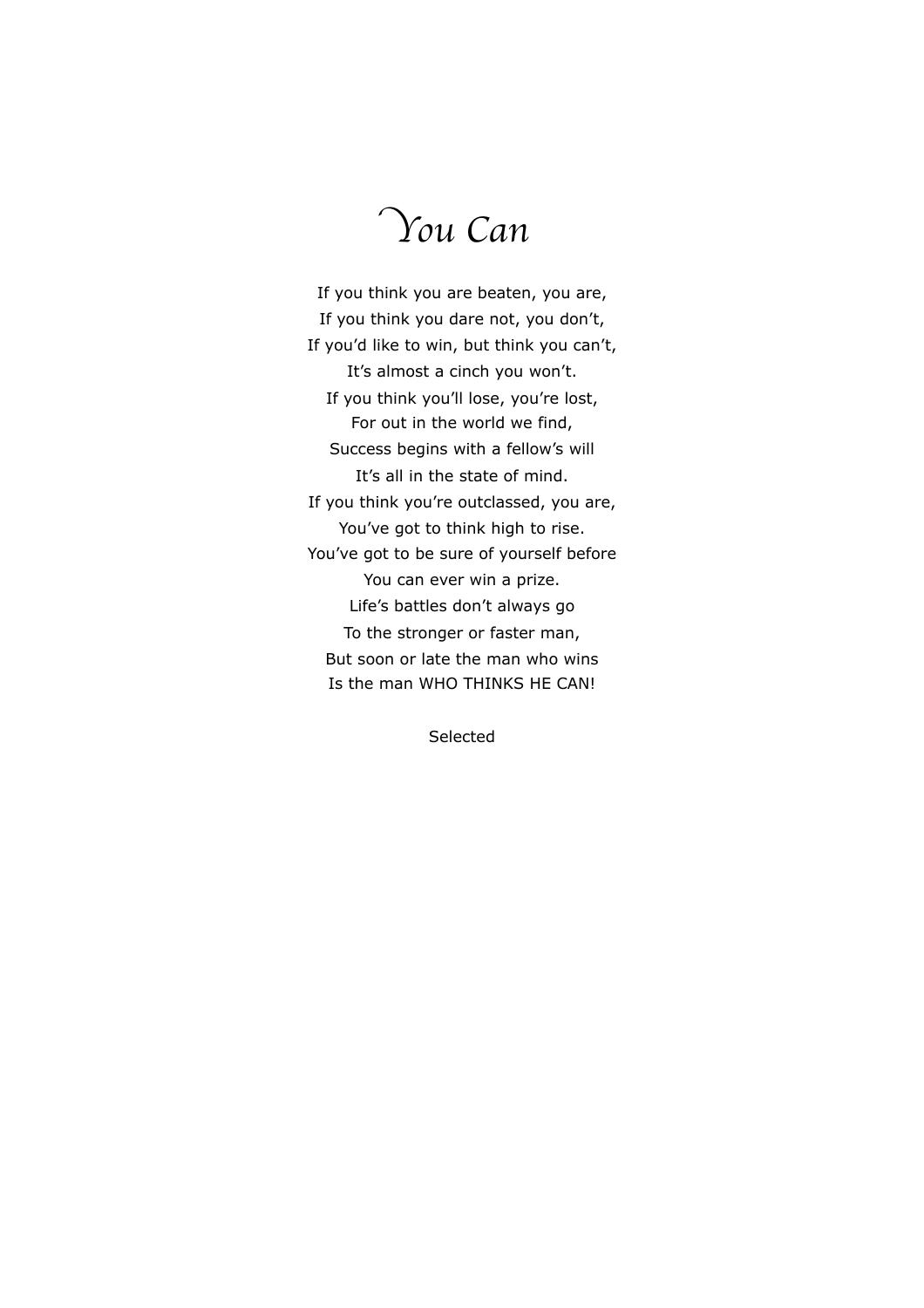# You Can

If you think you are beaten, you are,  
If you think you dare not, you don’t,  
If you’d like to win, but think you can’t,  
It’s almost a cinch you won’t.  
If you think you’ll lose, you’re lost,  
For out in the world we find,  
Success begins with a fellow’s will  
It’s all in the state of mind.  
If you think you’re outclassed, you are,  
You’ve got to think high to rise.  
You’ve got to be sure of yourself before  
You can ever win a prize.  
Life’s battles don’t always go  
To the stronger or faster man,  
But soon or late the man who wins  
Is the man WHO THINKS HE CAN!

Selected